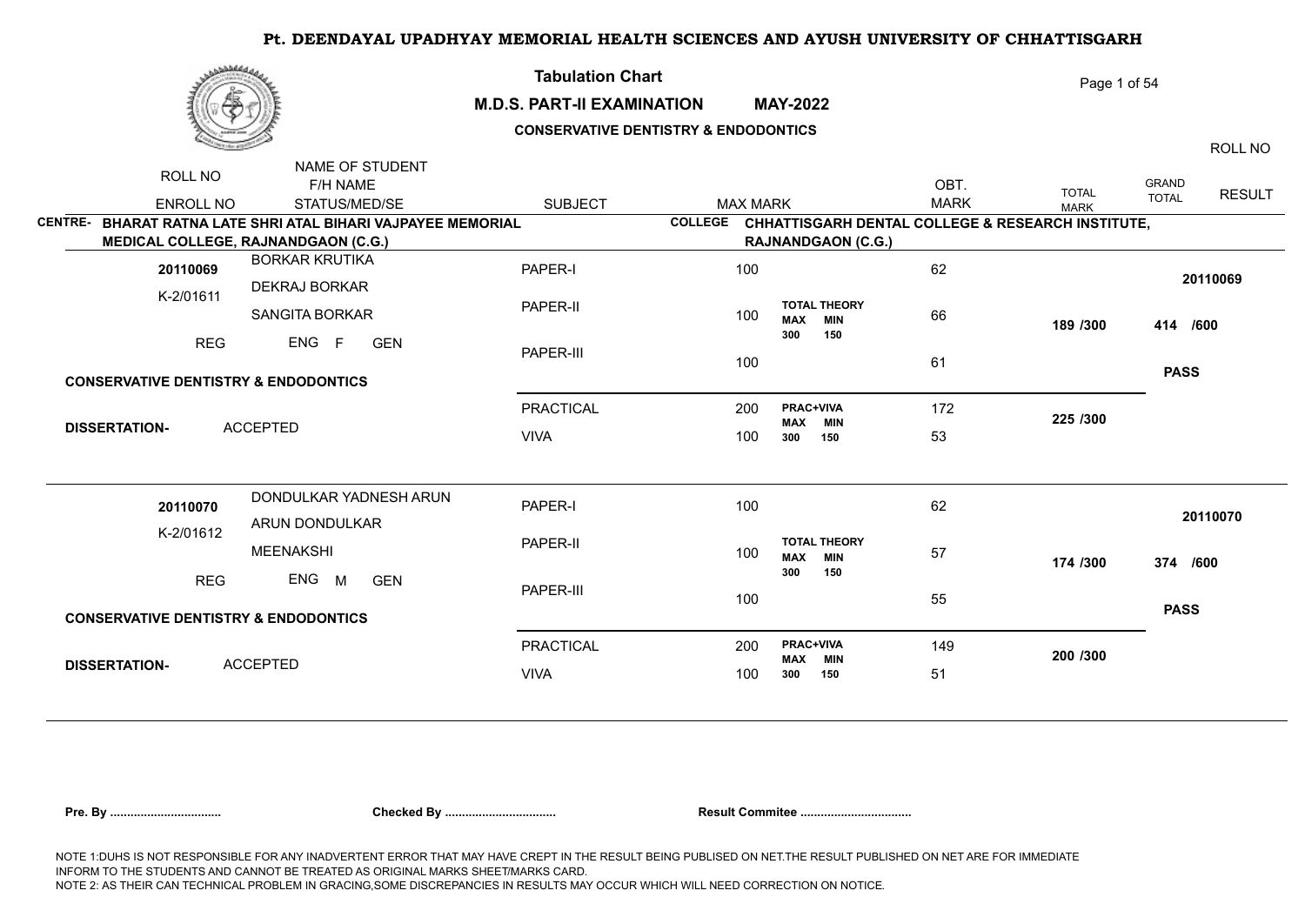# Pt. DEENDAYAL UPADHYAY MEMORIAL HEALTH SCIENCES AND AYUSH UNIVERSITY OF CHHATTISGARH

## Tabulation Chart

**M.D.S. PART-II EXAMINATION MAY-2022**

**CONSERVATIVE DENTISTRY & ENDODONTICS**

| ROLL NO / ENROLL NO | NAME OF STUDENT / F/H NAME / STATUS/MED/SE | SUBJECT | MAX MARK | | OBT. MARK | TOTAL MARK | GRAND TOTAL | ROLL NO / RESULT |
|---|---|---|---|---|---|---|---|---|

**CENTRE- BHARAT RATNA LATE SHRI ATAL BIHARI VAJPAYEE MEMORIAL MEDICAL COLLEGE, RAJNANDGAON (C.G.)**

**COLLEGE CHHATTISGARH DENTAL COLLEGE & RESEARCH INSTITUTE, RAJNANDGAON (C.G.)**

| ROLL NO / ENROLL NO | NAME OF STUDENT / F/H NAME / STATUS/MED/SE | SUBJECT | MAX MARK | | OBT. MARK | TOTAL MARK | GRAND TOTAL | ROLL NO / RESULT |
|---|---|---|---|---|---|---|---|---|
| 20110069 | BORKAR KRUTIKA | PAPER-I | 100 | | 62 | | | 20110069 |
| K-2/01611 | DEKRAJ BORKAR | PAPER-II | 100 | TOTAL THEORY MAX 300 MIN 150 | 66 | 189 /300 | 414 /600 | |
| REG | SANGITA BORKAR ENG F GEN | PAPER-III | 100 | | 61 | | | PASS |
| CONSERVATIVE DENTISTRY & ENDODONTICS | | PRACTICAL | 200 | PRAC+VIVA MAX 300 MIN 150 | 172 | 225 /300 | | |
| DISSERTATION- | ACCEPTED | VIVA | 100 | | 53 | | | |
| 20110070 | DONDULKAR YADNESH ARUN | PAPER-I | 100 | | 62 | | | 20110070 |
| K-2/01612 | ARUN DONDULKAR | PAPER-II | 100 | TOTAL THEORY MAX 300 MIN 150 | 57 | 174 /300 | 374 /600 | |
| REG | MEENAKSHI ENG M GEN | PAPER-III | 100 | | 55 | | | PASS |
| CONSERVATIVE DENTISTRY & ENDODONTICS | | PRACTICAL | 200 | PRAC+VIVA MAX 300 MIN 150 | 149 | 200 /300 | | |
| DISSERTATION- | ACCEPTED | VIVA | 100 | | 51 | | | |

**Pre. By ................................** **Checked By ................................** **Result Commitee ................................**

NOTE 1:DUHS IS NOT RESPONSIBLE FOR ANY INADVERTENT ERROR THAT MAY HAVE CREPT IN THE RESULT BEING PUBLISED ON NET.THE RESULT PUBLISHED ON NET ARE FOR IMMEDIATE INFORM TO THE STUDENTS AND CANNOT BE TREATED AS ORIGINAL MARKS SHEET/MARKS CARD.
NOTE 2: AS THEIR CAN TECHNICAL PROBLEM IN GRACING,SOME DISCREPANCIES IN RESULTS MAY OCCUR WHICH WILL NEED CORRECTION ON NOTICE.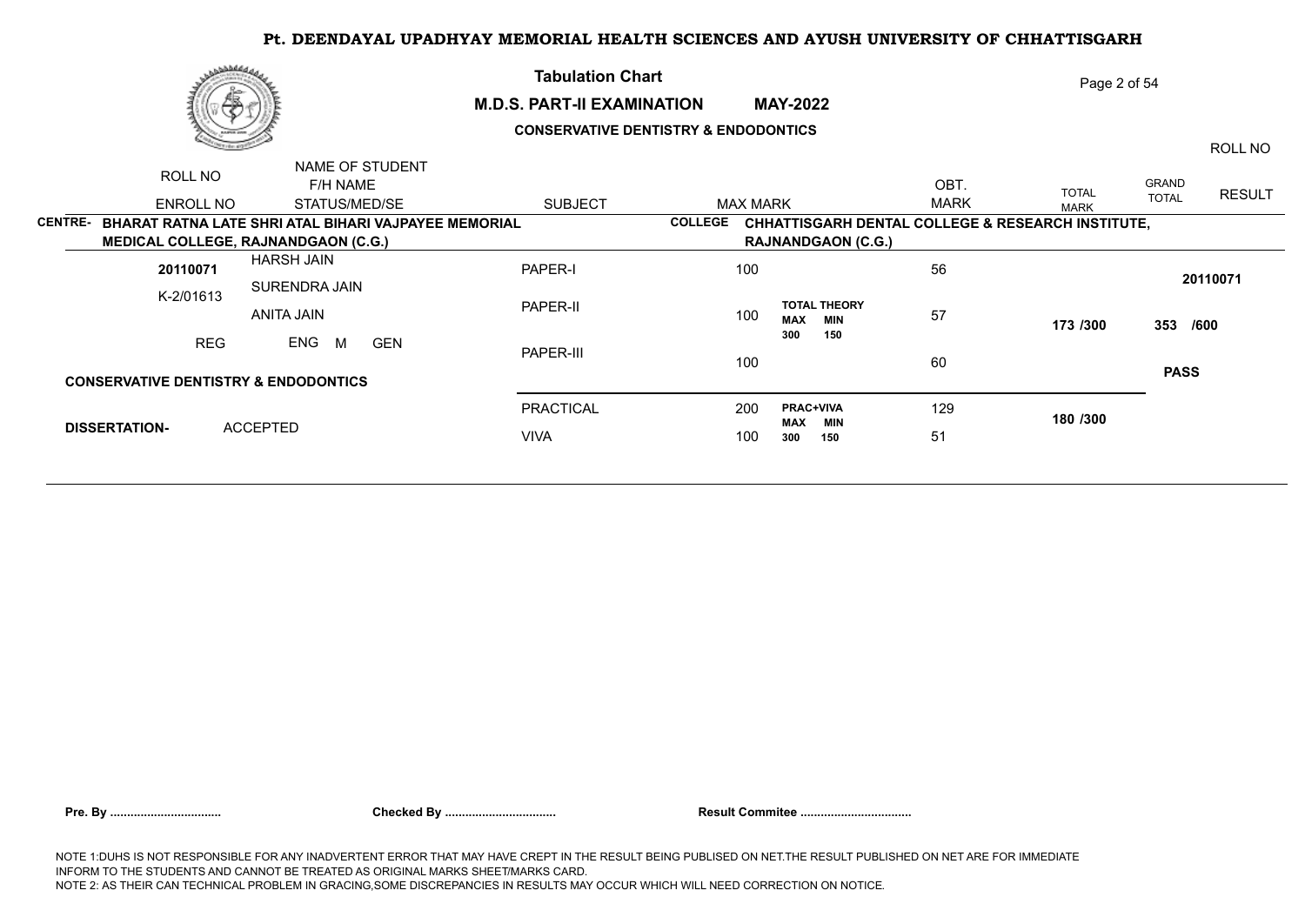# Pt. DEENDAYAL UPADHYAY MEMORIAL HEALTH SCIENCES AND AYUSH UNIVERSITY OF CHHATTISGARH

## Tabulation Chart

**M.D.S. PART-II EXAMINATION MAY-2022**

**CONSERVATIVE DENTISTRY & ENDODONTICS**

| ROLL NO / ENROLL NO | NAME OF STUDENT / F/H NAME / STATUS/MED/SE | SUBJECT | MAX MARK | | OBT. MARK | TOTAL MARK | GRAND TOTAL | ROLL NO / RESULT |
|---|---|---|---|---|---|---|---|---|

**CENTRE- BHARAT RATNA LATE SHRI ATAL BIHARI VAJPAYEE MEMORIAL MEDICAL COLLEGE, RAJNANDGAON (C.G.)**

**COLLEGE CHHATTISGARH DENTAL COLLEGE & RESEARCH INSTITUTE, RAJNANDGAON (C.G.)**

| ROLL NO / ENROLL NO | NAME OF STUDENT / F/H NAME / STATUS/MED/SE | SUBJECT | MAX MARK | | OBT. MARK | TOTAL MARK | GRAND TOTAL | ROLL NO / RESULT |
|---|---|---|---|---|---|---|---|---|
| **20110071** | HARSH JAIN | PAPER-I | 100 | | 56 | | | **20110071** |
| K-2/01613 | SURENDRA JAIN | PAPER-II | 100 | **TOTAL THEORY** **MAX MIN** **300 150** | 57 | **173 /300** | **353 /600** | |
| REG | ANITA JAIN | PAPER-III | 100 | | 60 | | | **PASS** |
| | ENG M GEN | | | | | | | |
| **CONSERVATIVE DENTISTRY & ENDODONTICS** | | PRACTICAL | 200 | **PRAC+VIVA** **MAX MIN** **300 150** | 129 | **180 /300** | | |
| **DISSERTATION-** | ACCEPTED | VIVA | 100 | | 51 | | | |

**Pre. By ................................** **Checked By ................................** **Result Commitee ................................**

NOTE 1:DUHS IS NOT RESPONSIBLE FOR ANY INADVERTENT ERROR THAT MAY HAVE CREPT IN THE RESULT BEING PUBLISED ON NET.THE RESULT PUBLISHED ON NET ARE FOR IMMEDIATE INFORM TO THE STUDENTS AND CANNOT BE TREATED AS ORIGINAL MARKS SHEET/MARKS CARD.
NOTE 2: AS THEIR CAN TECHNICAL PROBLEM IN GRACING,SOME DISCREPANCIES IN RESULTS MAY OCCUR WHICH WILL NEED CORRECTION ON NOTICE.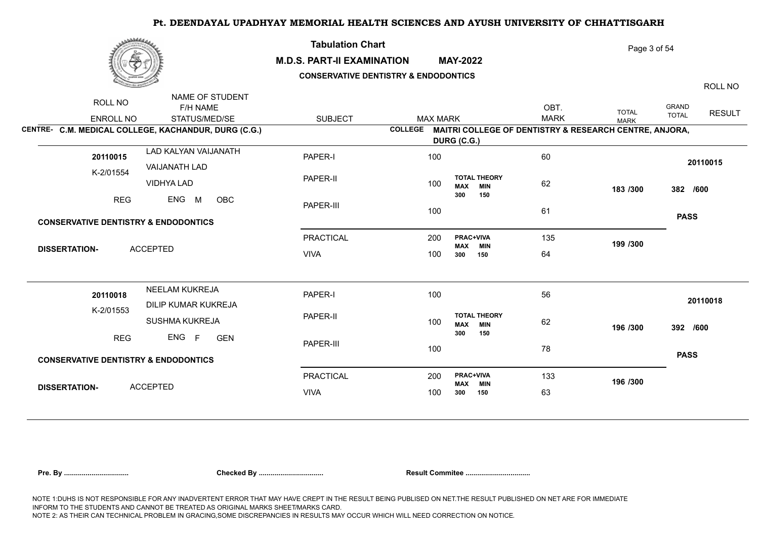# Pt. DEENDAYAL UPADHYAY MEMORIAL HEALTH SCIENCES AND AYUSH UNIVERSITY OF CHHATTISGARH

## Tabulation Chart

**M.D.S. PART-II EXAMINATION MAY-2022**

**CONSERVATIVE DENTISTRY & ENDODONTICS**

| ROLL NO / ENROLL NO | NAME OF STUDENT / F/H NAME / STATUS/MED/SE | SUBJECT | MAX MARK | | OBT. MARK | TOTAL MARK | GRAND TOTAL | RESULT / ROLL NO |
|---|---|---|---|---|---|---|---|---|

**CENTRE- C.M. MEDICAL COLLEGE, KACHANDUR, DURG (C.G.)**

**COLLEGE MAITRI COLLEGE OF DENTISTRY & RESEARCH CENTRE, ANJORA, DURG (C.G.)**

| ROLL NO / ENROLL NO | NAME OF STUDENT / F/H NAME / STATUS/MED/SE | SUBJECT | MAX MARK | | OBT. MARK | TOTAL MARK | GRAND TOTAL | RESULT / ROLL NO |
|---|---|---|---|---|---|---|---|---|
| 20110015 | LAD KALYAN VAIJANATH | PAPER-I | 100 | | 60 | | | 20110015 |
| K-2/01554 | VAIJANATH LAD | PAPER-II | 100 | TOTAL THEORY MAX 300 MIN 150 | 62 | 183 /300 | 382 /600 | |
| | VIDHYA LAD | PAPER-III | 100 | | 61 | | | PASS |
| REG | ENG M OBC | PRACTICAL | 200 | PRAC+VIVA MAX 300 MIN 150 | 135 | 199 /300 | | |
| | | VIVA | 100 | | 64 | | | |

**CONSERVATIVE DENTISTRY & ENDODONTICS**

**DISSERTATION-** ACCEPTED

| ROLL NO / ENROLL NO | NAME OF STUDENT / F/H NAME / STATUS/MED/SE | SUBJECT | MAX MARK | | OBT. MARK | TOTAL MARK | GRAND TOTAL | RESULT / ROLL NO |
|---|---|---|---|---|---|---|---|---|
| 20110018 | NEELAM KUKREJA | PAPER-I | 100 | | 56 | | | 20110018 |
| K-2/01553 | DILIP KUMAR KUKREJA | PAPER-II | 100 | TOTAL THEORY MAX 300 MIN 150 | 62 | 196 /300 | 392 /600 | |
| | SUSHMA KUKREJA | PAPER-III | 100 | | 78 | | | PASS |
| REG | ENG F GEN | PRACTICAL | 200 | PRAC+VIVA MAX 300 MIN 150 | 133 | 196 /300 | | |
| | | VIVA | 100 | | 63 | | | |

**CONSERVATIVE DENTISTRY & ENDODONTICS**

**DISSERTATION-** ACCEPTED

**Pre. By ................................** **Checked By ................................** **Result Commitee ................................**

NOTE 1:DUHS IS NOT RESPONSIBLE FOR ANY INADVERTENT ERROR THAT MAY HAVE CREPT IN THE RESULT BEING PUBLISED ON NET.THE RESULT PUBLISHED ON NET ARE FOR IMMEDIATE INFORM TO THE STUDENTS AND CANNOT BE TREATED AS ORIGINAL MARKS SHEET/MARKS CARD.
NOTE 2: AS THEIR CAN TECHNICAL PROBLEM IN GRACING,SOME DISCREPANCIES IN RESULTS MAY OCCUR WHICH WILL NEED CORRECTION ON NOTICE.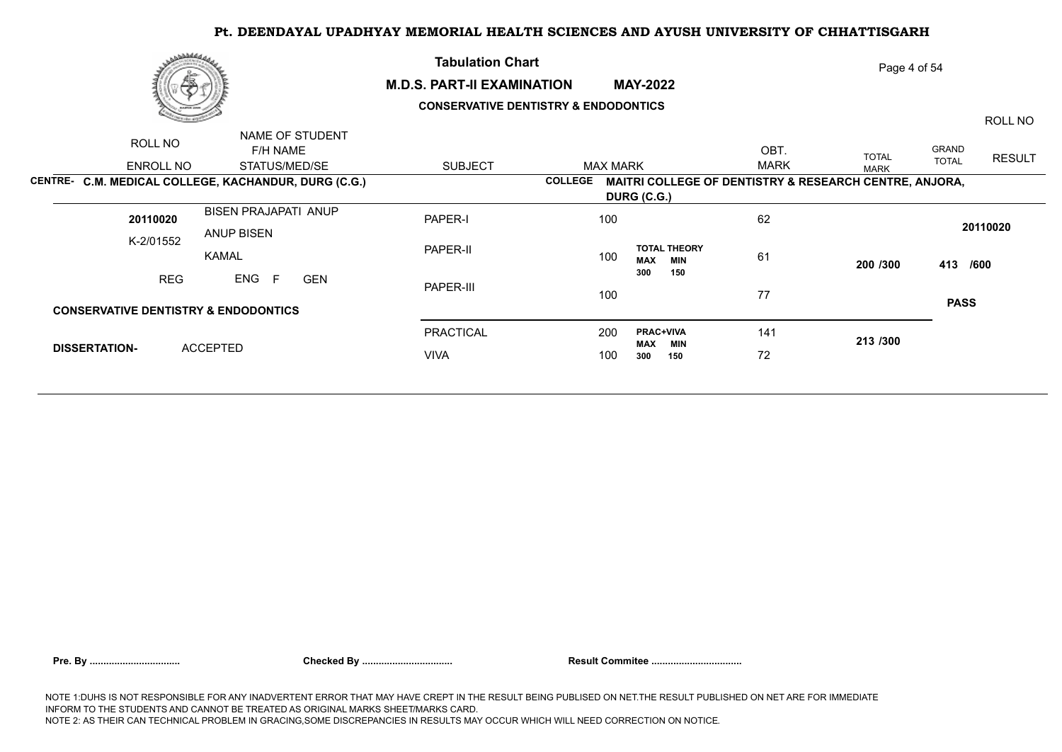# Pt. DEENDAYAL UPADHYAY MEMORIAL HEALTH SCIENCES AND AYUSH UNIVERSITY OF CHHATTISGARH

## Tabulation Chart

**M.D.S. PART-II EXAMINATION MAY-2022**

**CONSERVATIVE DENTISTRY & ENDODONTICS**

**CENTRE- C.M. MEDICAL COLLEGE, KACHANDUR, DURG (C.G.)**

**COLLEGE MAITRI COLLEGE OF DENTISTRY & RESEARCH CENTRE, ANJORA, DURG (C.G.)**

| ROLL NO / ENROLL NO | NAME OF STUDENT / F/H NAME / STATUS/MED/SE | SUBJECT | MAX MARK | | OBT. MARK | TOTAL MARK | GRAND TOTAL | RESULT | ROLL NO |
|---|---|---|---|---|---|---|---|---|---|
| 20110020 | BISEN PRAJAPATI ANUP | PAPER-I | 100 | TOTAL THEORY MAX 300 MIN 150 | 62 | 200 /300 | 413 /600 | PASS | 20110020 |
| K-2/01552 | ANUP BISEN | PAPER-II | 100 | | 61 | | | | |
| REG | KAMAL ENG F GEN | PAPER-III | 100 | | 77 | | | | |
| CONSERVATIVE DENTISTRY & ENDODONTICS | | PRACTICAL | 200 | PRAC+VIVA MAX 300 MIN 150 | 141 | 213 /300 | | | |
| DISSERTATION- | ACCEPTED | VIVA | 100 | | 72 | | | | |

**Pre. By ................................** **Checked By ................................** **Result Commitee ................................**

NOTE 1:DUHS IS NOT RESPONSIBLE FOR ANY INADVERTENT ERROR THAT MAY HAVE CREPT IN THE RESULT BEING PUBLISED ON NET.THE RESULT PUBLISHED ON NET ARE FOR IMMEDIATE INFORM TO THE STUDENTS AND CANNOT BE TREATED AS ORIGINAL MARKS SHEET/MARKS CARD.

NOTE 2: AS THEIR CAN TECHNICAL PROBLEM IN GRACING,SOME DISCREPANCIES IN RESULTS MAY OCCUR WHICH WILL NEED CORRECTION ON NOTICE.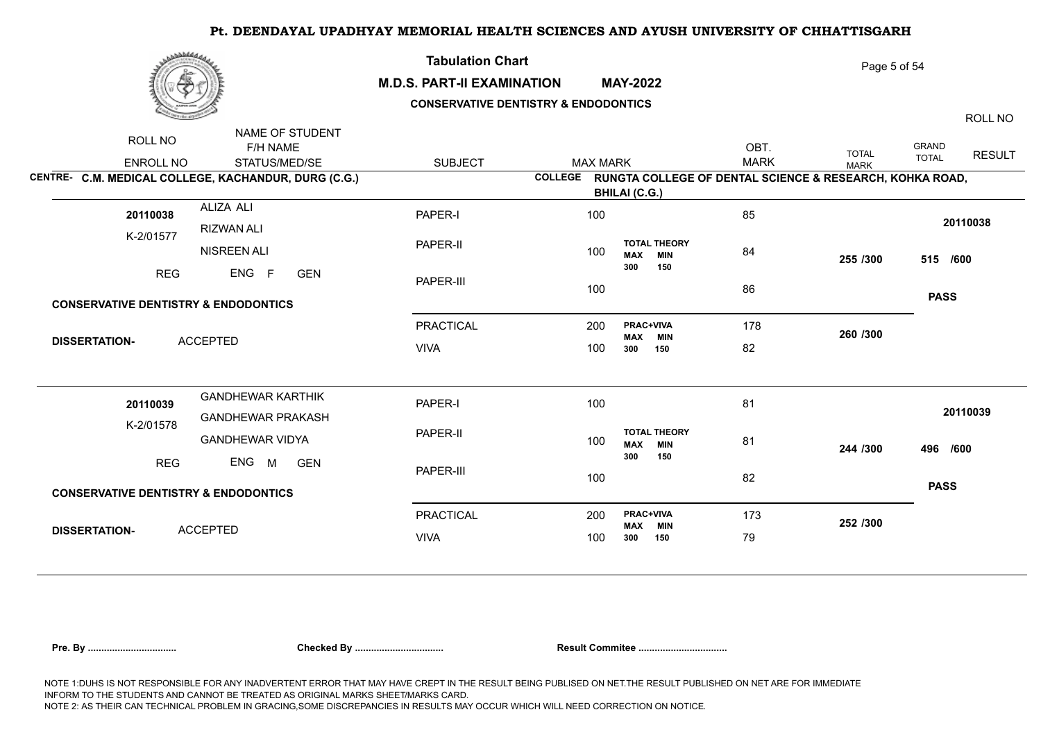# Pt. DEENDAYAL UPADHYAY MEMORIAL HEALTH SCIENCES AND AYUSH UNIVERSITY OF CHHATTISGARH

**Tabulation Chart**

**M.D.S. PART-II EXAMINATION MAY-2022**

**CONSERVATIVE DENTISTRY & ENDODONTICS**

**CENTRE- C.M. MEDICAL COLLEGE, KACHANDUR, DURG (C.G.)**

**COLLEGE RUNGTA COLLEGE OF DENTAL SCIENCE & RESEARCH, KOHKA ROAD, BHILAI (C.G.)**

| ROLL NO / ENROLL NO | NAME OF STUDENT / F/H NAME / STATUS/MED/SE | SUBJECT | MAX MARK | | OBT. MARK | TOTAL MARK | GRAND TOTAL | RESULT / ROLL NO |
|---|---|---|---|---|---|---|---|---|
| **20110038** | ALIZA ALI | PAPER-I | 100 | | 85 | | | **20110038** |
| K-2/01577 | RIZWAN ALI | PAPER-II | 100 | TOTAL THEORY MAX 300 MIN 150 | 84 | **255 /300** | **515 /600** | |
| REG | NISREEN ALI | PAPER-III | 100 | | 86 | | | **PASS** |
| | ENG F GEN | | | | | | | |
| CONSERVATIVE DENTISTRY & ENDODONTICS | | PRACTICAL | 200 | PRAC+VIVA MAX 300 MIN 150 | 178 | **260 /300** | | |
| DISSERTATION- ACCEPTED | | VIVA | 100 | | 82 | | | |
| **20110039** | GANDHEWAR KARTHIK | PAPER-I | 100 | | 81 | | | **20110039** |
| K-2/01578 | GANDHEWAR PRAKASH | PAPER-II | 100 | TOTAL THEORY MAX 300 MIN 150 | 81 | **244 /300** | **496 /600** | |
| REG | GANDHEWAR VIDYA | PAPER-III | 100 | | 82 | | | **PASS** |
| | ENG M GEN | | | | | | | |
| CONSERVATIVE DENTISTRY & ENDODONTICS | | PRACTICAL | 200 | PRAC+VIVA MAX 300 MIN 150 | 173 | **252 /300** | | |
| DISSERTATION- ACCEPTED | | VIVA | 100 | | 79 | | | |

**Pre. By ................................** **Checked By ................................** **Result Commitee ................................**

NOTE 1:DUHS IS NOT RESPONSIBLE FOR ANY INADVERTENT ERROR THAT MAY HAVE CREPT IN THE RESULT BEING PUBLISED ON NET.THE RESULT PUBLISHED ON NET ARE FOR IMMEDIATE INFORM TO THE STUDENTS AND CANNOT BE TREATED AS ORIGINAL MARKS SHEET/MARKS CARD.
NOTE 2: AS THEIR CAN TECHNICAL PROBLEM IN GRACING,SOME DISCREPANCIES IN RESULTS MAY OCCUR WHICH WILL NEED CORRECTION ON NOTICE.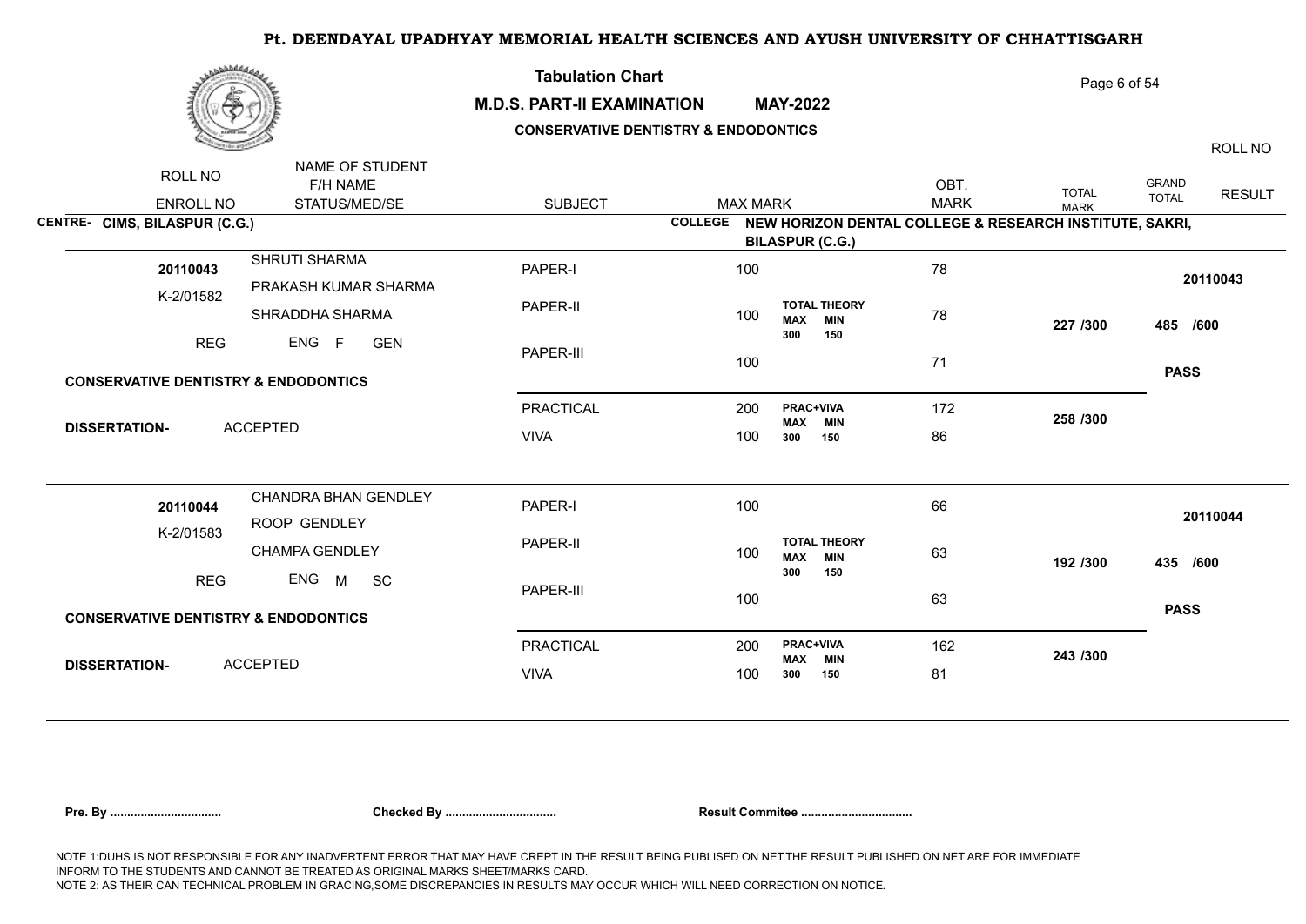# Pt. DEENDAYAL UPADHYAY MEMORIAL HEALTH SCIENCES AND AYUSH UNIVERSITY OF CHHATTISGARH

## Tabulation Chart

**M.D.S. PART-II EXAMINATION MAY-2022**

**CONSERVATIVE DENTISTRY & ENDODONTICS**

**CENTRE- CIMS, BILASPUR (C.G.)**

**COLLEGE NEW HORIZON DENTAL COLLEGE & RESEARCH INSTITUTE, SAKRI, BILASPUR (C.G.)**

| ROLL NO / ENROLL NO | NAME OF STUDENT / F/H NAME / STATUS/MED/SE | SUBJECT | MAX MARK | | OBT. MARK | TOTAL MARK | GRAND TOTAL | RESULT / ROLL NO |
|---|---|---|---|---|---|---|---|---|
| 20110043 | SHRUTI SHARMA | PAPER-I | 100 | | 78 | | | 20110043 |
| K-2/01582 | PRAKASH KUMAR SHARMA | | | | | | | |
| | SHRADDHA SHARMA | PAPER-II | 100 | TOTAL THEORY MAX 300 MIN 150 | 78 | 227 /300 | 485 /600 | |
| REG | ENG F GEN | PAPER-III | 100 | | 71 | | | PASS |
| CONSERVATIVE DENTISTRY & ENDODONTICS | | | | | | | | |
| DISSERTATION- ACCEPTED | | PRACTICAL | 200 | PRAC+VIVA MAX 300 MIN 150 | 172 | 258 /300 | | |
| | | VIVA | 100 | | 86 | | | |
| 20110044 | CHANDRA BHAN GENDLEY | PAPER-I | 100 | | 66 | | | 20110044 |
| K-2/01583 | ROOP GENDLEY | | | | | | | |
| | CHAMPA GENDLEY | PAPER-II | 100 | TOTAL THEORY MAX 300 MIN 150 | 63 | 192 /300 | 435 /600 | |
| REG | ENG M SC | PAPER-III | 100 | | 63 | | | PASS |
| CONSERVATIVE DENTISTRY & ENDODONTICS | | | | | | | | |
| DISSERTATION- ACCEPTED | | PRACTICAL | 200 | PRAC+VIVA MAX 300 MIN 150 | 162 | 243 /300 | | |
| | | VIVA | 100 | | 81 | | | |

**Pre. By ................................ Checked By ................................ Result Commitee ................................**

NOTE 1:DUHS IS NOT RESPONSIBLE FOR ANY INADVERTENT ERROR THAT MAY HAVE CREPT IN THE RESULT BEING PUBLISED ON NET.THE RESULT PUBLISHED ON NET ARE FOR IMMEDIATE INFORM TO THE STUDENTS AND CANNOT BE TREATED AS ORIGINAL MARKS SHEET/MARKS CARD.
NOTE 2: AS THEIR CAN TECHNICAL PROBLEM IN GRACING,SOME DISCREPANCIES IN RESULTS MAY OCCUR WHICH WILL NEED CORRECTION ON NOTICE.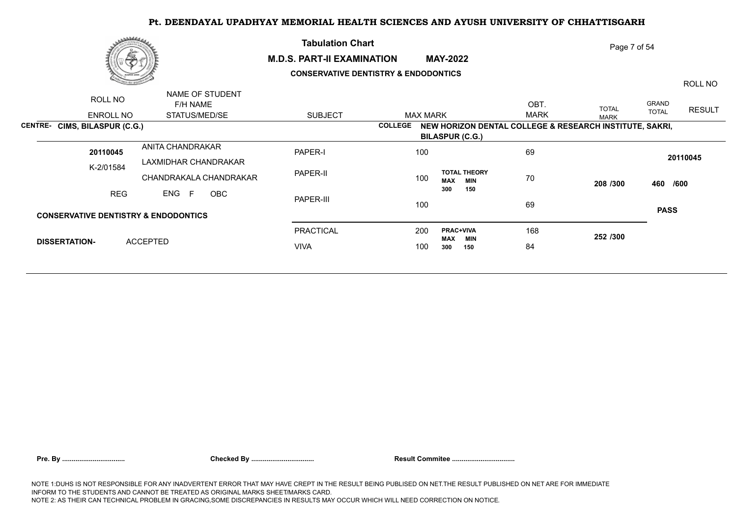# Pt. DEENDAYAL UPADHYAY MEMORIAL HEALTH SCIENCES AND AYUSH UNIVERSITY OF CHHATTISGARH

## Tabulation Chart

**M.D.S. PART-II EXAMINATION MAY-2022**

**CONSERVATIVE DENTISTRY & ENDODONTICS**

| ROLL NO / ENROLL NO | NAME OF STUDENT / F/H NAME / STATUS/MED/SE | SUBJECT | MAX MARK | | OBT. MARK | TOTAL MARK | GRAND TOTAL | RESULT / ROLL NO |
|---|---|---|---|---|---|---|---|---|
| **CENTRE- CIMS, BILASPUR (C.G.)** | | | **COLLEGE NEW HORIZON DENTAL COLLEGE & RESEARCH INSTITUTE, SAKRI, BILASPUR (C.G.)** | | | | | |
| **20110045** | ANITA CHANDRAKAR | PAPER-I | 100 | | 69 | | | **20110045** |
| K-2/01584 | LAXMIDHAR CHANDRAKAR / CHANDRAKALA CHANDRAKAR | PAPER-II | 100 | **TOTAL THEORY MAX 300 MIN 150** | 70 | **208 /300** | **460 /600** | |
| REG | ENG F OBC | PAPER-III | 100 | | 69 | | | **PASS** |
| **CONSERVATIVE DENTISTRY & ENDODONTICS** | | | | | | | | |
| **DISSERTATION-** | ACCEPTED | PRACTICAL | 200 | **PRAC+VIVA MAX 300 MIN 150** | 168 | **252 /300** | | |
| | | VIVA | 100 | | 84 | | | |

**Pre. By ................................** **Checked By ................................** **Result Commitee ................................**

NOTE 1:DUHS IS NOT RESPONSIBLE FOR ANY INADVERTENT ERROR THAT MAY HAVE CREPT IN THE RESULT BEING PUBLISED ON NET.THE RESULT PUBLISHED ON NET ARE FOR IMMEDIATE INFORM TO THE STUDENTS AND CANNOT BE TREATED AS ORIGINAL MARKS SHEET/MARKS CARD.
NOTE 2: AS THEIR CAN TECHNICAL PROBLEM IN GRACING,SOME DISCREPANCIES IN RESULTS MAY OCCUR WHICH WILL NEED CORRECTION ON NOTICE.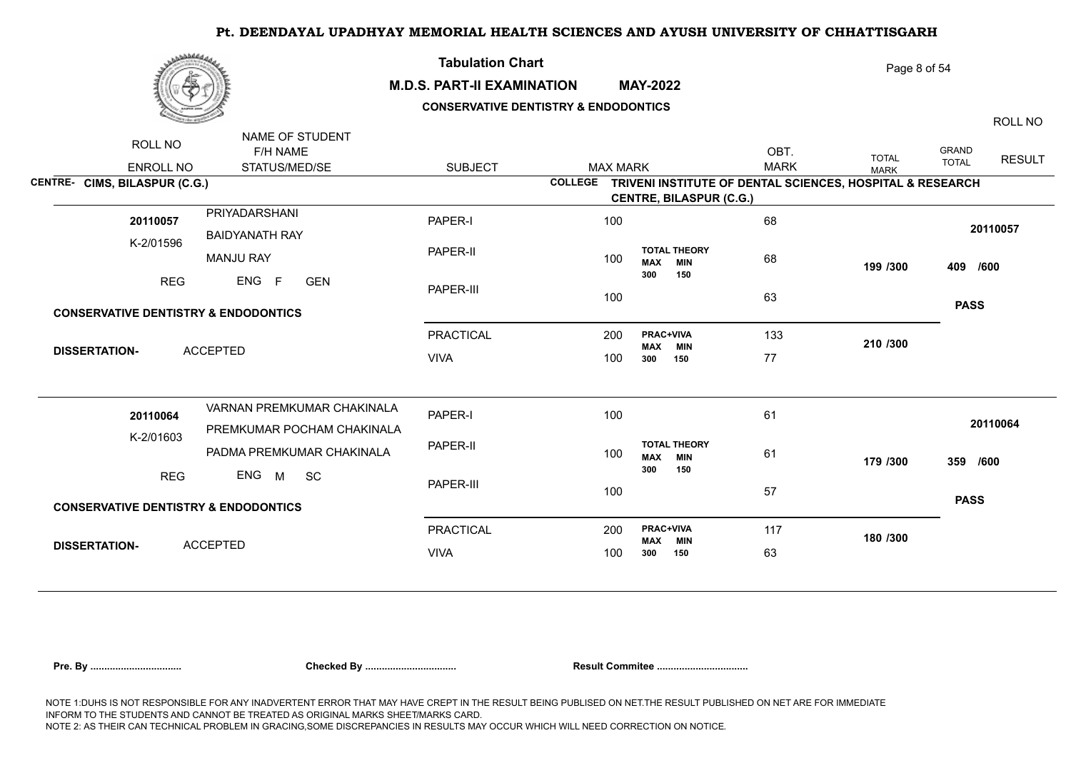# Pt. DEENDAYAL UPADHYAY MEMORIAL HEALTH SCIENCES AND AYUSH UNIVERSITY OF CHHATTISGARH

## Tabulation Chart

**M.D.S. PART-II EXAMINATION MAY-2022**

**CONSERVATIVE DENTISTRY & ENDODONTICS**

**CENTRE- CIMS, BILASPUR (C.G.)**

**COLLEGE TRIVENI INSTITUTE OF DENTAL SCIENCES, HOSPITAL & RESEARCH CENTRE, BILASPUR (C.G.)**

| ROLL NO / ENROLL NO | NAME OF STUDENT / F/H NAME / STATUS/MED/SE | SUBJECT | MAX MARK | | OBT. MARK | TOTAL MARK | GRAND TOTAL | RESULT | ROLL NO |
|---|---|---|---|---|---|---|---|---|---|
| 20110057 | PRIYADARSHANI | PAPER-I | 100 | | 68 | | | | 20110057 |
| K-2/01596 | BAIDYANATH RAY | PAPER-II | 100 | TOTAL THEORY MAX 300 MIN 150 | 68 | 199 /300 | 409 /600 | PASS | |
| REG | MANJU RAY | PAPER-III | 100 | | 63 | | | | |
| | ENG F GEN | PRACTICAL | 200 | PRAC+VIVA MAX 300 MIN 150 | 133 | 210 /300 | | | |
| CONSERVATIVE DENTISTRY & ENDODONTICS | DISSERTATION- ACCEPTED | VIVA | 100 | | 77 | | | | |
| 20110064 | VARNAN PREMKUMAR CHAKINALA | PAPER-I | 100 | | 61 | | | | 20110064 |
| K-2/01603 | PREMKUMAR POCHAM CHAKINALA | PAPER-II | 100 | TOTAL THEORY MAX 300 MIN 150 | 61 | 179 /300 | 359 /600 | PASS | |
| REG | PADMA PREMKUMAR CHAKINALA | PAPER-III | 100 | | 57 | | | | |
| | ENG M SC | PRACTICAL | 200 | PRAC+VIVA MAX 300 MIN 150 | 117 | 180 /300 | | | |
| CONSERVATIVE DENTISTRY & ENDODONTICS | DISSERTATION- ACCEPTED | VIVA | 100 | | 63 | | | | |

**Pre. By ................................ Checked By ................................ Result Commitee ................................**

NOTE 1:DUHS IS NOT RESPONSIBLE FOR ANY INADVERTENT ERROR THAT MAY HAVE CREPT IN THE RESULT BEING PUBLISED ON NET.THE RESULT PUBLISHED ON NET ARE FOR IMMEDIATE INFORM TO THE STUDENTS AND CANNOT BE TREATED AS ORIGINAL MARKS SHEET/MARKS CARD.
NOTE 2: AS THEIR CAN TECHNICAL PROBLEM IN GRACING,SOME DISCREPANCIES IN RESULTS MAY OCCUR WHICH WILL NEED CORRECTION ON NOTICE.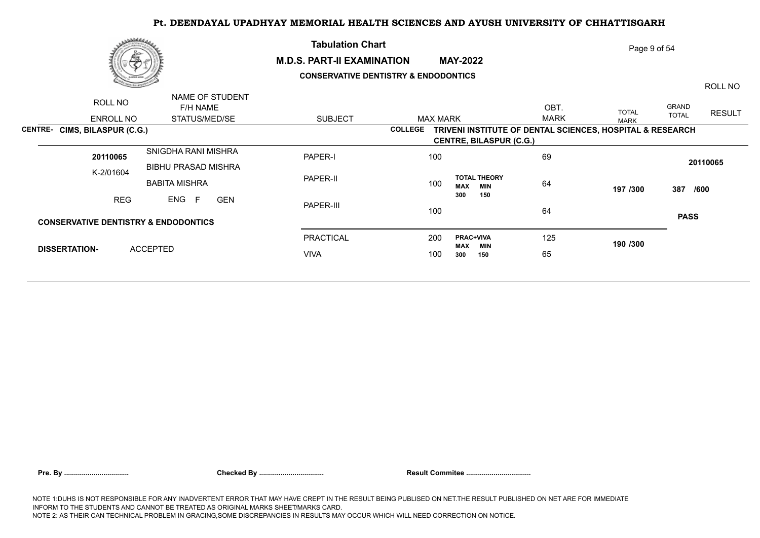# Pt. DEENDAYAL UPADHYAY MEMORIAL HEALTH SCIENCES AND AYUSH UNIVERSITY OF CHHATTISGARH

**Tabulation Chart**

**M.D.S. PART-II EXAMINATION MAY-2022**

**CONSERVATIVE DENTISTRY & ENDODONTICS**

| ROLL NO / ENROLL NO | NAME OF STUDENT / F/H NAME / STATUS/MED/SE | SUBJECT | MAX MARK | | OBT. MARK | TOTAL MARK | GRAND TOTAL | RESULT / ROLL NO |
|---|---|---|---|---|---|---|---|---|
| **CENTRE- CIMS, BILASPUR (C.G.)** | | | **COLLEGE** | **TRIVENI INSTITUTE OF DENTAL SCIENCES, HOSPITAL & RESEARCH CENTRE, BILASPUR (C.G.)** | | | | |
| **20110065** | SNIGDHA RANI MISHRA | PAPER-I | 100 | | 69 | | | **20110065** |
| K-2/01604 | BIBHU PRASAD MISHRA | PAPER-II | 100 | **TOTAL THEORY MAX 300 MIN 150** | 64 | **197 /300** | **387 /600** | |
| REG | BABITA MISHRA | PAPER-III | 100 | | 64 | | | **PASS** |
| | ENG F GEN | | | | | | | |
| **CONSERVATIVE DENTISTRY & ENDODONTICS** | | | | | | | | |
| | | PRACTICAL | 200 | **PRAC+VIVA MAX 300 MIN 150** | 125 | **190 /300** | | |
| **DISSERTATION-** | ACCEPTED | VIVA | 100 | | 65 | | | |

**Pre. By ................................** **Checked By ................................** **Result Commitee ................................**

NOTE 1:DUHS IS NOT RESPONSIBLE FOR ANY INADVERTENT ERROR THAT MAY HAVE CREPT IN THE RESULT BEING PUBLISED ON NET.THE RESULT PUBLISHED ON NET ARE FOR IMMEDIATE INFORM TO THE STUDENTS AND CANNOT BE TREATED AS ORIGINAL MARKS SHEET/MARKS CARD.
NOTE 2: AS THEIR CAN TECHNICAL PROBLEM IN GRACING,SOME DISCREPANCIES IN RESULTS MAY OCCUR WHICH WILL NEED CORRECTION ON NOTICE.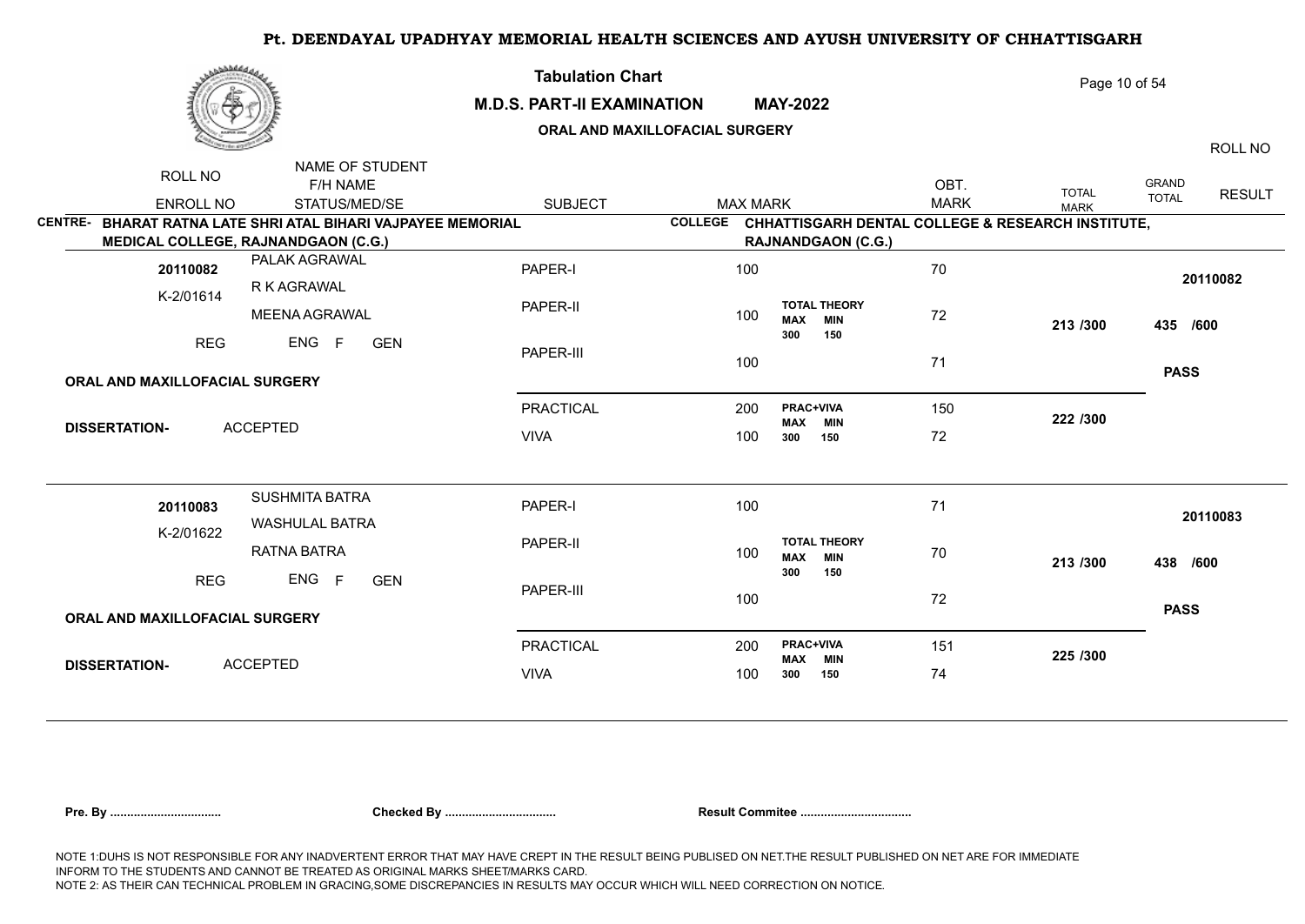# Pt. DEENDAYAL UPADHYAY MEMORIAL HEALTH SCIENCES AND AYUSH UNIVERSITY OF CHHATTISGARH

## Tabulation Chart

**M.D.S. PART-II EXAMINATION MAY-2022**

**ORAL AND MAXILLOFACIAL SURGERY**

**CENTRE-** BHARAT RATNA LATE SHRI ATAL BIHARI VAJPAYEE MEMORIAL MEDICAL COLLEGE, RAJNANDGAON (C.G.)

**COLLEGE** CHHATTISGARH DENTAL COLLEGE & RESEARCH INSTITUTE, RAJNANDGAON (C.G.)

| ROLL NO / ENROLL NO | NAME OF STUDENT / F/H NAME / STATUS/MED/SE | SUBJECT | MAX MARK | | OBT. MARK | TOTAL MARK | GRAND TOTAL | RESULT | ROLL NO |
|---|---|---|---|---|---|---|---|---|---|
| 20110082 | PALAK AGRAWAL | PAPER-I | 100 | | 70 | | | | 20110082 |
| K-2/01614 | R K AGRAWAL | PAPER-II | 100 | TOTAL THEORY MAX 300 MIN 150 | 72 | 213 /300 | 435 /600 | | |
| REG | MEENA AGRAWAL | PAPER-III | 100 | | 71 | | | PASS | |
| | ENG F GEN | PRACTICAL | 200 | PRAC+VIVA MAX 300 MIN 150 | 150 | 222 /300 | | | |
| ORAL AND MAXILLOFACIAL SURGERY | DISSERTATION- ACCEPTED | VIVA | 100 | | 72 | | | | |
| 20110083 | SUSHMITA BATRA | PAPER-I | 100 | | 71 | | | | 20110083 |
| K-2/01622 | WASHULAL BATRA | PAPER-II | 100 | TOTAL THEORY MAX 300 MIN 150 | 70 | 213 /300 | 438 /600 | | |
| REG | RATNA BATRA | PAPER-III | 100 | | 72 | | | PASS | |
| | ENG F GEN | PRACTICAL | 200 | PRAC+VIVA MAX 300 MIN 150 | 151 | 225 /300 | | | |
| ORAL AND MAXILLOFACIAL SURGERY | DISSERTATION- ACCEPTED | VIVA | 100 | | 74 | | | | |

**Pre. By ................................** **Checked By ................................** **Result Commitee ................................**

NOTE 1:DUHS IS NOT RESPONSIBLE FOR ANY INADVERTENT ERROR THAT MAY HAVE CREPT IN THE RESULT BEING PUBLISED ON NET.THE RESULT PUBLISHED ON NET ARE FOR IMMEDIATE INFORM TO THE STUDENTS AND CANNOT BE TREATED AS ORIGINAL MARKS SHEET/MARKS CARD.
NOTE 2: AS THEIR CAN TECHNICAL PROBLEM IN GRACING,SOME DISCREPANCIES IN RESULTS MAY OCCUR WHICH WILL NEED CORRECTION ON NOTICE.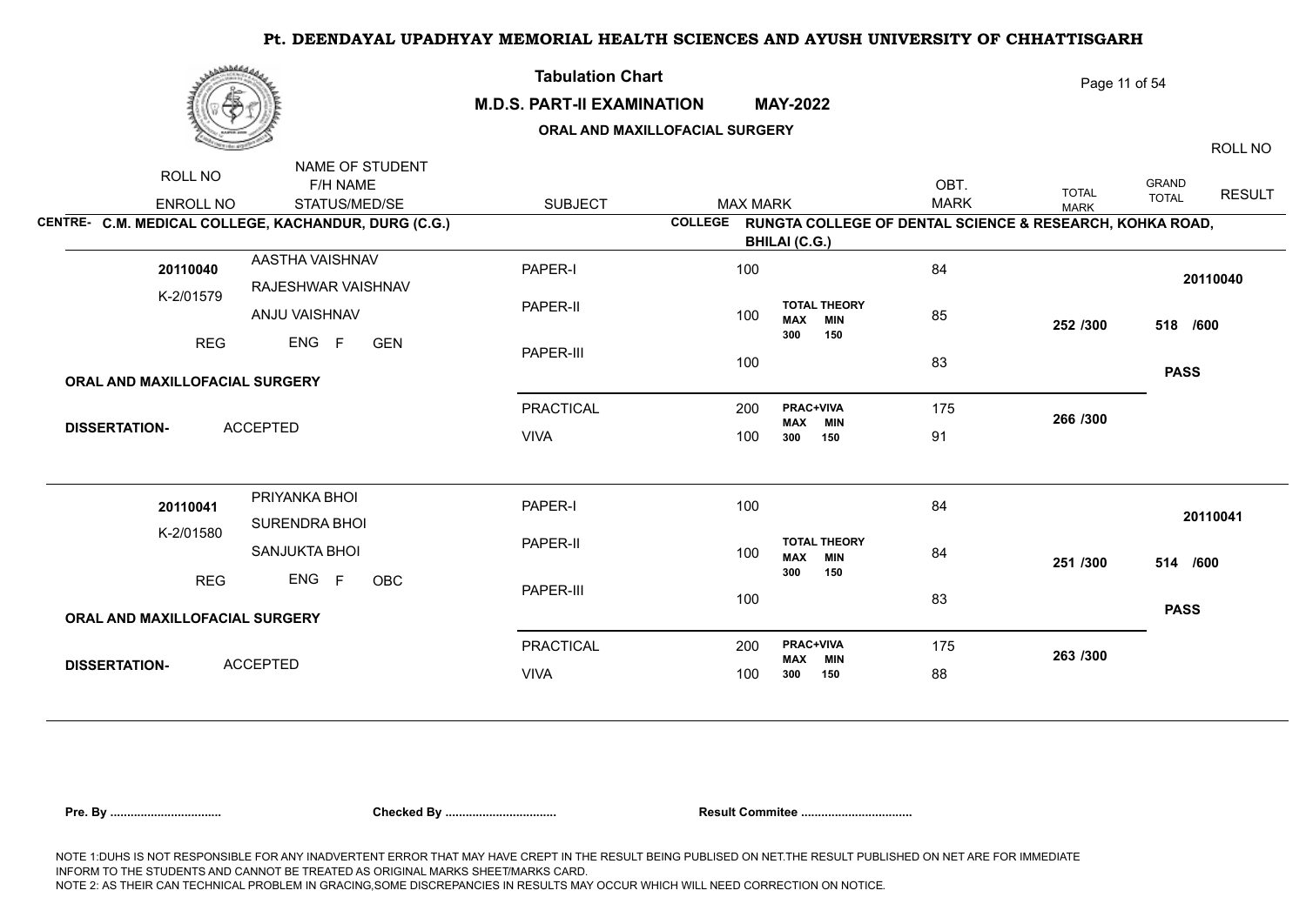# Pt. DEENDAYAL UPADHYAY MEMORIAL HEALTH SCIENCES AND AYUSH UNIVERSITY OF CHHATTISGARH

## Tabulation Chart

**M.D.S. PART-II EXAMINATION MAY-2022**

**ORAL AND MAXILLOFACIAL SURGERY**

| ROLL NO / ENROLL NO | NAME OF STUDENT / F/H NAME / STATUS/MED/SE | SUBJECT | MAX MARK | | OBT. MARK | TOTAL MARK | GRAND TOTAL | ROLL NO / RESULT |
|---|---|---|---|---|---|---|---|---|

**CENTRE- C.M. MEDICAL COLLEGE, KACHANDUR, DURG (C.G.)**

**COLLEGE RUNGTA COLLEGE OF DENTAL SCIENCE & RESEARCH, KOHKA ROAD, BHILAI (C.G.)**

| ROLL NO / ENROLL NO | NAME OF STUDENT / F/H NAME / STATUS/MED/SE | SUBJECT | MAX MARK | | OBT. MARK | TOTAL MARK | GRAND TOTAL | ROLL NO / RESULT |
|---|---|---|---|---|---|---|---|---|
| 20110040 | AASTHA VAISHNAV | PAPER-I | 100 | | 84 | | | 20110040 |
| K-2/01579 | RAJESHWAR VAISHNAV | PAPER-II | 100 | TOTAL THEORY MAX 300 MIN 150 | 85 | 252 /300 | 518 /600 | |
| REG | ANJU VAISHNAV | PAPER-III | 100 | | 83 | | | PASS |
| | ENG F GEN | PRACTICAL | 200 | PRAC+VIVA MAX 300 MIN 150 | 175 | 266 /300 | | |
| | | VIVA | 100 | | 91 | | | |
| ORAL AND MAXILLOFACIAL SURGERY | | | | | | | | |
| DISSERTATION- | ACCEPTED | | | | | | | |
| 20110041 | PRIYANKA BHOI | PAPER-I | 100 | | 84 | | | 20110041 |
| K-2/01580 | SURENDRA BHOI | PAPER-II | 100 | TOTAL THEORY MAX 300 MIN 150 | 84 | 251 /300 | 514 /600 | |
| REG | SANJUKTA BHOI | PAPER-III | 100 | | 83 | | | PASS |
| | ENG F OBC | PRACTICAL | 200 | PRAC+VIVA MAX 300 MIN 150 | 175 | 263 /300 | | |
| | | VIVA | 100 | | 88 | | | |
| ORAL AND MAXILLOFACIAL SURGERY | | | | | | | | |
| DISSERTATION- | ACCEPTED | | | | | | | |

**Pre. By ................................ Checked By ................................ Result Commitee ................................**

NOTE 1:DUHS IS NOT RESPONSIBLE FOR ANY INADVERTENT ERROR THAT MAY HAVE CREPT IN THE RESULT BEING PUBLISED ON NET.THE RESULT PUBLISHED ON NET ARE FOR IMMEDIATE INFORM TO THE STUDENTS AND CANNOT BE TREATED AS ORIGINAL MARKS SHEET/MARKS CARD.
NOTE 2: AS THEIR CAN TECHNICAL PROBLEM IN GRACING,SOME DISCREPANCIES IN RESULTS MAY OCCUR WHICH WILL NEED CORRECTION ON NOTICE.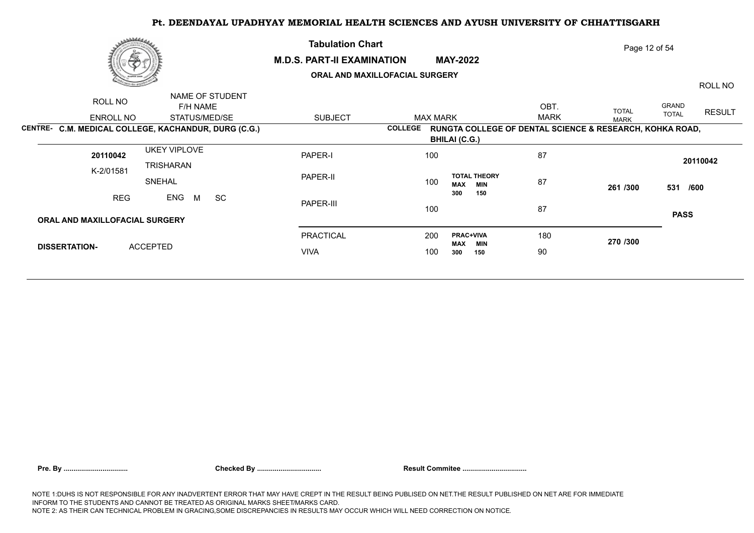# Pt. DEENDAYAL UPADHYAY MEMORIAL HEALTH SCIENCES AND AYUSH UNIVERSITY OF CHHATTISGARH

## Tabulation Chart

**M.D.S. PART-II EXAMINATION MAY-2022**

**ORAL AND MAXILLOFACIAL SURGERY**

| ROLL NO / ENROLL NO | NAME OF STUDENT / F/H NAME / STATUS/MED/SE | SUBJECT | MAX MARK | | OBT. MARK | TOTAL MARK | GRAND TOTAL | RESULT / ROLL NO |
|---|---|---|---|---|---|---|---|---|
| **CENTRE- C.M. MEDICAL COLLEGE, KACHANDUR, DURG (C.G.)** | | **COLLEGE RUNGTA COLLEGE OF DENTAL SCIENCE & RESEARCH, KOHKA ROAD, BHILAI (C.G.)** | | | | | | |
| **20110042** | UKEY VIPLOVE | PAPER-I | 100 | | 87 | | | **20110042** |
| K-2/01581 | TRISHARAN SNEHAL | PAPER-II | 100 | **TOTAL THEORY MAX 300 MIN 150** | 87 | **261 /300** | **531 /600** | |
| REG | ENG M SC | PAPER-III | 100 | | 87 | | | **PASS** |
| **ORAL AND MAXILLOFACIAL SURGERY** | | | | | | | | |
| **DISSERTATION-** | ACCEPTED | PRACTICAL | 200 | **PRAC+VIVA MAX 300 MIN 150** | 180 | **270 /300** | | |
| | | VIVA | 100 | | 90 | | | |

**Pre. By ................................** **Checked By ................................** **Result Commitee ................................**

NOTE 1:DUHS IS NOT RESPONSIBLE FOR ANY INADVERTENT ERROR THAT MAY HAVE CREPT IN THE RESULT BEING PUBLISED ON NET.THE RESULT PUBLISHED ON NET ARE FOR IMMEDIATE INFORM TO THE STUDENTS AND CANNOT BE TREATED AS ORIGINAL MARKS SHEET/MARKS CARD.
NOTE 2: AS THEIR CAN TECHNICAL PROBLEM IN GRACING,SOME DISCREPANCIES IN RESULTS MAY OCCUR WHICH WILL NEED CORRECTION ON NOTICE.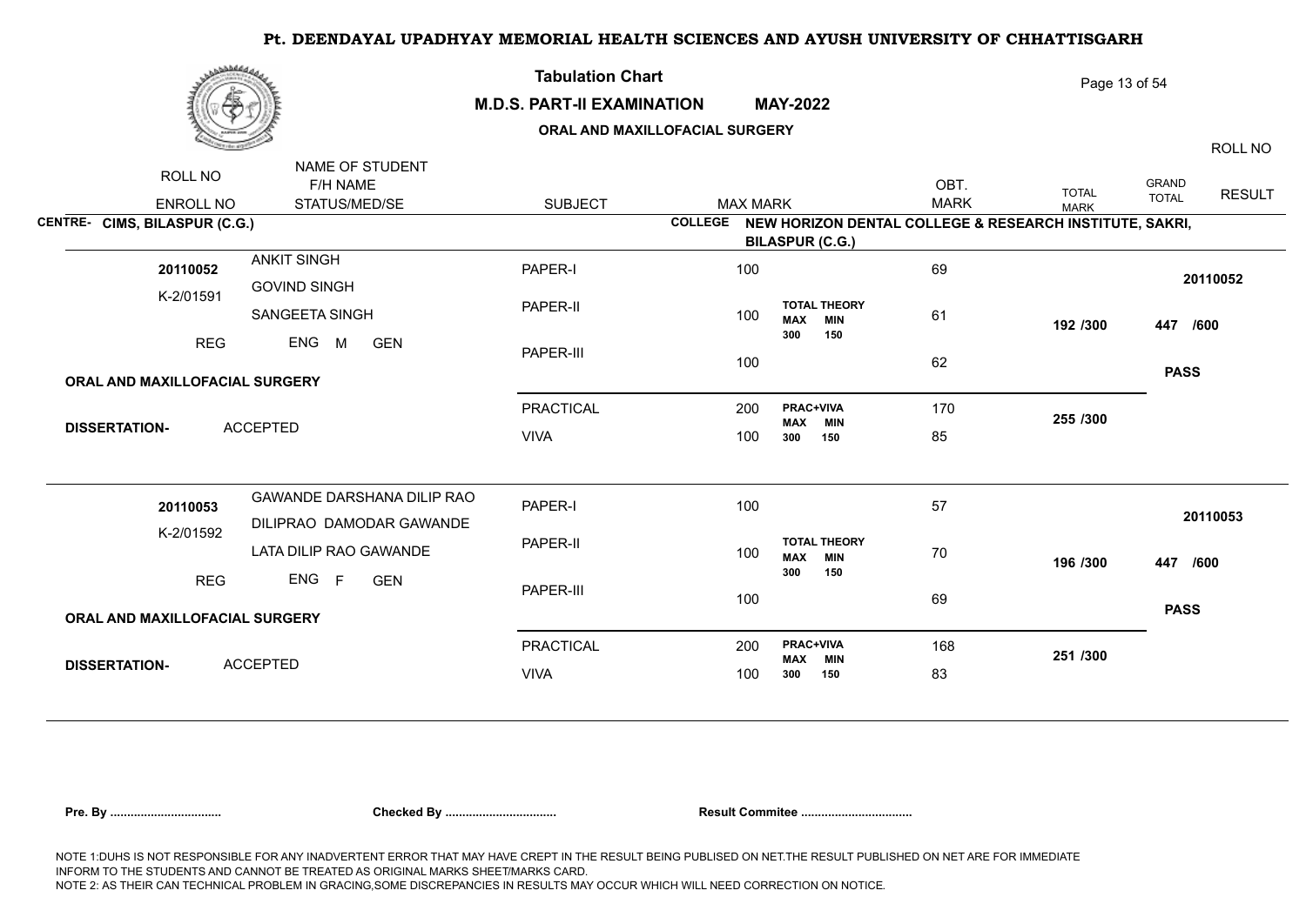# Pt. DEENDAYAL UPADHYAY MEMORIAL HEALTH SCIENCES AND AYUSH UNIVERSITY OF CHHATTISGARH

**Tabulation Chart**

**M.D.S. PART-II EXAMINATION MAY-2022**

**ORAL AND MAXILLOFACIAL SURGERY**

| ROLL NO / ENROLL NO | NAME OF STUDENT / F/H NAME / STATUS/MED/SE | SUBJECT | MAX MARK | | OBT. MARK | TOTAL MARK | GRAND TOTAL | RESULT / ROLL NO |
|---|---|---|---|---|---|---|---|---|

**CENTRE- CIMS, BILASPUR (C.G.)**

**COLLEGE NEW HORIZON DENTAL COLLEGE & RESEARCH INSTITUTE, SAKRI, BILASPUR (C.G.)**

| ROLL NO / ENROLL NO | NAME OF STUDENT / F/H NAME / STATUS/MED/SE | SUBJECT | MAX MARK | | OBT. MARK | TOTAL MARK | GRAND TOTAL | RESULT |
|---|---|---|---|---|---|---|---|---|
| 20110052 | ANKIT SINGH | PAPER-I | 100 | | 69 | | | 20110052 |
| K-2/01591 | GOVIND SINGH | PAPER-II | 100 | TOTAL THEORY MAX 300 MIN 150 | 61 | 192 /300 | 447 /600 | |
| REG | SANGEETA SINGH / ENG M GEN | PAPER-III | 100 | | 62 | | | PASS |
| ORAL AND MAXILLOFACIAL SURGERY | | PRACTICAL | 200 | PRAC+VIVA MAX 300 MIN 150 | 170 | 255 /300 | | |
| DISSERTATION- | ACCEPTED | VIVA | 100 | | 85 | | | |
| 20110053 | GAWANDE DARSHANA DILIP RAO | PAPER-I | 100 | | 57 | | | 20110053 |
| K-2/01592 | DILIPRAO DAMODAR GAWANDE | PAPER-II | 100 | TOTAL THEORY MAX 300 MIN 150 | 70 | 196 /300 | 447 /600 | |
| REG | LATA DILIP RAO GAWANDE / ENG F GEN | PAPER-III | 100 | | 69 | | | PASS |
| ORAL AND MAXILLOFACIAL SURGERY | | PRACTICAL | 200 | PRAC+VIVA MAX 300 MIN 150 | 168 | 251 /300 | | |
| DISSERTATION- | ACCEPTED | VIVA | 100 | | 83 | | | |

**Pre. By ................................** **Checked By ................................** **Result Commitee ................................**

NOTE 1:DUHS IS NOT RESPONSIBLE FOR ANY INADVERTENT ERROR THAT MAY HAVE CREPT IN THE RESULT BEING PUBLISED ON NET.THE RESULT PUBLISHED ON NET ARE FOR IMMEDIATE INFORM TO THE STUDENTS AND CANNOT BE TREATED AS ORIGINAL MARKS SHEET/MARKS CARD.
NOTE 2: AS THEIR CAN TECHNICAL PROBLEM IN GRACING,SOME DISCREPANCIES IN RESULTS MAY OCCUR WHICH WILL NEED CORRECTION ON NOTICE.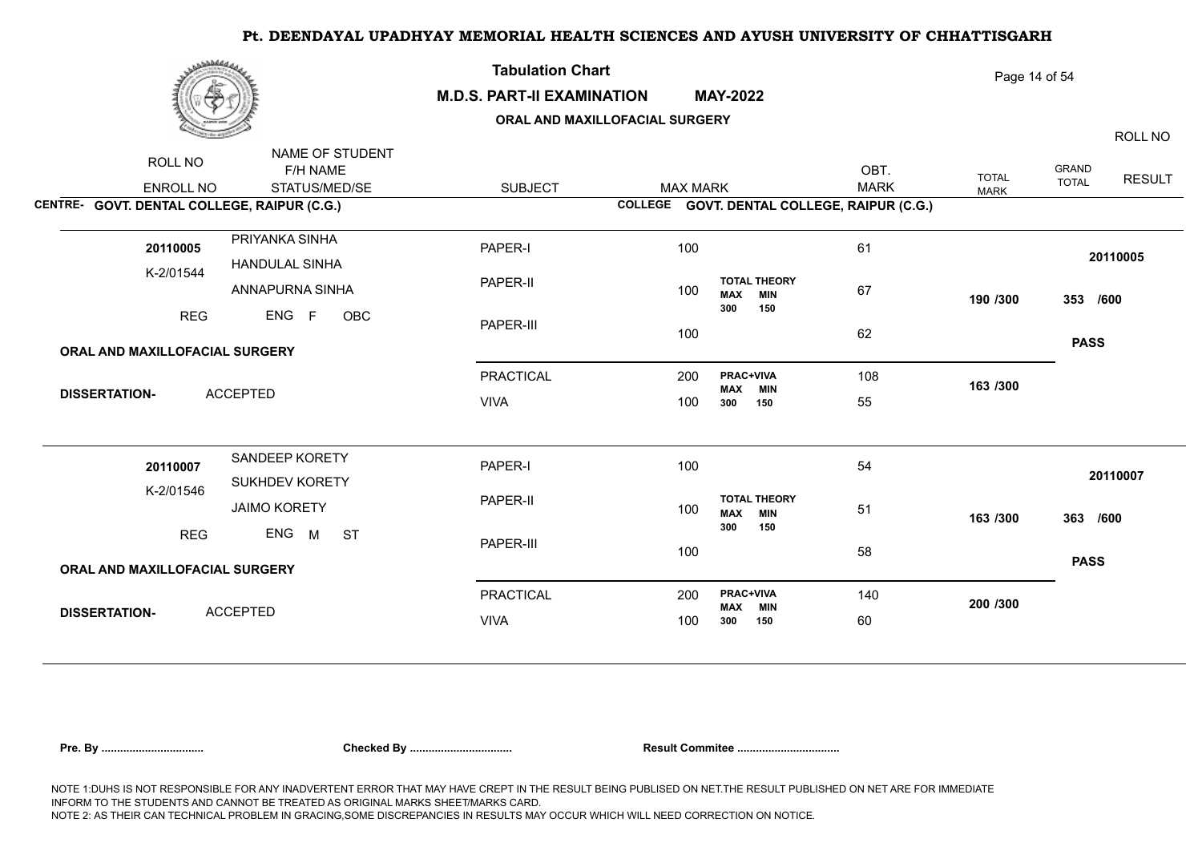# Pt. DEENDAYAL UPADHYAY MEMORIAL HEALTH SCIENCES AND AYUSH UNIVERSITY OF CHHATTISGARH

## Tabulation Chart

**M.D.S. PART-II EXAMINATION MAY-2022**

**ORAL AND MAXILLOFACIAL SURGERY**

| ROLL NO / ENROLL NO | NAME OF STUDENT / F/H NAME / STATUS/MED/SE | SUBJECT | MAX MARK | | OBT. MARK | TOTAL MARK | GRAND TOTAL | RESULT / ROLL NO |
|---|---|---|---|---|---|---|---|---|
| **CENTRE- GOVT. DENTAL COLLEGE, RAIPUR (C.G.)** | | | **COLLEGE GOVT. DENTAL COLLEGE, RAIPUR (C.G.)** | | | | | |
| **20110005** | PRIYANKA SINHA | PAPER-I | 100 | | 61 | | | **20110005** |
| K-2/01544 | HANDULAL SINHA | PAPER-II | 100 | **TOTAL THEORY** MAX 300 MIN 150 | 67 | **190 /300** | **353 /600** | |
| REG | ANNAPURNA SINHA / ENG F OBC | PAPER-III | 100 | | 62 | | | **PASS** |
| ORAL AND MAXILLOFACIAL SURGERY | DISSERTATION- ACCEPTED | PRACTICAL | 200 | **PRAC+VIVA** MAX 300 MIN 150 | 108 | **163 /300** | | |
| | | VIVA | 100 | | 55 | | | |
| **20110007** | SANDEEP KORETY | PAPER-I | 100 | | 54 | | | **20110007** |
| K-2/01546 | SUKHDEV KORETY | PAPER-II | 100 | **TOTAL THEORY** MAX 300 MIN 150 | 51 | **163 /300** | **363 /600** | |
| REG | JAIMO KORETY / ENG M ST | PAPER-III | 100 | | 58 | | | **PASS** |
| ORAL AND MAXILLOFACIAL SURGERY | DISSERTATION- ACCEPTED | PRACTICAL | 200 | **PRAC+VIVA** MAX 300 MIN 150 | 140 | **200 /300** | | |
| | | VIVA | 100 | | 60 | | | |

**Pre. By ................................ Checked By ................................ Result Commitee ................................**

NOTE 1:DUHS IS NOT RESPONSIBLE FOR ANY INADVERTENT ERROR THAT MAY HAVE CREPT IN THE RESULT BEING PUBLISED ON NET.THE RESULT PUBLISHED ON NET ARE FOR IMMEDIATE INFORM TO THE STUDENTS AND CANNOT BE TREATED AS ORIGINAL MARKS SHEET/MARKS CARD.
NOTE 2: AS THEIR CAN TECHNICAL PROBLEM IN GRACING,SOME DISCREPANCIES IN RESULTS MAY OCCUR WHICH WILL NEED CORRECTION ON NOTICE.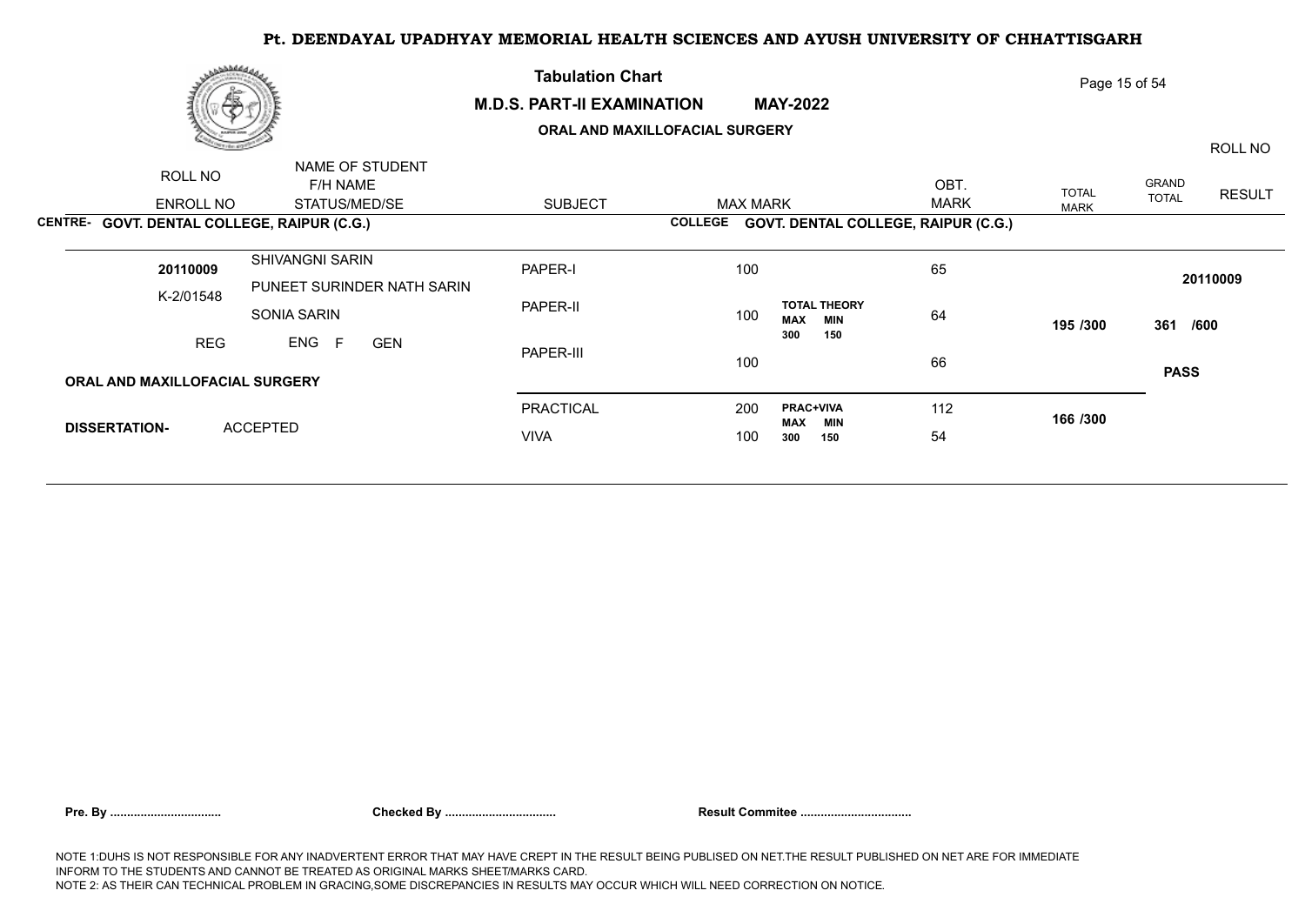# Pt. DEENDAYAL UPADHYAY MEMORIAL HEALTH SCIENCES AND AYUSH UNIVERSITY OF CHHATTISGARH

## Tabulation Chart

**M.D.S. PART-II EXAMINATION MAY-2022**

**ORAL AND MAXILLOFACIAL SURGERY**

| ROLL NO / ENROLL NO | NAME OF STUDENT / F/H NAME / STATUS/MED/SE | SUBJECT | MAX MARK | | OBT. MARK | TOTAL MARK | GRAND TOTAL | ROLL NO / RESULT |
|---|---|---|---|---|---|---|---|---|
| **CENTRE- GOVT. DENTAL COLLEGE, RAIPUR (C.G.)** | | | **COLLEGE GOVT. DENTAL COLLEGE, RAIPUR (C.G.)** | | | | | |
| **20110009** | SHIVANGNI SARIN | PAPER-I | 100 | | 65 | | | **20110009** |
| K-2/01548 | PUNEET SURINDER NATH SARIN | PAPER-II | 100 | **TOTAL THEORY MAX 300 MIN 150** | 64 | **195 /300** | **361 /600** | |
| REG | SONIA SARIN | PAPER-III | 100 | | 66 | | | **PASS** |
| | ENG F GEN | | | | | | | |
| **ORAL AND MAXILLOFACIAL SURGERY** | | PRACTICAL | 200 | **PRAC+VIVA MAX 300 MIN 150** | 112 | **166 /300** | | |
| **DISSERTATION-** | ACCEPTED | VIVA | 100 | | 54 | | | |

**Pre. By ................................** **Checked By ................................** **Result Commitee ................................**

NOTE 1:DUHS IS NOT RESPONSIBLE FOR ANY INADVERTENT ERROR THAT MAY HAVE CREPT IN THE RESULT BEING PUBLISED ON NET.THE RESULT PUBLISHED ON NET ARE FOR IMMEDIATE INFORM TO THE STUDENTS AND CANNOT BE TREATED AS ORIGINAL MARKS SHEET/MARKS CARD.
NOTE 2: AS THEIR CAN TECHNICAL PROBLEM IN GRACING,SOME DISCREPANCIES IN RESULTS MAY OCCUR WHICH WILL NEED CORRECTION ON NOTICE.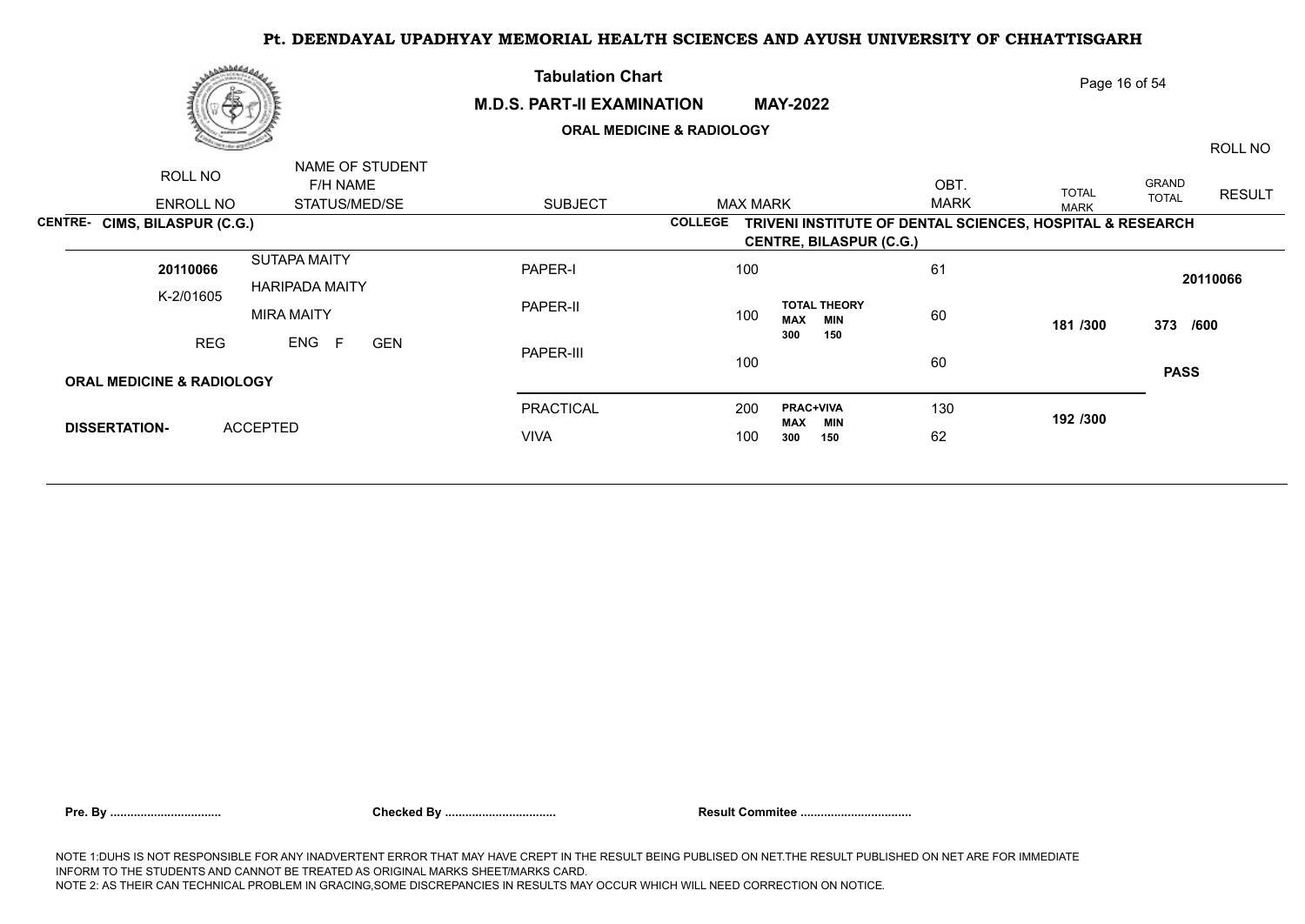# Pt. DEENDAYAL UPADHYAY MEMORIAL HEALTH SCIENCES AND AYUSH UNIVERSITY OF CHHATTISGARH

## Tabulation Chart

**M.D.S. PART-II EXAMINATION MAY-2022**

**ORAL MEDICINE & RADIOLOGY**

| ROLL NO / ENROLL NO | NAME OF STUDENT / F/H NAME / STATUS/MED/SE | SUBJECT | MAX MARK | | OBT. MARK | TOTAL MARK | GRAND TOTAL | RESULT / ROLL NO |
|---|---|---|---|---|---|---|---|---|
| **CENTRE- CIMS, BILASPUR (C.G.)** | | | **COLLEGE** | **TRIVENI INSTITUTE OF DENTAL SCIENCES, HOSPITAL & RESEARCH CENTRE, BILASPUR (C.G.)** | | | | |
| **20110066** | SUTAPA MAITY | PAPER-I | 100 | | 61 | | | **20110066** |
| K-2/01605 | HARIPADA MAITY | PAPER-II | 100 | **TOTAL THEORY** MAX 300 MIN 150 | 60 | **181 /300** | **373 /600** | |
| REG | MIRA MAITY | PAPER-III | 100 | | 60 | | | **PASS** |
| | ENG F GEN | | | | | | | |
| **ORAL MEDICINE & RADIOLOGY** | | | | | | | | |
| **DISSERTATION-** | ACCEPTED | PRACTICAL | 200 | **PRAC+VIVA** MAX 300 MIN 150 | 130 | **192 /300** | | |
| | | VIVA | 100 | | 62 | | | |

**Pre. By ................................** **Checked By ................................** **Result Commitee ................................**

NOTE 1:DUHS IS NOT RESPONSIBLE FOR ANY INADVERTENT ERROR THAT MAY HAVE CREPT IN THE RESULT BEING PUBLISED ON NET.THE RESULT PUBLISHED ON NET ARE FOR IMMEDIATE INFORM TO THE STUDENTS AND CANNOT BE TREATED AS ORIGINAL MARKS SHEET/MARKS CARD.
NOTE 2: AS THEIR CAN TECHNICAL PROBLEM IN GRACING,SOME DISCREPANCIES IN RESULTS MAY OCCUR WHICH WILL NEED CORRECTION ON NOTICE.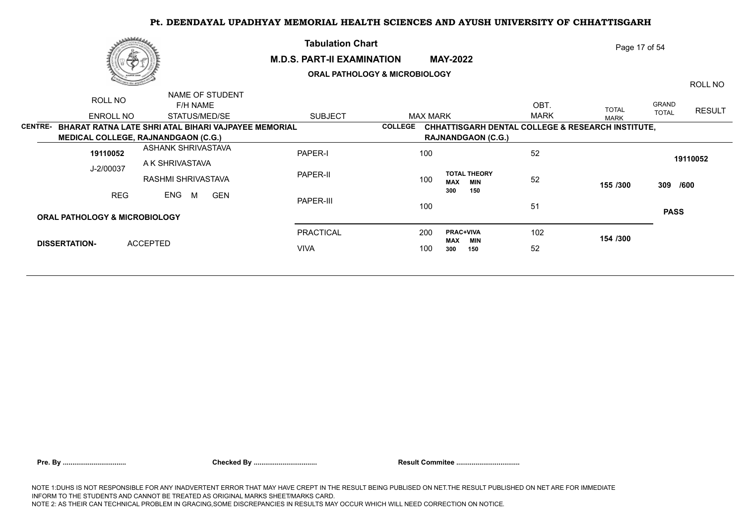# Pt. DEENDAYAL UPADHYAY MEMORIAL HEALTH SCIENCES AND AYUSH UNIVERSITY OF CHHATTISGARH

**Tabulation Chart**

**M.D.S. PART-II EXAMINATION MAY-2022**

**ORAL PATHOLOGY & MICROBIOLOGY**

| ROLL NO / ENROLL NO | NAME OF STUDENT / F/H NAME / STATUS/MED/SE | SUBJECT | MAX MARK | | OBT. MARK | TOTAL MARK | GRAND TOTAL | ROLL NO / RESULT |
|---|---|---|---|---|---|---|---|---|

**CENTRE- BHARAT RATNA LATE SHRI ATAL BIHARI VAJPAYEE MEMORIAL MEDICAL COLLEGE, RAJNANDGAON (C.G.)**

**COLLEGE CHHATTISGARH DENTAL COLLEGE & RESEARCH INSTITUTE, RAJNANDGAON (C.G.)**

| ROLL NO / ENROLL NO | NAME OF STUDENT / F/H NAME / STATUS/MED/SE | SUBJECT | MAX MARK | | OBT. MARK | TOTAL MARK | GRAND TOTAL | ROLL NO / RESULT |
|---|---|---|---|---|---|---|---|---|
| **19110052** | ASHANK SHRIVASTAVA | PAPER-I | 100 | | 52 | | | **19110052** |
| J-2/00037 | A K SHRIVASTAVA | PAPER-II | 100 | **TOTAL THEORY** **MAX MIN** **300 150** | 52 | **155 /300** | **309 /600** | |
| REG | RASHMI SHRIVASTAVA / ENG M GEN | PAPER-III | 100 | | 51 | | | **PASS** |
| **ORAL PATHOLOGY & MICROBIOLOGY** | | | | | | | | |
| **DISSERTATION-** | ACCEPTED | PRACTICAL | 200 | **PRAC+VIVA** **MAX MIN** **300 150** | 102 | **154 /300** | | |
| | | VIVA | 100 | | 52 | | | |

**Pre. By ................................** **Checked By ................................** **Result Commitee ................................**

NOTE 1:DUHS IS NOT RESPONSIBLE FOR ANY INADVERTENT ERROR THAT MAY HAVE CREPT IN THE RESULT BEING PUBLISED ON NET.THE RESULT PUBLISHED ON NET ARE FOR IMMEDIATE INFORM TO THE STUDENTS AND CANNOT BE TREATED AS ORIGINAL MARKS SHEET/MARKS CARD.
NOTE 2: AS THEIR CAN TECHNICAL PROBLEM IN GRACING,SOME DISCREPANCIES IN RESULTS MAY OCCUR WHICH WILL NEED CORRECTION ON NOTICE.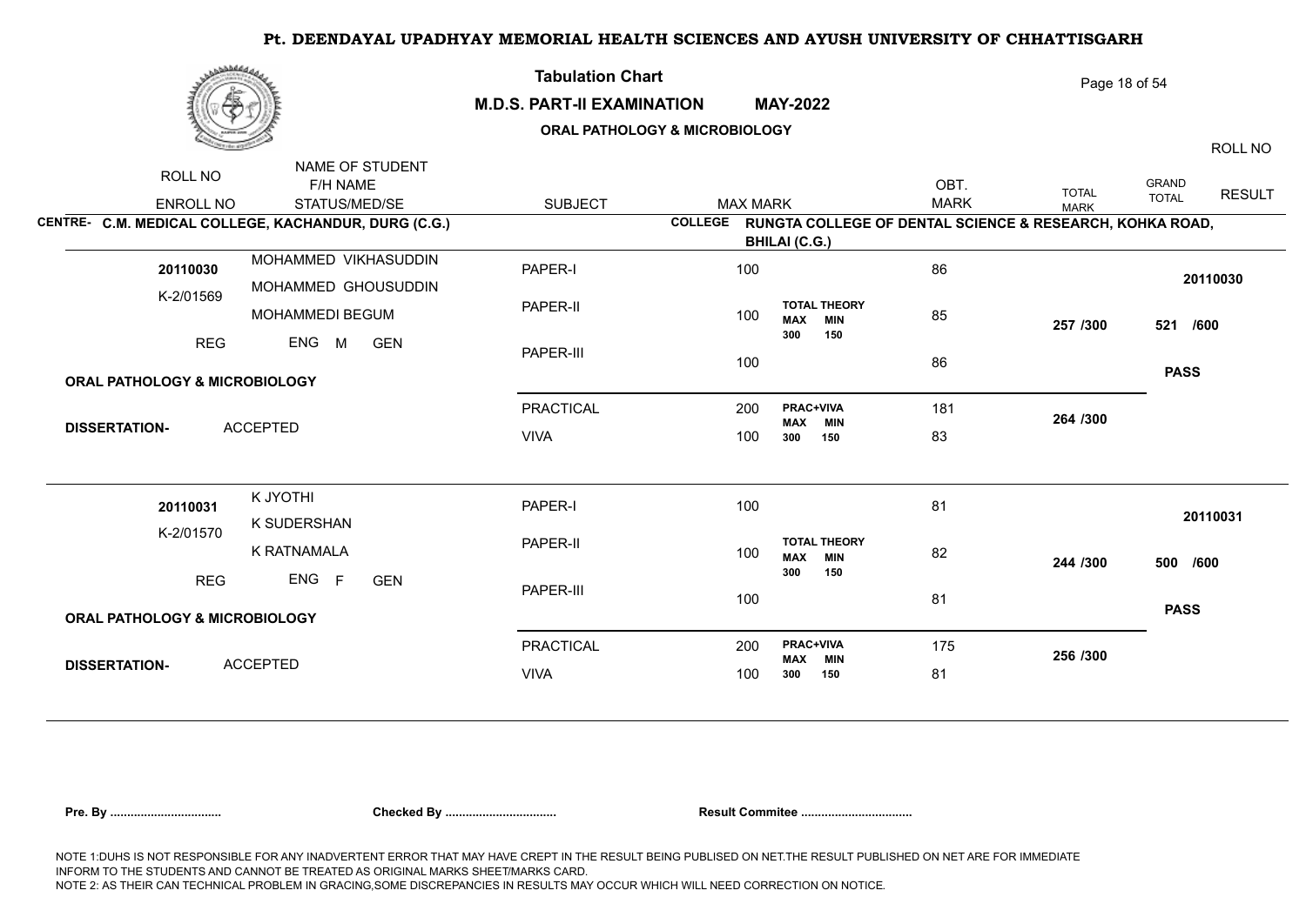# Pt. DEENDAYAL UPADHYAY MEMORIAL HEALTH SCIENCES AND AYUSH UNIVERSITY OF CHHATTISGARH

## Tabulation Chart

**M.D.S. PART-II EXAMINATION MAY-2022**

**ORAL PATHOLOGY & MICROBIOLOGY**

**CENTRE- C.M. MEDICAL COLLEGE, KACHANDUR, DURG (C.G.)**

**COLLEGE RUNGTA COLLEGE OF DENTAL SCIENCE & RESEARCH, KOHKA ROAD, BHILAI (C.G.)**

| ROLL NO / ENROLL NO | NAME OF STUDENT / F/H NAME / STATUS/MED/SE | SUBJECT | MAX MARK | | OBT. MARK | TOTAL MARK | GRAND TOTAL | RESULT | ROLL NO |
|---|---|---|---|---|---|---|---|---|---|
| 20110030 | MOHAMMED VIKHASUDDIN | PAPER-I | 100 | | 86 | | | | 20110030 |
| K-2/01569 | MOHAMMED GHOUSUDDIN | PAPER-II | 100 | TOTAL THEORY MAX 300 MIN 150 | 85 | 257 /300 | 521 /600 | | |
| REG | MOHAMMEDI BEGUM / ENG M GEN | PAPER-III | 100 | | 86 | | | PASS | |
| ORAL PATHOLOGY & MICROBIOLOGY | | PRACTICAL | 200 | PRAC+VIVA MAX 300 MIN 150 | 181 | 264 /300 | | | |
| DISSERTATION- | ACCEPTED | VIVA | 100 | | 83 | | | | |
| 20110031 | K JYOTHI | PAPER-I | 100 | | 81 | | | | 20110031 |
| K-2/01570 | K SUDERSHAN | PAPER-II | 100 | TOTAL THEORY MAX 300 MIN 150 | 82 | 244 /300 | 500 /600 | | |
| REG | K RATNAMALA / ENG F GEN | PAPER-III | 100 | | 81 | | | PASS | |
| ORAL PATHOLOGY & MICROBIOLOGY | | PRACTICAL | 200 | PRAC+VIVA MAX 300 MIN 150 | 175 | 256 /300 | | | |
| DISSERTATION- | ACCEPTED | VIVA | 100 | | 81 | | | | |

**Pre. By ................................** **Checked By ................................** **Result Commitee ................................**

NOTE 1:DUHS IS NOT RESPONSIBLE FOR ANY INADVERTENT ERROR THAT MAY HAVE CREPT IN THE RESULT BEING PUBLISED ON NET.THE RESULT PUBLISHED ON NET ARE FOR IMMEDIATE INFORM TO THE STUDENTS AND CANNOT BE TREATED AS ORIGINAL MARKS SHEET/MARKS CARD.
NOTE 2: AS THEIR CAN TECHNICAL PROBLEM IN GRACING,SOME DISCREPANCIES IN RESULTS MAY OCCUR WHICH WILL NEED CORRECTION ON NOTICE.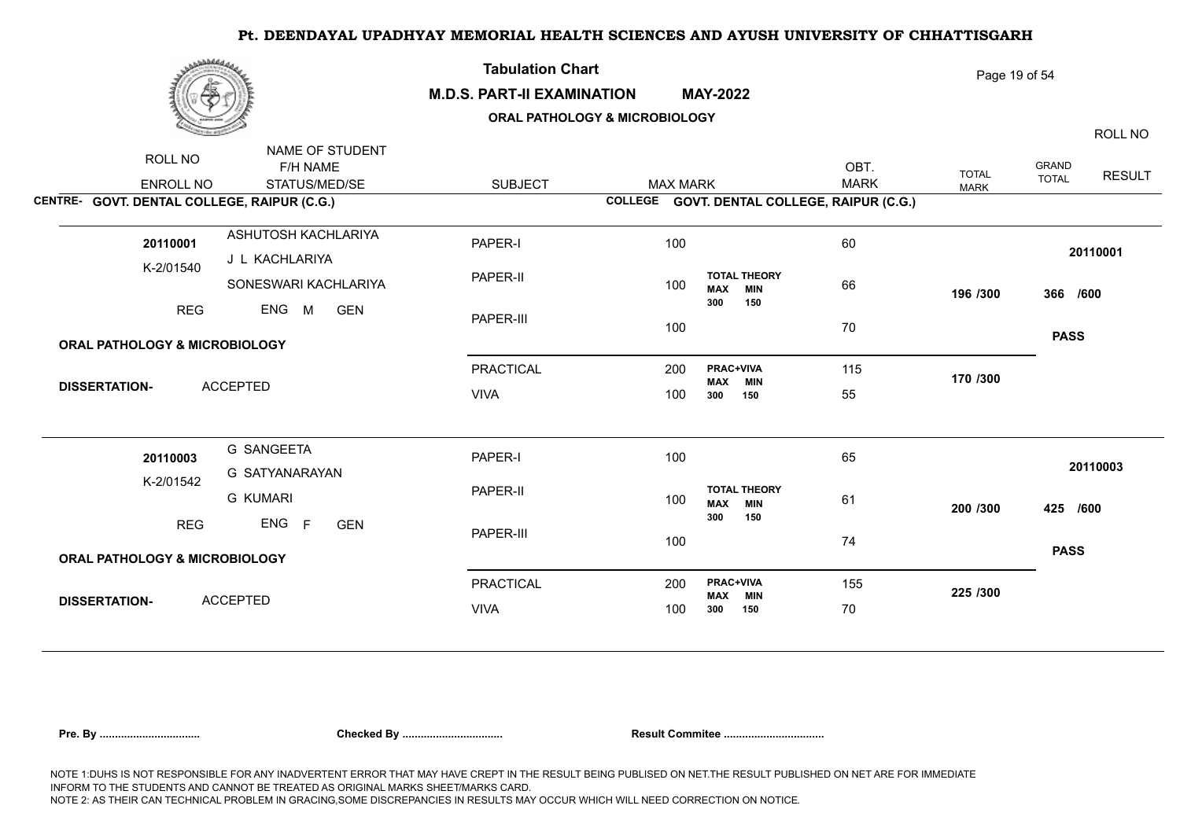# Pt. DEENDAYAL UPADHYAY MEMORIAL HEALTH SCIENCES AND AYUSH UNIVERSITY OF CHHATTISGARH

## Tabulation Chart

**M.D.S. PART-II EXAMINATION MAY-2022**

**ORAL PATHOLOGY & MICROBIOLOGY**

| ROLL NO / ENROLL NO | NAME OF STUDENT / F/H NAME / STATUS/MED/SE | SUBJECT | MAX MARK | | OBT. MARK | TOTAL MARK | GRAND TOTAL | ROLL NO / RESULT |
|---|---|---|---|---|---|---|---|---|

**CENTRE- GOVT. DENTAL COLLEGE, RAIPUR (C.G.)** **COLLEGE GOVT. DENTAL COLLEGE, RAIPUR (C.G.)**

| ROLL NO / ENROLL NO | NAME OF STUDENT / F/H NAME / STATUS/MED/SE | SUBJECT | MAX MARK | | OBT. MARK | TOTAL MARK | GRAND TOTAL | ROLL NO / RESULT |
|---|---|---|---|---|---|---|---|---|
| 20110001 | ASHUTOSH KACHLARIYA | PAPER-I | 100 | | 60 | | | 20110001 |
| K-2/01540 | J L KACHLARIYA | PAPER-II | 100 | TOTAL THEORY MAX 300 MIN 150 | 66 | 196 /300 | 366 /600 | |
| REG | SONESWARI KACHLARIYA | PAPER-III | 100 | | 70 | | | PASS |
| | ENG M GEN | PRACTICAL | 200 | PRAC+VIVA MAX 300 MIN 150 | 115 | 170 /300 | | |
| | | VIVA | 100 | | 55 | | | |
| ORAL PATHOLOGY & MICROBIOLOGY | DISSERTATION- ACCEPTED | | | | | | | |
| 20110003 | G SANGEETA | PAPER-I | 100 | | 65 | | | 20110003 |
| K-2/01542 | G SATYANARAYAN | PAPER-II | 100 | TOTAL THEORY MAX 300 MIN 150 | 61 | 200 /300 | 425 /600 | |
| REG | G KUMARI | PAPER-III | 100 | | 74 | | | PASS |
| | ENG F GEN | PRACTICAL | 200 | PRAC+VIVA MAX 300 MIN 150 | 155 | 225 /300 | | |
| | | VIVA | 100 | | 70 | | | |
| ORAL PATHOLOGY & MICROBIOLOGY | DISSERTATION- ACCEPTED | | | | | | | |

**Pre. By ................................** **Checked By ................................** **Result Commitee ................................**

NOTE 1:DUHS IS NOT RESPONSIBLE FOR ANY INADVERTENT ERROR THAT MAY HAVE CREPT IN THE RESULT BEING PUBLISED ON NET.THE RESULT PUBLISHED ON NET ARE FOR IMMEDIATE INFORM TO THE STUDENTS AND CANNOT BE TREATED AS ORIGINAL MARKS SHEET/MARKS CARD.
NOTE 2: AS THEIR CAN TECHNICAL PROBLEM IN GRACING,SOME DISCREPANCIES IN RESULTS MAY OCCUR WHICH WILL NEED CORRECTION ON NOTICE.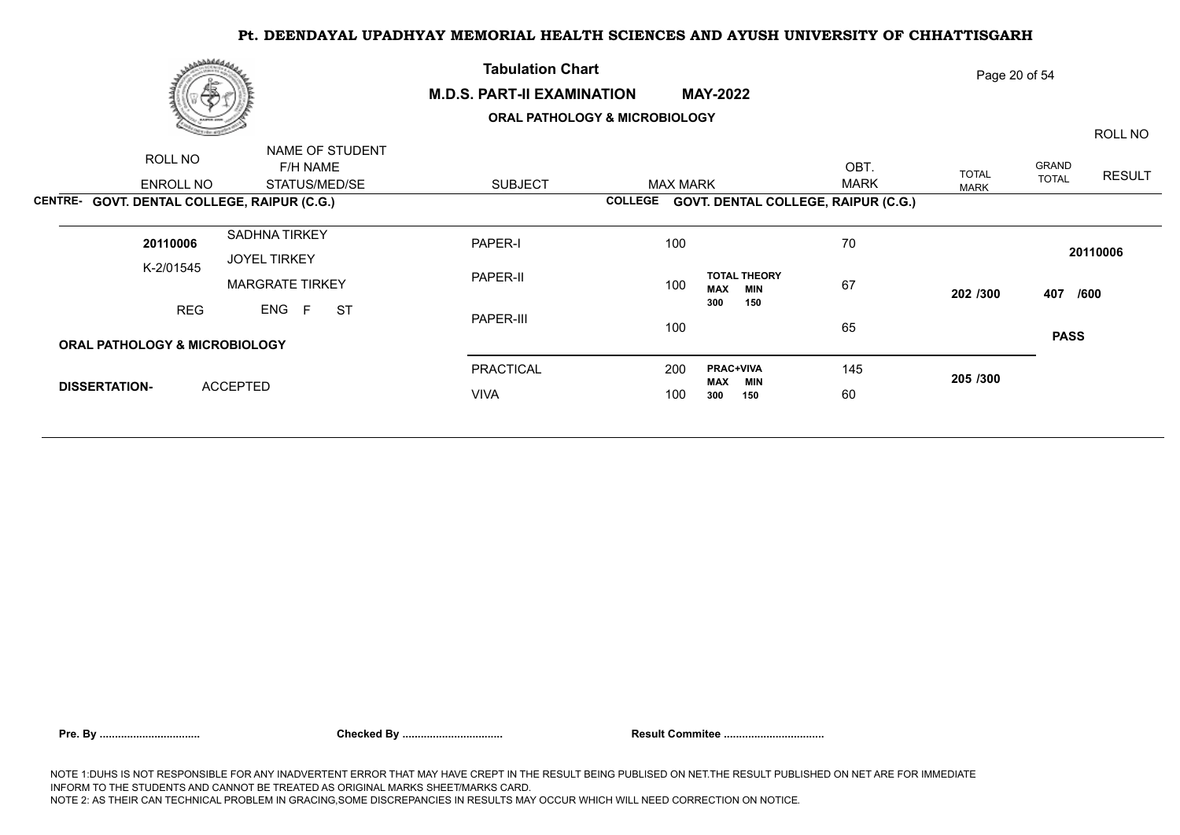# Pt. DEENDAYAL UPADHYAY MEMORIAL HEALTH SCIENCES AND AYUSH UNIVERSITY OF CHHATTISGARH

## Tabulation Chart

**M.D.S. PART-II EXAMINATION MAY-2022**

**ORAL PATHOLOGY & MICROBIOLOGY**

| ROLL NO / ENROLL NO | NAME OF STUDENT / F/H NAME / STATUS/MED/SE | SUBJECT | MAX MARK | | OBT. MARK | TOTAL MARK | GRAND TOTAL | ROLL NO / RESULT |
|---|---|---|---|---|---|---|---|---|
| **CENTRE- GOVT. DENTAL COLLEGE, RAIPUR (C.G.)** | | **COLLEGE GOVT. DENTAL COLLEGE, RAIPUR (C.G.)** | | | | | | |
| **20110006** | SADHNA TIRKEY | PAPER-I | 100 | | 70 | | | **20110006** |
| K-2/01545 | JOYEL TIRKEY | PAPER-II | 100 | **TOTAL THEORY MAX 300 MIN 150** | 67 | **202 /300** | **407 /600** | |
| REG | MARGRATE TIRKEY ENG F ST | PAPER-III | 100 | | 65 | | | **PASS** |
| **ORAL PATHOLOGY & MICROBIOLOGY** | | PRACTICAL | 200 | **PRAC+VIVA MAX 300 MIN 150** | 145 | **205 /300** | | |
| **DISSERTATION-** | ACCEPTED | VIVA | 100 | | 60 | | | |

**Pre. By ................................** **Checked By ................................** **Result Commitee ................................**

NOTE 1:DUHS IS NOT RESPONSIBLE FOR ANY INADVERTENT ERROR THAT MAY HAVE CREPT IN THE RESULT BEING PUBLISED ON NET.THE RESULT PUBLISHED ON NET ARE FOR IMMEDIATE INFORM TO THE STUDENTS AND CANNOT BE TREATED AS ORIGINAL MARKS SHEET/MARKS CARD.
NOTE 2: AS THEIR CAN TECHNICAL PROBLEM IN GRACING,SOME DISCREPANCIES IN RESULTS MAY OCCUR WHICH WILL NEED CORRECTION ON NOTICE.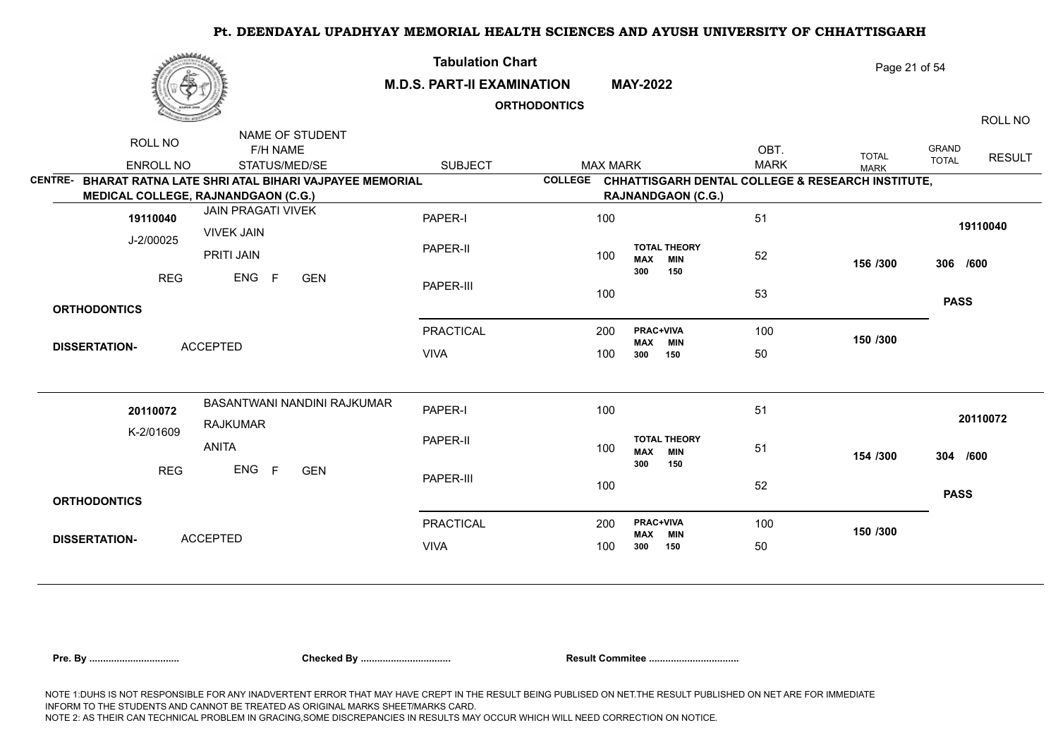# Pt. DEENDAYAL UPADHYAY MEMORIAL HEALTH SCIENCES AND AYUSH UNIVERSITY OF CHHATTISGARH

## Tabulation Chart

**M.D.S. PART-II EXAMINATION** **MAY-2022**

**ORTHODONTICS**

| ROLL NO / ENROLL NO | NAME OF STUDENT / F/H NAME / STATUS/MED/SE | SUBJECT | MAX MARK | | OBT. MARK | TOTAL MARK | GRAND TOTAL | ROLL NO / RESULT |
|---|---|---|---|---|---|---|---|---|

**CENTRE- BHARAT RATNA LATE SHRI ATAL BIHARI VAJPAYEE MEMORIAL MEDICAL COLLEGE, RAJNANDGAON (C.G.)**

**COLLEGE CHHATTISGARH DENTAL COLLEGE & RESEARCH INSTITUTE, RAJNANDGAON (C.G.)**

| ROLL NO / ENROLL NO | NAME OF STUDENT / F/H NAME / STATUS/MED/SE | SUBJECT | MAX MARK | | OBT. MARK | TOTAL MARK | GRAND TOTAL | ROLL NO / RESULT |
|---|---|---|---|---|---|---|---|---|
| **19110040** | JAIN PRAGATI VIVEK | PAPER-I | 100 | | 51 | | | **19110040** |
| J-2/00025 | VIVEK JAIN | PAPER-II | 100 | **TOTAL THEORY MAX 300 MIN 150** | 52 | **156 /300** | **306 /600** | |
| REG | PRITI JAIN | PAPER-III | 100 | | 53 | | | **PASS** |
| | ENG F GEN | PRACTICAL | 200 | **PRAC+VIVA MAX 300 MIN 150** | 100 | **150 /300** | | |
| **ORTHODONTICS** | | VIVA | 100 | | 50 | | | |
| **DISSERTATION-** | ACCEPTED | | | | | | | |
| **20110072** | BASANTWANI NANDINI RAJKUMAR | PAPER-I | 100 | | 51 | | | **20110072** |
| K-2/01609 | RAJKUMAR | PAPER-II | 100 | **TOTAL THEORY MAX 300 MIN 150** | 51 | **154 /300** | **304 /600** | |
| REG | ANITA | PAPER-III | 100 | | 52 | | | **PASS** |
| | ENG F GEN | PRACTICAL | 200 | **PRAC+VIVA MAX 300 MIN 150** | 100 | **150 /300** | | |
| **ORTHODONTICS** | | VIVA | 100 | | 50 | | | |
| **DISSERTATION-** | ACCEPTED | | | | | | | |

**Pre. By ................................** **Checked By ................................** **Result Commitee ................................**

NOTE 1:DUHS IS NOT RESPONSIBLE FOR ANY INADVERTENT ERROR THAT MAY HAVE CREPT IN THE RESULT BEING PUBLISED ON NET.THE RESULT PUBLISHED ON NET ARE FOR IMMEDIATE INFORM TO THE STUDENTS AND CANNOT BE TREATED AS ORIGINAL MARKS SHEET/MARKS CARD.
NOTE 2: AS THEIR CAN TECHNICAL PROBLEM IN GRACING,SOME DISCREPANCIES IN RESULTS MAY OCCUR WHICH WILL NEED CORRECTION ON NOTICE.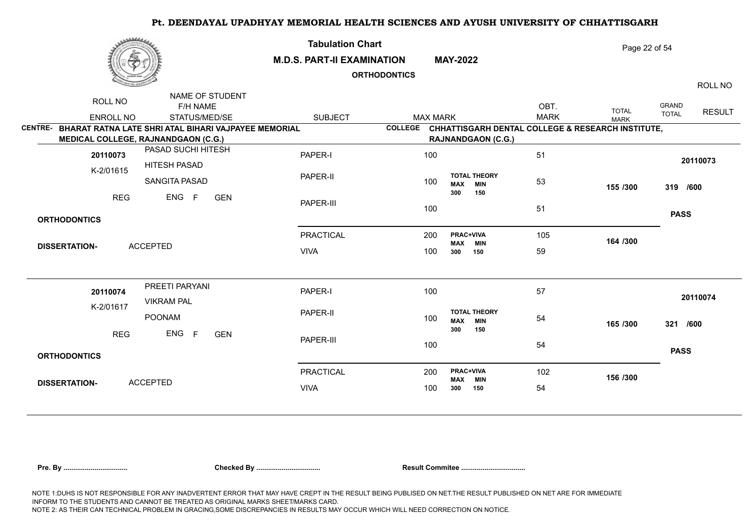# Pt. DEENDAYAL UPADHYAY MEMORIAL HEALTH SCIENCES AND AYUSH UNIVERSITY OF CHHATTISGARH

## Tabulation Chart

**M.D.S. PART-II EXAMINATION MAY-2022**

**ORTHODONTICS**

| ROLL NO / ENROLL NO | NAME OF STUDENT / F/H NAME / STATUS/MED/SE | SUBJECT | MAX MARK | | OBT. MARK | TOTAL MARK | GRAND TOTAL | ROLL NO / RESULT |
|---|---|---|---|---|---|---|---|---|

**CENTRE- BHARAT RATNA LATE SHRI ATAL BIHARI VAJPAYEE MEMORIAL MEDICAL COLLEGE, RAJNANDGAON (C.G.)**

**COLLEGE CHHATTISGARH DENTAL COLLEGE & RESEARCH INSTITUTE, RAJNANDGAON (C.G.)**

| ROLL NO / ENROLL NO | NAME OF STUDENT / F/H NAME / STATUS/MED/SE | SUBJECT | MAX MARK | | OBT. MARK | TOTAL MARK | GRAND TOTAL | ROLL NO / RESULT |
|---|---|---|---|---|---|---|---|---|
| 20110073 | PASAD SUCHI HITESH | PAPER-I | 100 | | 51 | | | 20110073 |
| K-2/01615 | HITESH PASAD | PAPER-II | 100 | TOTAL THEORY MAX 300 MIN 150 | 53 | 155 /300 | 319 /600 | |
| REG | SANGITA PASAD / ENG F GEN | PAPER-III | 100 | | 51 | | | PASS |
| ORTHODONTICS | | | | | | | | |
| DISSERTATION- | ACCEPTED | PRACTICAL | 200 | PRAC+VIVA MAX 300 MIN 150 | 105 | 164 /300 | | |
| | | VIVA | 100 | | 59 | | | |
| 20110074 | PREETI PARYANI | PAPER-I | 100 | | 57 | | | 20110074 |
| K-2/01617 | VIKRAM PAL | PAPER-II | 100 | TOTAL THEORY MAX 300 MIN 150 | 54 | 165 /300 | 321 /600 | |
| REG | POONAM / ENG F GEN | PAPER-III | 100 | | 54 | | | PASS |
| ORTHODONTICS | | | | | | | | |
| DISSERTATION- | ACCEPTED | PRACTICAL | 200 | PRAC+VIVA MAX 300 MIN 150 | 102 | 156 /300 | | |
| | | VIVA | 100 | | 54 | | | |

**Pre. By ................................ Checked By ................................ Result Commitee ................................**

NOTE 1:DUHS IS NOT RESPONSIBLE FOR ANY INADVERTENT ERROR THAT MAY HAVE CREPT IN THE RESULT BEING PUBLISED ON NET.THE RESULT PUBLISHED ON NET ARE FOR IMMEDIATE INFORM TO THE STUDENTS AND CANNOT BE TREATED AS ORIGINAL MARKS SHEET/MARKS CARD.
NOTE 2: AS THEIR CAN TECHNICAL PROBLEM IN GRACING,SOME DISCREPANCIES IN RESULTS MAY OCCUR WHICH WILL NEED CORRECTION ON NOTICE.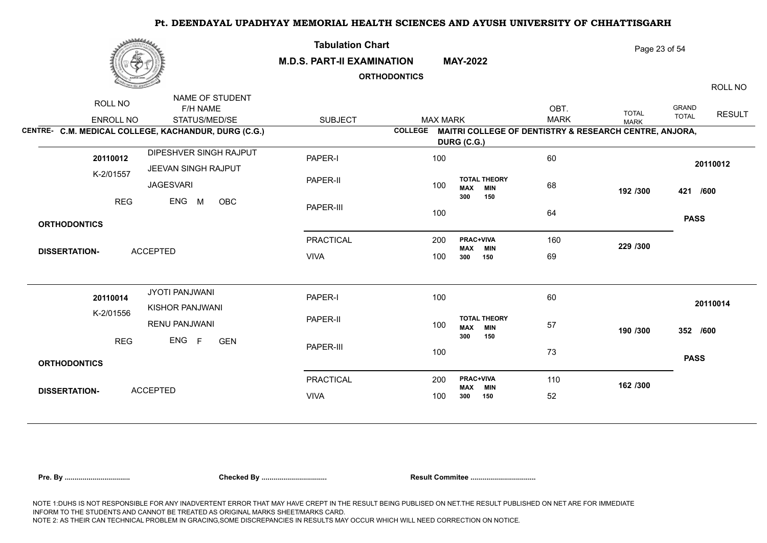# Pt. DEENDAYAL UPADHYAY MEMORIAL HEALTH SCIENCES AND AYUSH UNIVERSITY OF CHHATTISGARH

**Tabulation Chart**

**M.D.S. PART-II EXAMINATION MAY-2022**

**ORTHODONTICS**

**CENTRE- C.M. MEDICAL COLLEGE, KACHANDUR, DURG (C.G.)**

**COLLEGE MAITRI COLLEGE OF DENTISTRY & RESEARCH CENTRE, ANJORA, DURG (C.G.)**

| ROLL NO / ENROLL NO | NAME OF STUDENT / F/H NAME / STATUS/MED/SE | SUBJECT | MAX MARK | | OBT. MARK | TOTAL MARK | GRAND TOTAL | RESULT / ROLL NO |
|---|---|---|---|---|---|---|---|---|
| 20110012 | DIPESHVER SINGH RAJPUT | PAPER-I | 100 | | 60 | | | 20110012 |
| K-2/01557 | JEEVAN SINGH RAJPUT | PAPER-II | 100 | TOTAL THEORY MAX 300 MIN 150 | 68 | 192 /300 | 421 /600 | |
| | JAGESVARI | PAPER-III | 100 | | 64 | | | PASS |
| REG | ENG M OBC | PRACTICAL | 200 | PRAC+VIVA MAX 300 MIN 150 | 160 | 229 /300 | | |
| ORTHODONTICS | DISSERTATION- ACCEPTED | VIVA | 100 | | 69 | | | |
| 20110014 | JYOTI PANJWANI | PAPER-I | 100 | | 60 | | | 20110014 |
| K-2/01556 | KISHOR PANJWANI | PAPER-II | 100 | TOTAL THEORY MAX 300 MIN 150 | 57 | 190 /300 | 352 /600 | |
| | RENU PANJWANI | PAPER-III | 100 | | 73 | | | PASS |
| REG | ENG F GEN | PRACTICAL | 200 | PRAC+VIVA MAX 300 MIN 150 | 110 | 162 /300 | | |
| ORTHODONTICS | DISSERTATION- ACCEPTED | VIVA | 100 | | 52 | | | |

**Pre. By ................................ Checked By ................................ Result Commitee ................................**

NOTE 1:DUHS IS NOT RESPONSIBLE FOR ANY INADVERTENT ERROR THAT MAY HAVE CREPT IN THE RESULT BEING PUBLISED ON NET.THE RESULT PUBLISHED ON NET ARE FOR IMMEDIATE INFORM TO THE STUDENTS AND CANNOT BE TREATED AS ORIGINAL MARKS SHEET/MARKS CARD.
NOTE 2: AS THEIR CAN TECHNICAL PROBLEM IN GRACING,SOME DISCREPANCIES IN RESULTS MAY OCCUR WHICH WILL NEED CORRECTION ON NOTICE.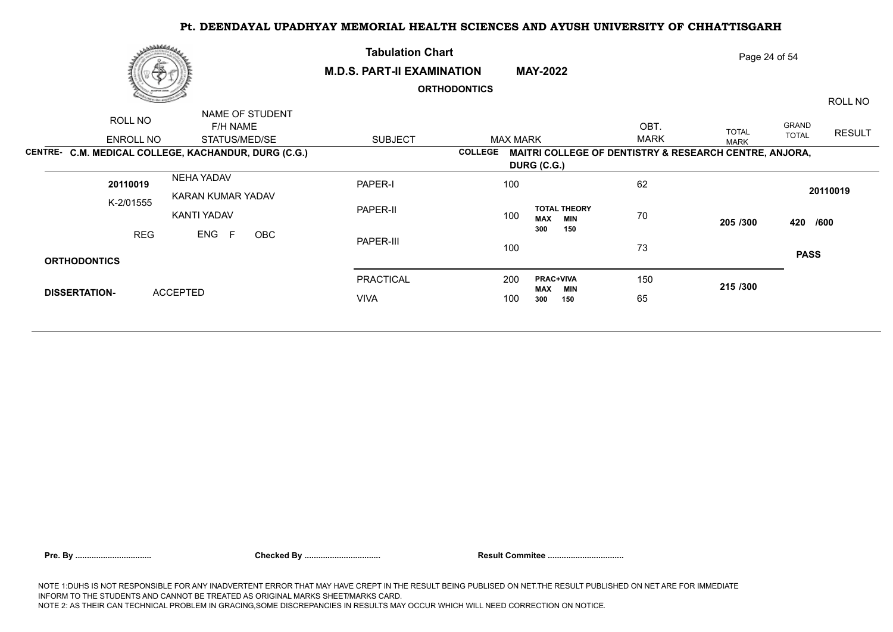# Pt. DEENDAYAL UPADHYAY MEMORIAL HEALTH SCIENCES AND AYUSH UNIVERSITY OF CHHATTISGARH

**Tabulation Chart**

**M.D.S. PART-II EXAMINATION** **MAY-2022**

**ORTHODONTICS**

| ROLL NO / ENROLL NO | NAME OF STUDENT / F/H NAME / STATUS/MED/SE | SUBJECT | MAX MARK | | OBT. MARK | TOTAL MARK | GRAND TOTAL | ROLL NO / RESULT |
|---|---|---|---|---|---|---|---|---|
| **CENTRE- C.M. MEDICAL COLLEGE, KACHANDUR, DURG (C.G.)** | | | **COLLEGE MAITRI COLLEGE OF DENTISTRY & RESEARCH CENTRE, ANJORA, DURG (C.G.)** | | | | | |
| **20110019** | NEHA YADAV | PAPER-I | 100 | | 62 | | | **20110019** |
| K-2/01555 | KARAN KUMAR YADAV | | | | | | | |
| | KANTI YADAV | PAPER-II | 100 | **TOTAL THEORY** **MAX** 300 **MIN** 150 | 70 | **205 /300** | **420 /600** | |
| REG | ENG F OBC | PAPER-III | 100 | | 73 | | | **PASS** |
| **ORTHODONTICS** | | | | | | | | |
| **DISSERTATION-** | ACCEPTED | PRACTICAL | 200 | **PRAC+VIVA** **MAX** 300 **MIN** 150 | 150 | **215 /300** | | |
| | | VIVA | 100 | | 65 | | | |

**Pre. By ................................** **Checked By ................................** **Result Commitee ................................**

NOTE 1:DUHS IS NOT RESPONSIBLE FOR ANY INADVERTENT ERROR THAT MAY HAVE CREPT IN THE RESULT BEING PUBLISED ON NET.THE RESULT PUBLISHED ON NET ARE FOR IMMEDIATE INFORM TO THE STUDENTS AND CANNOT BE TREATED AS ORIGINAL MARKS SHEET/MARKS CARD.
NOTE 2: AS THEIR CAN TECHNICAL PROBLEM IN GRACING,SOME DISCREPANCIES IN RESULTS MAY OCCUR WHICH WILL NEED CORRECTION ON NOTICE.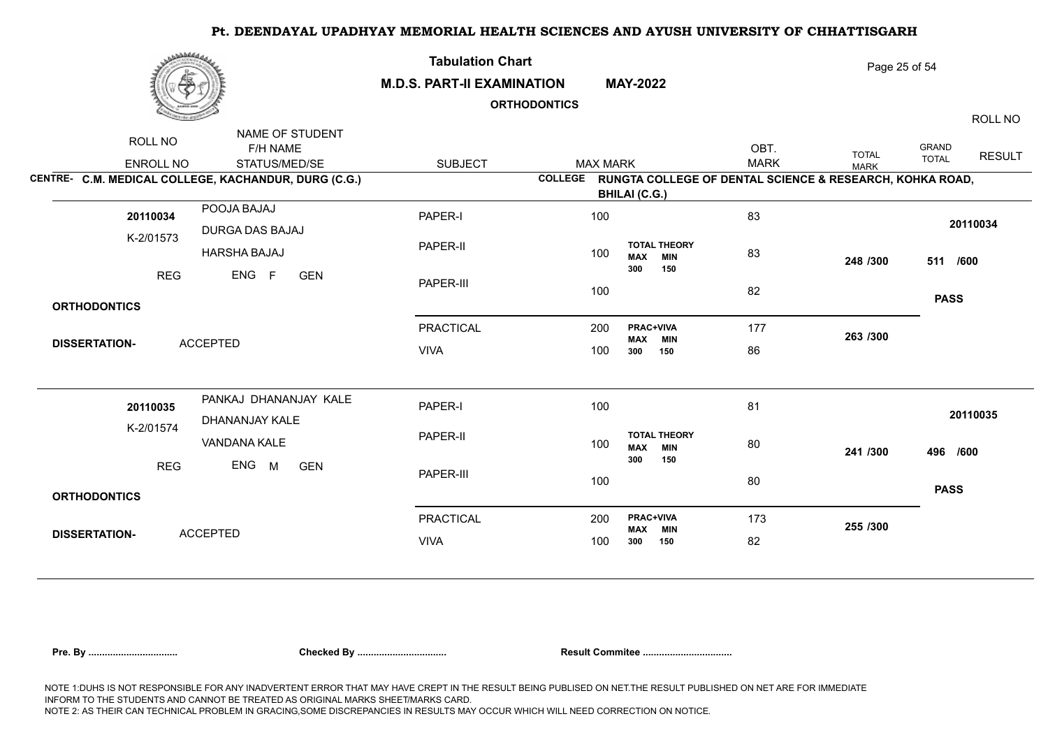# Pt. DEENDAYAL UPADHYAY MEMORIAL HEALTH SCIENCES AND AYUSH UNIVERSITY OF CHHATTISGARH

## Tabulation Chart

**M.D.S. PART-II EXAMINATION MAY-2022**

**ORTHODONTICS**

**CENTRE- C.M. MEDICAL COLLEGE, KACHANDUR, DURG (C.G.)**

**COLLEGE RUNGTA COLLEGE OF DENTAL SCIENCE & RESEARCH, KOHKA ROAD, BHILAI (C.G.)**

| ROLL NO / ENROLL NO | NAME OF STUDENT / F/H NAME / STATUS/MED/SE | SUBJECT | MAX MARK | | OBT. MARK | TOTAL MARK | GRAND TOTAL | RESULT | ROLL NO |
|---|---|---|---|---|---|---|---|---|---|
| 20110034 | POOJA BAJAJ | PAPER-I | 100 | | 83 | | | | 20110034 |
| K-2/01573 | DURGA DAS BAJAJ / HARSHA BAJAJ | PAPER-II | 100 | TOTAL THEORY MAX 300 MIN 150 | 83 | 248 /300 | 511 /600 | | |
| REG | ENG F GEN | PAPER-III | 100 | | 82 | | | PASS | |
| ORTHODONTICS | | | | | | | | | |
| DISSERTATION- ACCEPTED | | PRACTICAL | 200 | PRAC+VIVA MAX 300 MIN 150 | 177 | 263 /300 | | | |
| | | VIVA | 100 | | 86 | | | | |
| 20110035 | PANKAJ DHANANJAY KALE | PAPER-I | 100 | | 81 | | | | 20110035 |
| K-2/01574 | DHANANJAY KALE / VANDANA KALE | PAPER-II | 100 | TOTAL THEORY MAX 300 MIN 150 | 80 | 241 /300 | 496 /600 | | |
| REG | ENG M GEN | PAPER-III | 100 | | 80 | | | PASS | |
| ORTHODONTICS | | | | | | | | | |
| DISSERTATION- ACCEPTED | | PRACTICAL | 200 | PRAC+VIVA MAX 300 MIN 150 | 173 | 255 /300 | | | |
| | | VIVA | 100 | | 82 | | | | |

**Pre. By ................................** **Checked By ................................** **Result Commitee ................................**

NOTE 1:DUHS IS NOT RESPONSIBLE FOR ANY INADVERTENT ERROR THAT MAY HAVE CREPT IN THE RESULT BEING PUBLISED ON NET.THE RESULT PUBLISHED ON NET ARE FOR IMMEDIATE INFORM TO THE STUDENTS AND CANNOT BE TREATED AS ORIGINAL MARKS SHEET/MARKS CARD.
NOTE 2: AS THEIR CAN TECHNICAL PROBLEM IN GRACING,SOME DISCREPANCIES IN RESULTS MAY OCCUR WHICH WILL NEED CORRECTION ON NOTICE.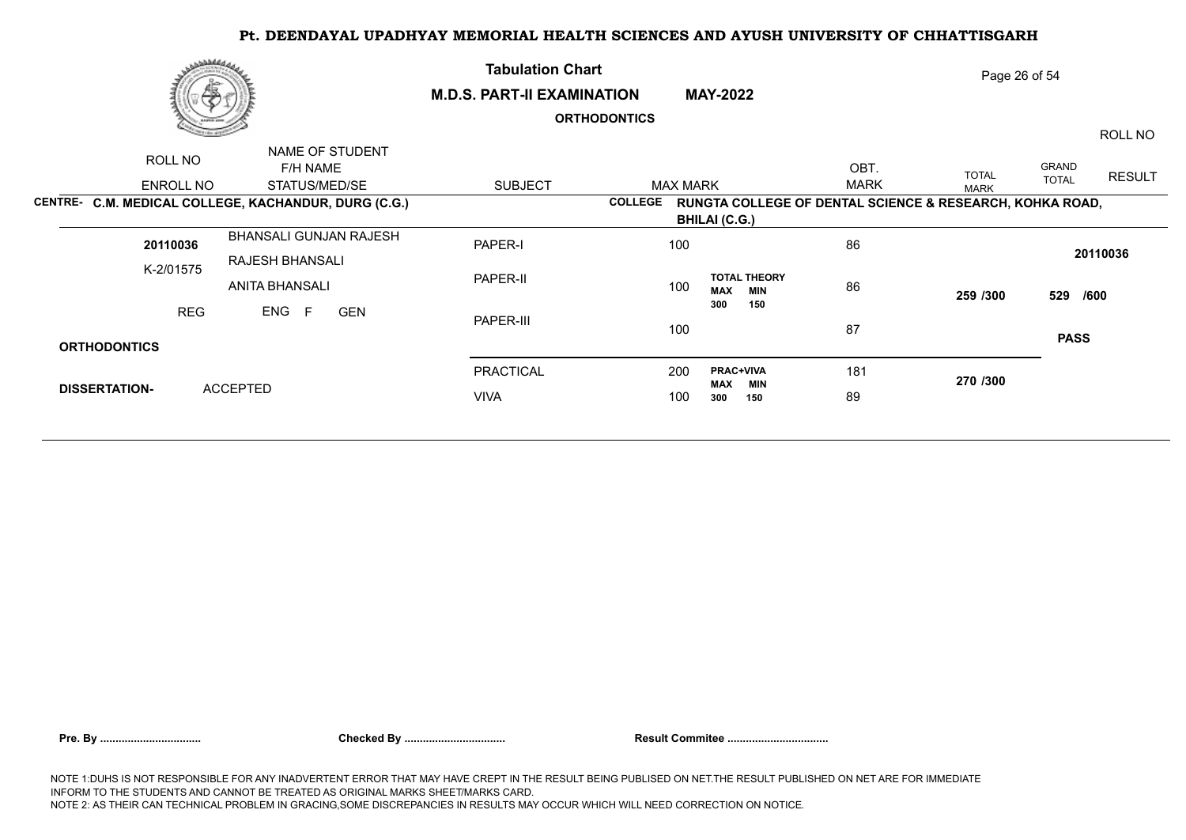# Pt. DEENDAYAL UPADHYAY MEMORIAL HEALTH SCIENCES AND AYUSH UNIVERSITY OF CHHATTISGARH

## Tabulation Chart

**M.D.S. PART-II EXAMINATION** **MAY-2022**

**ORTHODONTICS**

| ROLL NO / ENROLL NO | NAME OF STUDENT / F/H NAME / STATUS/MED/SE | SUBJECT | MAX MARK | | OBT. MARK | TOTAL MARK | GRAND TOTAL | RESULT / ROLL NO |
|---|---|---|---|---|---|---|---|---|

**CENTRE- C.M. MEDICAL COLLEGE, KACHANDUR, DURG (C.G.)**

**COLLEGE RUNGTA COLLEGE OF DENTAL SCIENCE & RESEARCH, KOHKA ROAD, BHILAI (C.G.)**

| ROLL NO / ENROLL NO | NAME OF STUDENT / F/H NAME / STATUS/MED/SE | SUBJECT | MAX MARK | | OBT. MARK | TOTAL MARK | GRAND TOTAL | RESULT / ROLL NO |
|---|---|---|---|---|---|---|---|---|
| **20110036** | BHANSALI GUNJAN RAJESH | PAPER-I | 100 | | 86 | | | **20110036** |
| K-2/01575 | RAJESH BHANSALI | PAPER-II | 100 | **TOTAL THEORY** MAX 300 MIN 150 | 86 | **259 /300** | **529 /600** | |
| REG | ANITA BHANSALI / ENG F GEN | PAPER-III | 100 | | 87 | | | **PASS** |
| **ORTHODONTICS** | | PRACTICAL | 200 | **PRAC+VIVA** MAX 300 MIN 150 | 181 | **270 /300** | | |
| **DISSERTATION-** | ACCEPTED | VIVA | 100 | | 89 | | | |

**Pre. By ................................** **Checked By ................................** **Result Commitee ................................**

NOTE 1:DUHS IS NOT RESPONSIBLE FOR ANY INADVERTENT ERROR THAT MAY HAVE CREPT IN THE RESULT BEING PUBLISED ON NET.THE RESULT PUBLISHED ON NET ARE FOR IMMEDIATE INFORM TO THE STUDENTS AND CANNOT BE TREATED AS ORIGINAL MARKS SHEET/MARKS CARD.
NOTE 2: AS THEIR CAN TECHNICAL PROBLEM IN GRACING,SOME DISCREPANCIES IN RESULTS MAY OCCUR WHICH WILL NEED CORRECTION ON NOTICE.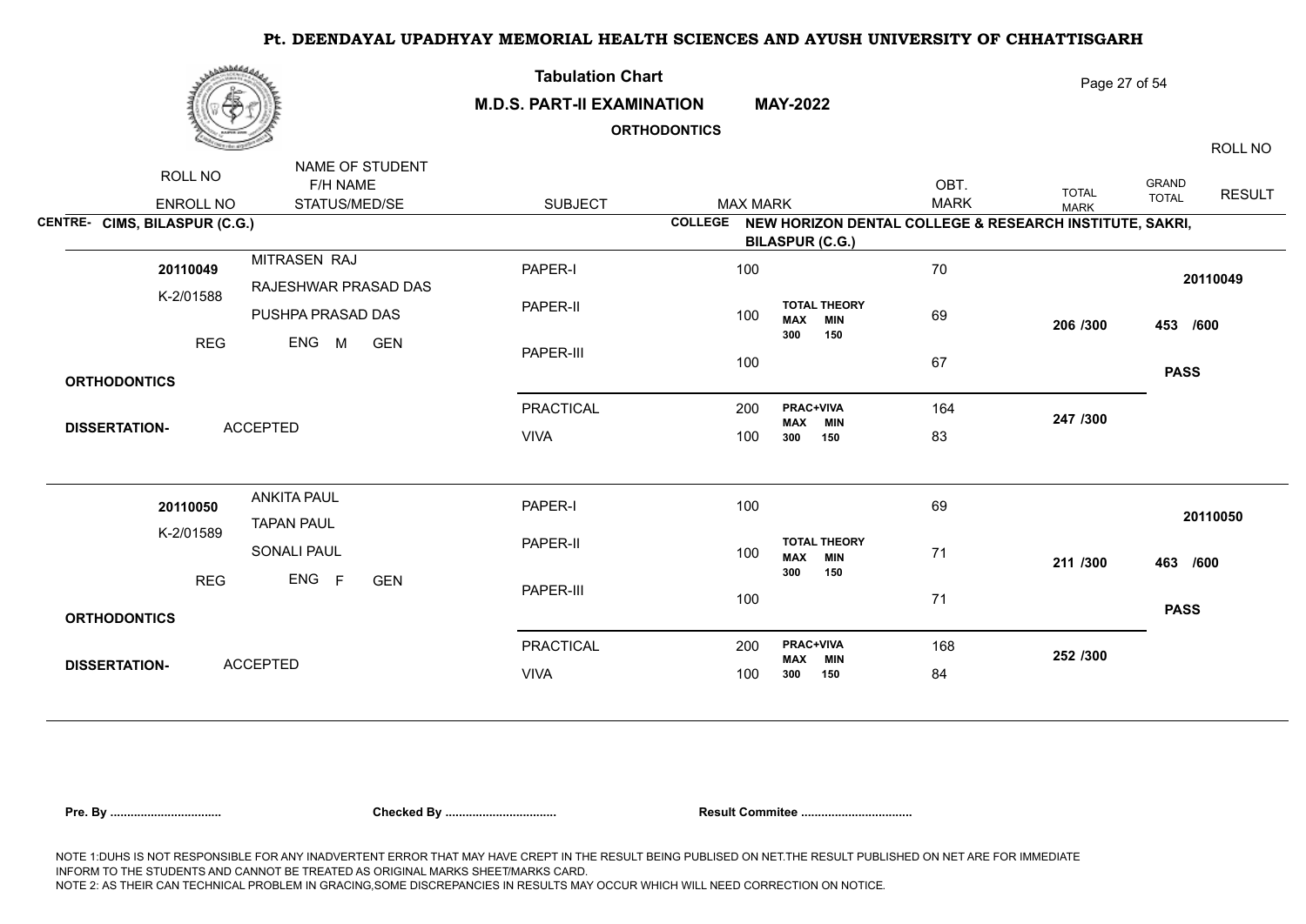# Pt. DEENDAYAL UPADHYAY MEMORIAL HEALTH SCIENCES AND AYUSH UNIVERSITY OF CHHATTISGARH

**Tabulation Chart**

**M.D.S. PART-II EXAMINATION MAY-2022**

**ORTHODONTICS**

**CENTRE- CIMS, BILASPUR (C.G.)**

**COLLEGE NEW HORIZON DENTAL COLLEGE & RESEARCH INSTITUTE, SAKRI, BILASPUR (C.G.)**

| ROLL NO / ENROLL NO | NAME OF STUDENT / F/H NAME / STATUS/MED/SE | SUBJECT | MAX MARK | | OBT. MARK | TOTAL MARK | GRAND TOTAL | ROLL NO / RESULT |
|---|---|---|---|---|---|---|---|---|
| 20110049 | MITRASEN RAJ | PAPER-I | 100 | | 70 | | | 20110049 |
| K-2/01588 | RAJESHWAR PRASAD DAS | PAPER-II | 100 | TOTAL THEORY MAX 300 MIN 150 | 69 | 206 /300 | 453 /600 | |
| REG | PUSHPA PRASAD DAS / ENG M GEN | PAPER-III | 100 | | 67 | | | PASS |
| ORTHODONTICS | | PRACTICAL | 200 | PRAC+VIVA MAX 300 MIN 150 | 164 | 247 /300 | | |
| DISSERTATION- ACCEPTED | | VIVA | 100 | | 83 | | | |
| 20110050 | ANKITA PAUL | PAPER-I | 100 | | 69 | | | 20110050 |
| K-2/01589 | TAPAN PAUL | PAPER-II | 100 | TOTAL THEORY MAX 300 MIN 150 | 71 | 211 /300 | 463 /600 | |
| REG | SONALI PAUL / ENG F GEN | PAPER-III | 100 | | 71 | | | PASS |
| ORTHODONTICS | | PRACTICAL | 200 | PRAC+VIVA MAX 300 MIN 150 | 168 | 252 /300 | | |
| DISSERTATION- ACCEPTED | | VIVA | 100 | | 84 | | | |

**Pre. By ................................** **Checked By ................................** **Result Commitee ................................**

NOTE 1:DUHS IS NOT RESPONSIBLE FOR ANY INADVERTENT ERROR THAT MAY HAVE CREPT IN THE RESULT BEING PUBLISED ON NET.THE RESULT PUBLISHED ON NET ARE FOR IMMEDIATE INFORM TO THE STUDENTS AND CANNOT BE TREATED AS ORIGINAL MARKS SHEET/MARKS CARD.
NOTE 2: AS THEIR CAN TECHNICAL PROBLEM IN GRACING,SOME DISCREPANCIES IN RESULTS MAY OCCUR WHICH WILL NEED CORRECTION ON NOTICE.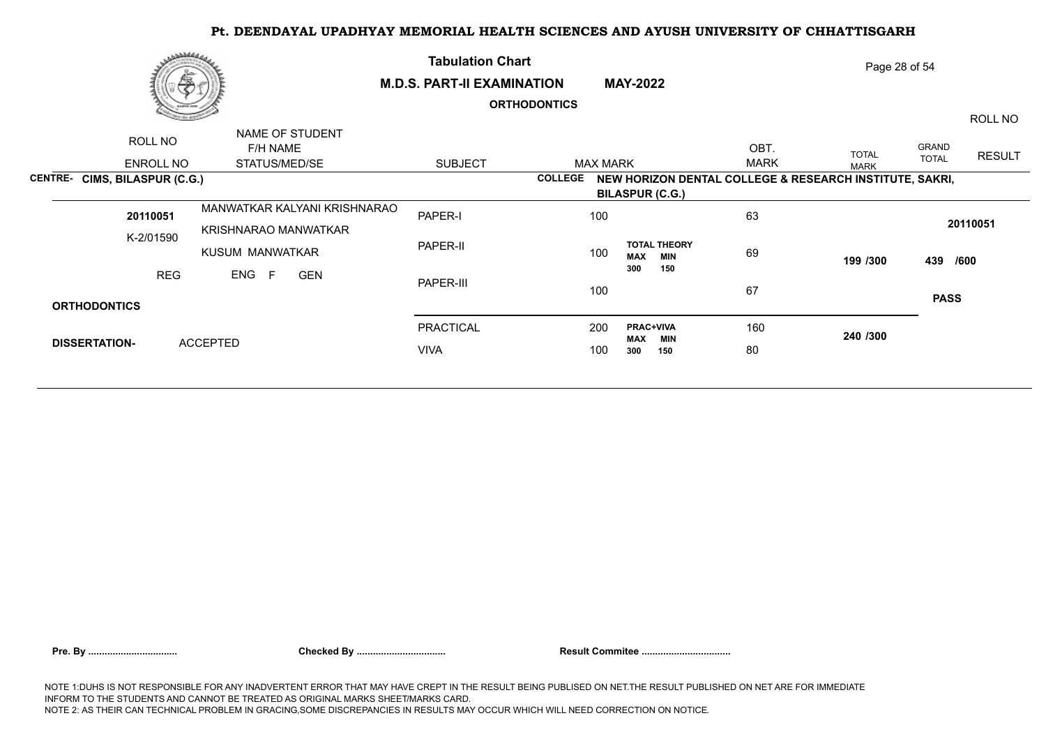# Pt. DEENDAYAL UPADHYAY MEMORIAL HEALTH SCIENCES AND AYUSH UNIVERSITY OF CHHATTISGARH

**Tabulation Chart**

**M.D.S. PART-II EXAMINATION** **MAY-2022**

**ORTHODONTICS**

| ROLL NO / ENROLL NO | NAME OF STUDENT / F/H NAME / STATUS/MED/SE | SUBJECT | MAX MARK | | OBT. MARK | TOTAL MARK | GRAND TOTAL | ROLL NO / RESULT |
|---|---|---|---|---|---|---|---|---|
| **CENTRE- CIMS, BILASPUR (C.G.)** | | | **COLLEGE NEW HORIZON DENTAL COLLEGE & RESEARCH INSTITUTE, SAKRI, BILASPUR (C.G.)** | | | | | |
| **20110051** | MANWATKAR KALYANI KRISHNARAO | PAPER-I | 100 | | 63 | | | **20110051** |
| K-2/01590 | KRISHNARAO MANWATKAR | PAPER-II | 100 | **TOTAL THEORY** **MAX 300 MIN 150** | 69 | **199 /300** | **439 /600** | |
| REG | KUSUM MANWATKAR | PAPER-III | 100 | | 67 | | | **PASS** |
| | ENG F GEN | | | | | | | |
| **ORTHODONTICS** | | | | | | | | |
| **DISSERTATION-** | ACCEPTED | PRACTICAL | 200 | **PRAC+VIVA** **MAX 300 MIN 150** | 160 | **240 /300** | | |
| | | VIVA | 100 | | 80 | | | |

**Pre. By ................................** **Checked By ................................** **Result Commitee ................................**

NOTE 1:DUHS IS NOT RESPONSIBLE FOR ANY INADVERTENT ERROR THAT MAY HAVE CREPT IN THE RESULT BEING PUBLISED ON NET.THE RESULT PUBLISHED ON NET ARE FOR IMMEDIATE INFORM TO THE STUDENTS AND CANNOT BE TREATED AS ORIGINAL MARKS SHEET/MARKS CARD.
NOTE 2: AS THEIR CAN TECHNICAL PROBLEM IN GRACING,SOME DISCREPANCIES IN RESULTS MAY OCCUR WHICH WILL NEED CORRECTION ON NOTICE.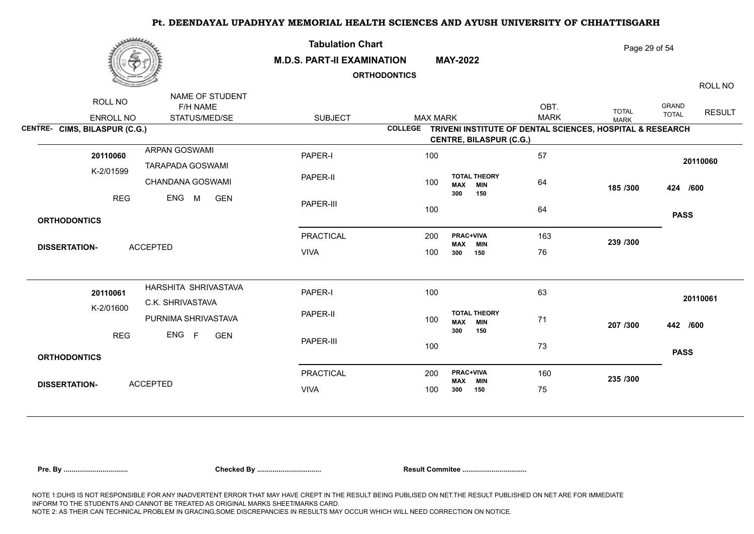# Pt. DEENDAYAL UPADHYAY MEMORIAL HEALTH SCIENCES AND AYUSH UNIVERSITY OF CHHATTISGARH

## Tabulation Chart

**M.D.S. PART-II EXAMINATION** **MAY-2022**

**ORTHODONTICS**

| ROLL NO / ENROLL NO | NAME OF STUDENT / F/H NAME / STATUS/MED/SE | SUBJECT | MAX MARK | | OBT. MARK | TOTAL MARK | GRAND TOTAL | ROLL NO / RESULT |
|---|---|---|---|---|---|---|---|---|

**CENTRE- CIMS, BILASPUR (C.G.)** **COLLEGE TRIVENI INSTITUTE OF DENTAL SCIENCES, HOSPITAL & RESEARCH CENTRE, BILASPUR (C.G.)**

| ROLL NO / ENROLL NO | NAME OF STUDENT / F/H NAME / STATUS/MED/SE | SUBJECT | MAX MARK | | OBT. MARK | TOTAL MARK | GRAND TOTAL | ROLL NO / RESULT |
|---|---|---|---|---|---|---|---|---|
| 20110060 | ARPAN GOSWAMI | PAPER-I | 100 | | 57 | | | 20110060 |
| K-2/01599 | TARAPADA GOSWAMI | PAPER-II | 100 | TOTAL THEORY MAX 300 MIN 150 | 64 | 185 /300 | 424 /600 | |
| REG | CHANDANA GOSWAMI | PAPER-III | 100 | | 64 | | | PASS |
| | ENG M GEN | | | | | | | |
| ORTHODONTICS | | PRACTICAL | 200 | PRAC+VIVA MAX 300 MIN 150 | 163 | 239 /300 | | |
| DISSERTATION- ACCEPTED | | VIVA | 100 | | 76 | | | |
| 20110061 | HARSHITA SHRIVASTAVA | PAPER-I | 100 | | 63 | | | 20110061 |
| K-2/01600 | C.K. SHRIVASTAVA | PAPER-II | 100 | TOTAL THEORY MAX 300 MIN 150 | 71 | 207 /300 | 442 /600 | |
| REG | PURNIMA SHRIVASTAVA | PAPER-III | 100 | | 73 | | | PASS |
| | ENG F GEN | | | | | | | |
| ORTHODONTICS | | PRACTICAL | 200 | PRAC+VIVA MAX 300 MIN 150 | 160 | 235 /300 | | |
| DISSERTATION- ACCEPTED | | VIVA | 100 | | 75 | | | |

**Pre. By ................................** **Checked By ................................** **Result Commitee ................................**

NOTE 1:DUHS IS NOT RESPONSIBLE FOR ANY INADVERTENT ERROR THAT MAY HAVE CREPT IN THE RESULT BEING PUBLISED ON NET.THE RESULT PUBLISHED ON NET ARE FOR IMMEDIATE INFORM TO THE STUDENTS AND CANNOT BE TREATED AS ORIGINAL MARKS SHEET/MARKS CARD.
NOTE 2: AS THEIR CAN TECHNICAL PROBLEM IN GRACING,SOME DISCREPANCIES IN RESULTS MAY OCCUR WHICH WILL NEED CORRECTION ON NOTICE.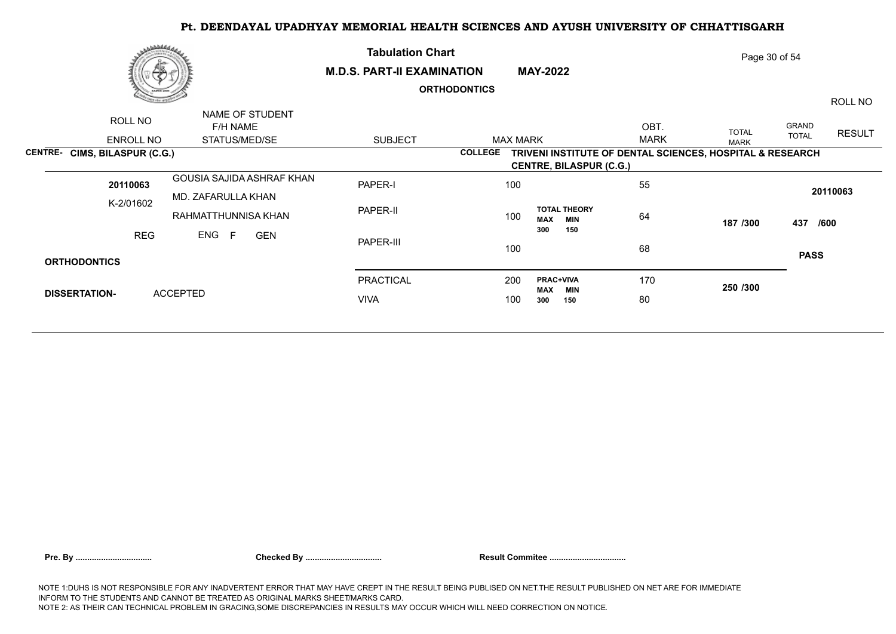# Pt. DEENDAYAL UPADHYAY MEMORIAL HEALTH SCIENCES AND AYUSH UNIVERSITY OF CHHATTISGARH

**Tabulation Chart**

**M.D.S. PART-II EXAMINATION** **MAY-2022**

**ORTHODONTICS**

| ROLL NO / ENROLL NO | NAME OF STUDENT / F/H NAME / STATUS/MED/SE | SUBJECT | MAX MARK | | OBT. MARK | TOTAL MARK | GRAND TOTAL | RESULT / ROLL NO |
|---|---|---|---|---|---|---|---|---|
| **CENTRE- CIMS, BILASPUR (C.G.)** | | | **COLLEGE TRIVENI INSTITUTE OF DENTAL SCIENCES, HOSPITAL & RESEARCH CENTRE, BILASPUR (C.G.)** | | | | | |
| **20110063** | GOUSIA SAJIDA ASHRAF KHAN | PAPER-I | 100 | | 55 | | | **20110063** |
| K-2/01602 | MD. ZAFARULLA KHAN | PAPER-II | 100 | **TOTAL THEORY MAX 300 MIN 150** | 64 | **187 /300** | **437 /600** | |
| REG | RAHMATTHUNNISA KHAN | | | | | | | |
| | ENG F GEN | PAPER-III | 100 | | 68 | | | **PASS** |
| **ORTHODONTICS** | | | | | | | | |
| | | PRACTICAL | 200 | **PRAC+VIVA MAX 300 MIN 150** | 170 | **250 /300** | | |
| **DISSERTATION-** | ACCEPTED | VIVA | 100 | | 80 | | | |

**Pre. By ................................** **Checked By ................................** **Result Commitee ................................**

NOTE 1:DUHS IS NOT RESPONSIBLE FOR ANY INADVERTENT ERROR THAT MAY HAVE CREPT IN THE RESULT BEING PUBLISED ON NET.THE RESULT PUBLISHED ON NET ARE FOR IMMEDIATE INFORM TO THE STUDENTS AND CANNOT BE TREATED AS ORIGINAL MARKS SHEET/MARKS CARD.
NOTE 2: AS THEIR CAN TECHNICAL PROBLEM IN GRACING,SOME DISCREPANCIES IN RESULTS MAY OCCUR WHICH WILL NEED CORRECTION ON NOTICE.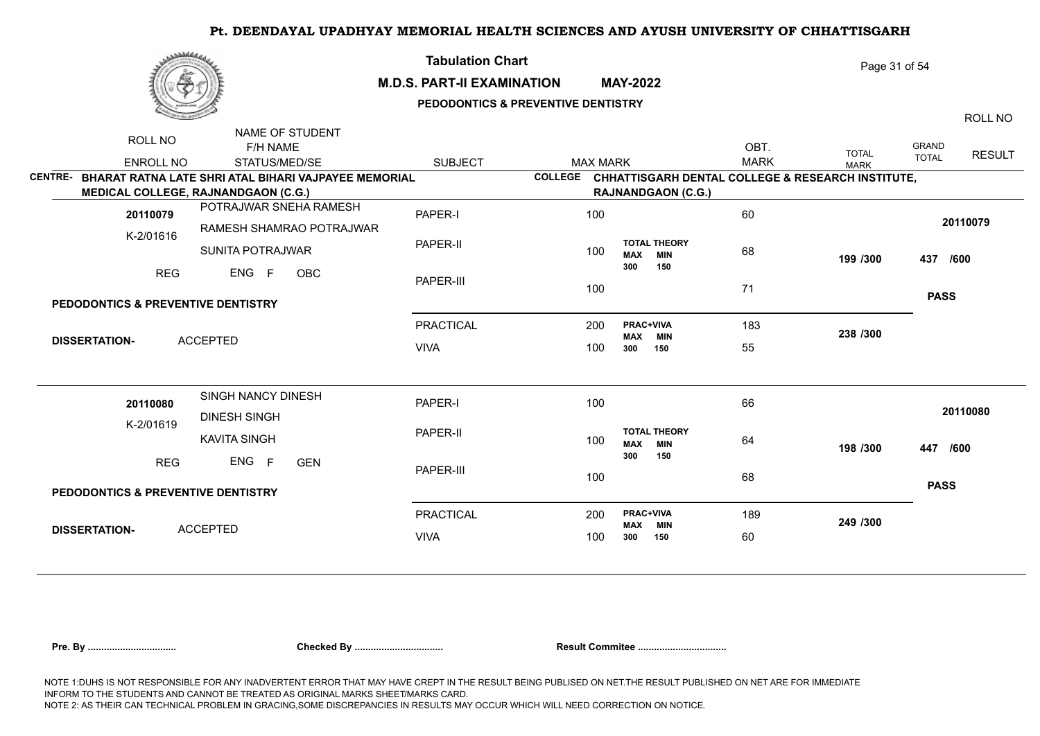# Pt. DEENDAYAL UPADHYAY MEMORIAL HEALTH SCIENCES AND AYUSH UNIVERSITY OF CHHATTISGARH

## Tabulation Chart

**M.D.S. PART-II EXAMINATION MAY-2022**

**PEDODONTICS & PREVENTIVE DENTISTRY**

| ROLL NO / ENROLL NO | NAME OF STUDENT / F/H NAME / STATUS/MED/SE | SUBJECT | MAX MARK | | OBT. MARK | TOTAL MARK | GRAND TOTAL | RESULT / ROLL NO |
|---|---|---|---|---|---|---|---|---|

**CENTRE-** BHARAT RATNA LATE SHRI ATAL BIHARI VAJPAYEE MEMORIAL MEDICAL COLLEGE, RAJNANDGAON (C.G.)

**COLLEGE** CHHATTISGARH DENTAL COLLEGE & RESEARCH INSTITUTE, RAJNANDGAON (C.G.)

| ROLL NO / ENROLL NO | NAME OF STUDENT / F/H NAME / STATUS/MED/SE | SUBJECT | MAX MARK | | OBT. MARK | TOTAL MARK | GRAND TOTAL | RESULT / ROLL NO |
|---|---|---|---|---|---|---|---|---|
| 20110079 | POTRAJWAR SNEHA RAMESH | PAPER-I | 100 | | 60 | | | 20110079 |
| K-2/01616 | RAMESH SHAMRAO POTRAJWAR | PAPER-II | 100 | TOTAL THEORY MAX 300 MIN 150 | 68 | 199 /300 | 437 /600 | |
| REG | SUNITA POTRAJWAR | PAPER-III | 100 | | 71 | | | PASS |
| | ENG F OBC | PRACTICAL | 200 | PRAC+VIVA MAX 300 MIN 150 | 183 | 238 /300 | | |
| | | VIVA | 100 | | 55 | | | |

PEDODONTICS & PREVENTIVE DENTISTRY

**DISSERTATION-** ACCEPTED

| ROLL NO / ENROLL NO | NAME OF STUDENT / F/H NAME / STATUS/MED/SE | SUBJECT | MAX MARK | | OBT. MARK | TOTAL MARK | GRAND TOTAL | RESULT / ROLL NO |
|---|---|---|---|---|---|---|---|---|
| 20110080 | SINGH NANCY DINESH | PAPER-I | 100 | | 66 | | | 20110080 |
| K-2/01619 | DINESH SINGH | PAPER-II | 100 | TOTAL THEORY MAX 300 MIN 150 | 64 | 198 /300 | 447 /600 | |
| REG | KAVITA SINGH | PAPER-III | 100 | | 68 | | | PASS |
| | ENG F GEN | PRACTICAL | 200 | PRAC+VIVA MAX 300 MIN 150 | 189 | 249 /300 | | |
| | | VIVA | 100 | | 60 | | | |

PEDODONTICS & PREVENTIVE DENTISTRY

**DISSERTATION-** ACCEPTED

**Pre. By ................................** **Checked By ................................** **Result Commitee ................................**

NOTE 1:DUHS IS NOT RESPONSIBLE FOR ANY INADVERTENT ERROR THAT MAY HAVE CREPT IN THE RESULT BEING PUBLISED ON NET.THE RESULT PUBLISHED ON NET ARE FOR IMMEDIATE INFORM TO THE STUDENTS AND CANNOT BE TREATED AS ORIGINAL MARKS SHEET/MARKS CARD.
NOTE 2: AS THEIR CAN TECHNICAL PROBLEM IN GRACING,SOME DISCREPANCIES IN RESULTS MAY OCCUR WHICH WILL NEED CORRECTION ON NOTICE.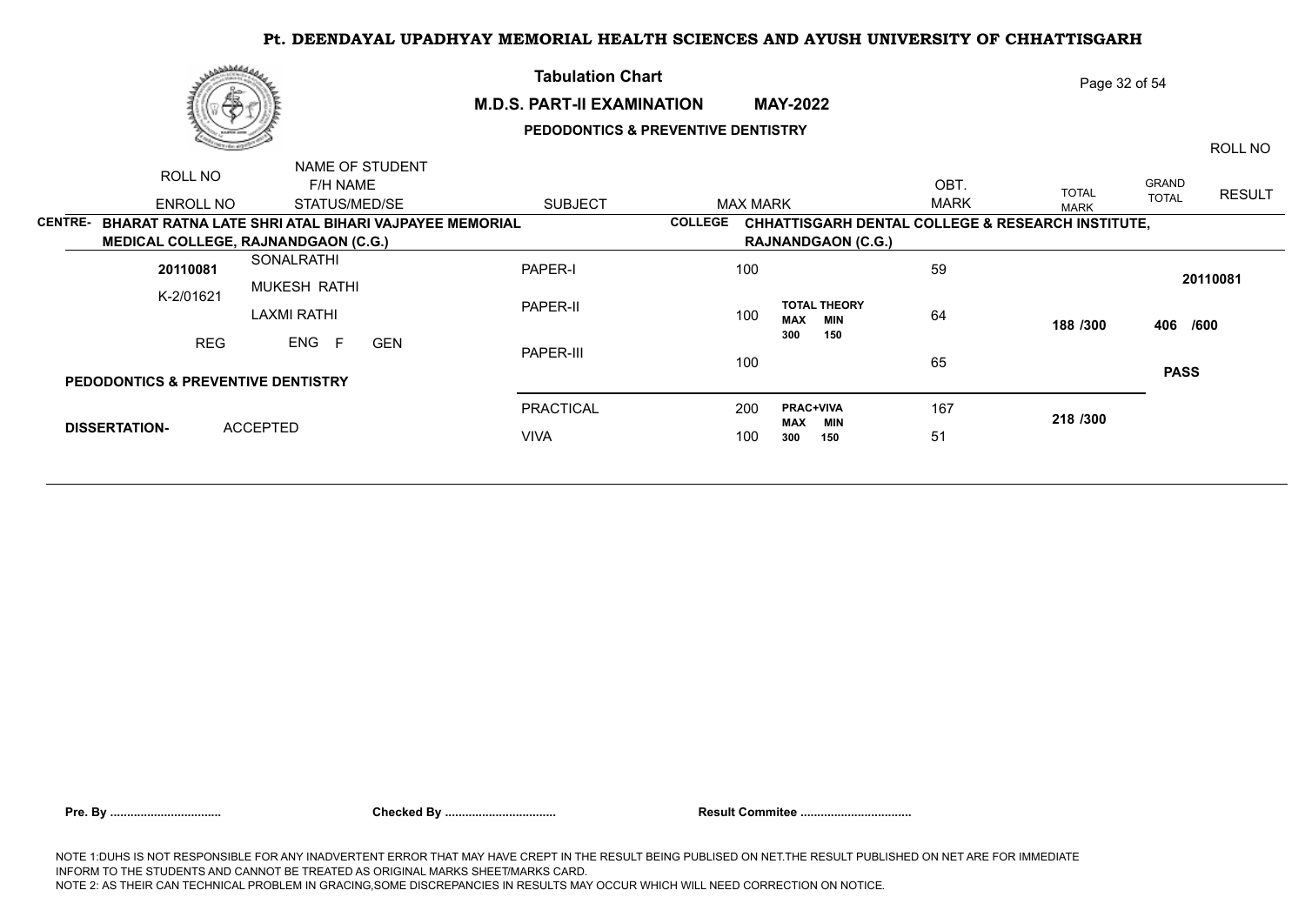# Pt. DEENDAYAL UPADHYAY MEMORIAL HEALTH SCIENCES AND AYUSH UNIVERSITY OF CHHATTISGARH

**Tabulation Chart**

**M.D.S. PART-II EXAMINATION MAY-2022**

**PEDODONTICS & PREVENTIVE DENTISTRY**

| ROLL NO / ENROLL NO | NAME OF STUDENT / F/H NAME / STATUS/MED/SE | SUBJECT | MAX MARK | | OBT. MARK | TOTAL MARK | GRAND TOTAL | RESULT / ROLL NO |
|---|---|---|---|---|---|---|---|---|

**CENTRE- BHARAT RATNA LATE SHRI ATAL BIHARI VAJPAYEE MEMORIAL MEDICAL COLLEGE, RAJNANDGAON (C.G.)**

**COLLEGE CHHATTISGARH DENTAL COLLEGE & RESEARCH INSTITUTE, RAJNANDGAON (C.G.)**

| ROLL NO / ENROLL NO | NAME OF STUDENT / F/H NAME / STATUS/MED/SE | SUBJECT | MAX MARK | | OBT. MARK | TOTAL MARK | GRAND TOTAL | RESULT / ROLL NO |
|---|---|---|---|---|---|---|---|---|
| **20110081** | SONALRATHI | PAPER-I | 100 | | 59 | | | **20110081** |
| K-2/01621 | MUKESH RATHI / LAXMI RATHI | PAPER-II | 100 | **TOTAL THEORY** MAX 300 MIN 150 | 64 | **188 /300** | **406 /600** | |
| REG | ENG F GEN | PAPER-III | 100 | | 65 | | | **PASS** |
| **PEDODONTICS & PREVENTIVE DENTISTRY** | | | | | | | | |
| | | PRACTICAL | 200 | **PRAC+VIVA** MAX 300 MIN 150 | 167 | **218 /300** | | |
| **DISSERTATION-** | ACCEPTED | VIVA | 100 | | 51 | | | |

**Pre. By ................................** **Checked By ................................** **Result Commitee ................................**

NOTE 1:DUHS IS NOT RESPONSIBLE FOR ANY INADVERTENT ERROR THAT MAY HAVE CREPT IN THE RESULT BEING PUBLISED ON NET.THE RESULT PUBLISHED ON NET ARE FOR IMMEDIATE INFORM TO THE STUDENTS AND CANNOT BE TREATED AS ORIGINAL MARKS SHEET/MARKS CARD.
NOTE 2: AS THEIR CAN TECHNICAL PROBLEM IN GRACING,SOME DISCREPANCIES IN RESULTS MAY OCCUR WHICH WILL NEED CORRECTION ON NOTICE.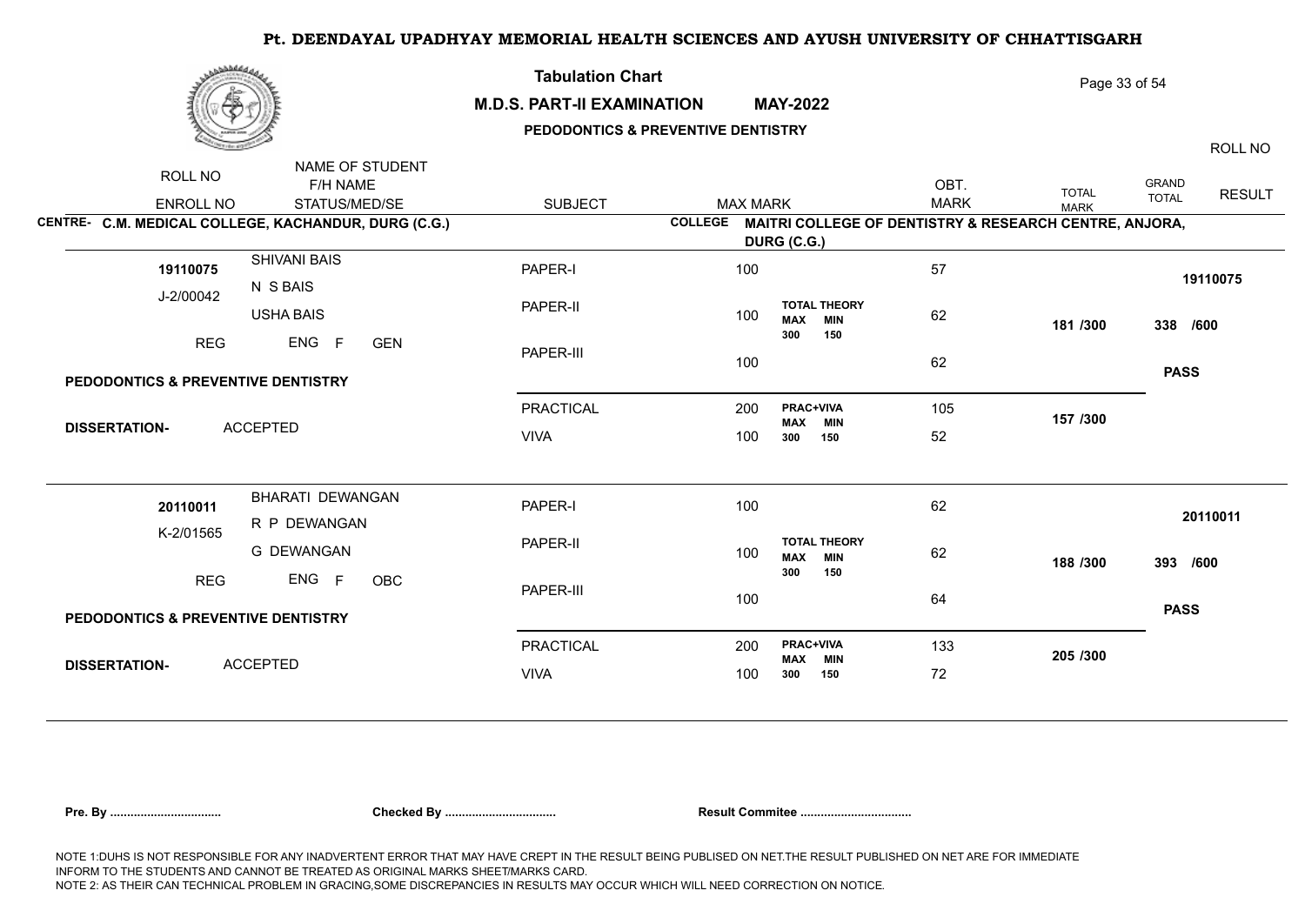# Pt. DEENDAYAL UPADHYAY MEMORIAL HEALTH SCIENCES AND AYUSH UNIVERSITY OF CHHATTISGARH

## Tabulation Chart

**M.D.S. PART-II EXAMINATION MAY-2022**

**PEDODONTICS & PREVENTIVE DENTISTRY**

**CENTRE- C.M. MEDICAL COLLEGE, KACHANDUR, DURG (C.G.)**

**COLLEGE MAITRI COLLEGE OF DENTISTRY & RESEARCH CENTRE, ANJORA, DURG (C.G.)**

| ROLL NO / ENROLL NO | NAME OF STUDENT / F/H NAME / STATUS/MED/SE | SUBJECT | MAX MARK | | OBT. MARK | TOTAL MARK | GRAND TOTAL | RESULT | ROLL NO |
|---|---|---|---|---|---|---|---|---|---|
| 19110075 | SHIVANI BAIS | PAPER-I | 100 | | 57 | | | | 19110075 |
| J-2/00042 | N S BAIS | PAPER-II | 100 | TOTAL THEORY MAX 300 MIN 150 | 62 | 181 /300 | 338 /600 | | |
| REG | USHA BAIS | PAPER-III | 100 | | 62 | | | PASS | |
| | ENG F GEN | PRACTICAL | 200 | PRAC+VIVA MAX 300 MIN 150 | 105 | 157 /300 | | | |
| | PEDODONTICS & PREVENTIVE DENTISTRY | VIVA | 100 | | 52 | | | | |
| | DISSERTATION- ACCEPTED | | | | | | | | |
| 20110011 | BHARATI DEWANGAN | PAPER-I | 100 | | 62 | | | | 20110011 |
| K-2/01565 | R P DEWANGAN | PAPER-II | 100 | TOTAL THEORY MAX 300 MIN 150 | 62 | 188 /300 | 393 /600 | | |
| REG | G DEWANGAN | PAPER-III | 100 | | 64 | | | PASS | |
| | ENG F OBC | PRACTICAL | 200 | PRAC+VIVA MAX 300 MIN 150 | 133 | 205 /300 | | | |
| | PEDODONTICS & PREVENTIVE DENTISTRY | VIVA | 100 | | 72 | | | | |
| | DISSERTATION- ACCEPTED | | | | | | | | |

**Pre. By ................................ Checked By ................................ Result Commitee ................................**

NOTE 1:DUHS IS NOT RESPONSIBLE FOR ANY INADVERTENT ERROR THAT MAY HAVE CREPT IN THE RESULT BEING PUBLISED ON NET.THE RESULT PUBLISHED ON NET ARE FOR IMMEDIATE INFORM TO THE STUDENTS AND CANNOT BE TREATED AS ORIGINAL MARKS SHEET/MARKS CARD.

NOTE 2: AS THEIR CAN TECHNICAL PROBLEM IN GRACING,SOME DISCREPANCIES IN RESULTS MAY OCCUR WHICH WILL NEED CORRECTION ON NOTICE.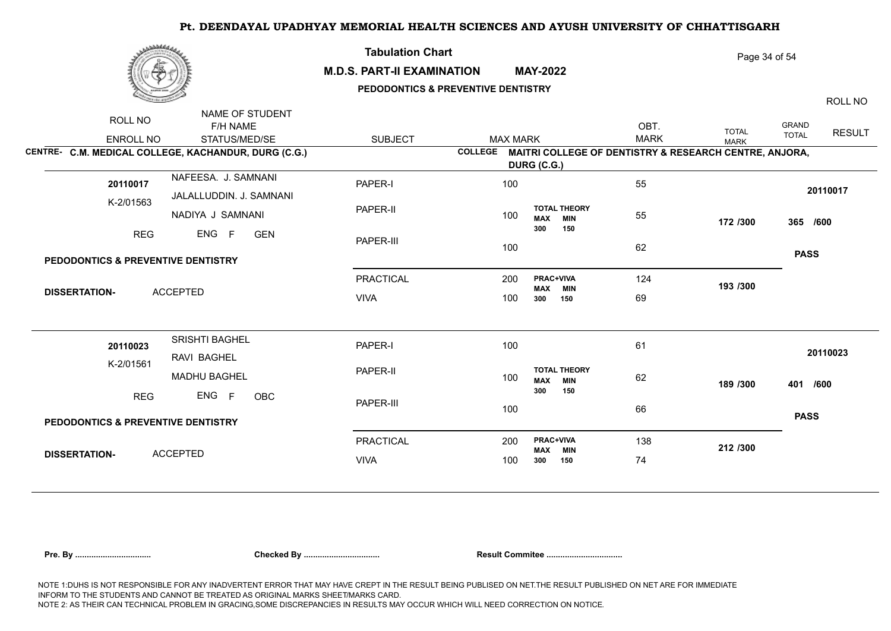# Pt. DEENDAYAL UPADHYAY MEMORIAL HEALTH SCIENCES AND AYUSH UNIVERSITY OF CHHATTISGARH

## Tabulation Chart

**M.D.S. PART-II EXAMINATION MAY-2022**

**PEDODONTICS & PREVENTIVE DENTISTRY**

**CENTRE- C.M. MEDICAL COLLEGE, KACHANDUR, DURG (C.G.)**

**COLLEGE MAITRI COLLEGE OF DENTISTRY & RESEARCH CENTRE, ANJORA, DURG (C.G.)**

| ROLL NO / ENROLL NO | NAME OF STUDENT / F/H NAME / STATUS/MED/SE | SUBJECT | MAX MARK | | OBT. MARK | TOTAL MARK | GRAND TOTAL | RESULT | ROLL NO |
|---|---|---|---|---|---|---|---|---|---|
| 20110017 | NAFEESA. J. SAMNANI | PAPER-I | 100 | | 55 | | | | 20110017 |
| K-2/01563 | JALALLUDDIN. J. SAMNANI | PAPER-II | 100 | TOTAL THEORY MAX 300 MIN 150 | 55 | 172 /300 | 365 /600 | | |
| REG | NADIYA J SAMNANI / ENG F GEN | PAPER-III | 100 | | 62 | | | PASS | |
| PEDODONTICS & PREVENTIVE DENTISTRY | | PRACTICAL | 200 | PRAC+VIVA MAX 300 MIN 150 | 124 | 193 /300 | | | |
| DISSERTATION- | ACCEPTED | VIVA | 100 | | 69 | | | | |
| 20110023 | SRISHTI BAGHEL | PAPER-I | 100 | | 61 | | | | 20110023 |
| K-2/01561 | RAVI BAGHEL | PAPER-II | 100 | TOTAL THEORY MAX 300 MIN 150 | 62 | 189 /300 | 401 /600 | | |
| REG | MADHU BAGHEL / ENG F OBC | PAPER-III | 100 | | 66 | | | PASS | |
| PEDODONTICS & PREVENTIVE DENTISTRY | | PRACTICAL | 200 | PRAC+VIVA MAX 300 MIN 150 | 138 | 212 /300 | | | |
| DISSERTATION- | ACCEPTED | VIVA | 100 | | 74 | | | | |

**Pre. By ................................ Checked By ................................ Result Commitee ................................**

NOTE 1:DUHS IS NOT RESPONSIBLE FOR ANY INADVERTENT ERROR THAT MAY HAVE CREPT IN THE RESULT BEING PUBLISED ON NET.THE RESULT PUBLISHED ON NET ARE FOR IMMEDIATE INFORM TO THE STUDENTS AND CANNOT BE TREATED AS ORIGINAL MARKS SHEET/MARKS CARD.
NOTE 2: AS THEIR CAN TECHNICAL PROBLEM IN GRACING,SOME DISCREPANCIES IN RESULTS MAY OCCUR WHICH WILL NEED CORRECTION ON NOTICE.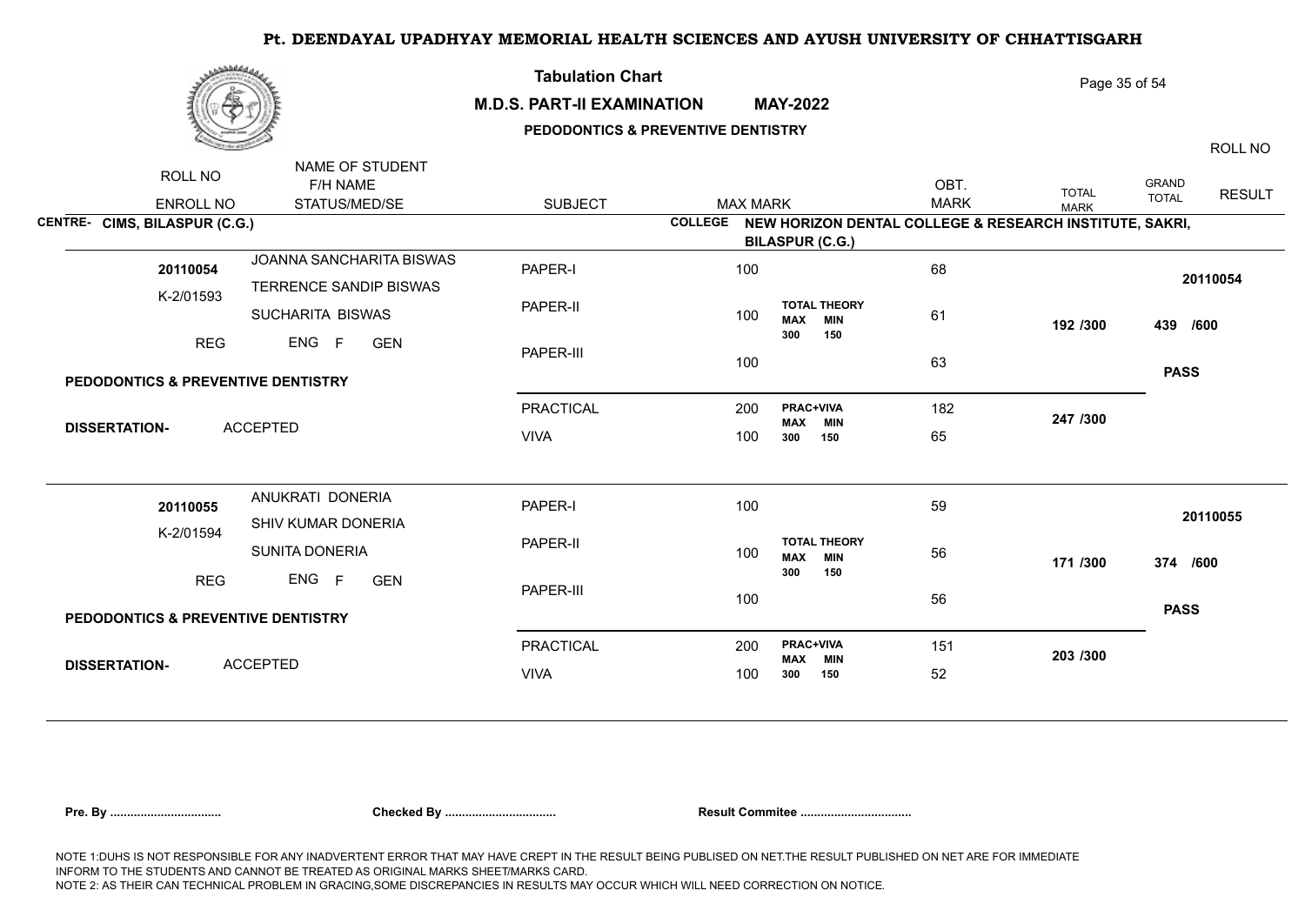# Pt. DEENDAYAL UPADHYAY MEMORIAL HEALTH SCIENCES AND AYUSH UNIVERSITY OF CHHATTISGARH

## Tabulation Chart

**M.D.S. PART-II EXAMINATION MAY-2022**

**PEDODONTICS & PREVENTIVE DENTISTRY**

| ROLL NO / ENROLL NO | NAME OF STUDENT / F/H NAME / STATUS/MED/SE | SUBJECT | MAX MARK | | OBT. MARK | TOTAL MARK | GRAND TOTAL | ROLL NO / RESULT |
|---|---|---|---|---|---|---|---|---|

**CENTRE- CIMS, BILASPUR (C.G.)**

**COLLEGE NEW HORIZON DENTAL COLLEGE & RESEARCH INSTITUTE, SAKRI, BILASPUR (C.G.)**

| ROLL NO / ENROLL NO | NAME OF STUDENT / F/H NAME / STATUS/MED/SE | SUBJECT | MAX MARK | | OBT. MARK | TOTAL MARK | GRAND TOTAL | RESULT |
|---|---|---|---|---|---|---|---|---|
| 20110054 | JOANNA SANCHARITA BISWAS | PAPER-I | 100 | | 68 | | | 20110054 |
| K-2/01593 | TERRENCE SANDIP BISWAS | PAPER-II | 100 | TOTAL THEORY MAX 300 MIN 150 | 61 | 192 /300 | 439 /600 | |
| REG | SUCHARITA BISWAS, ENG F GEN | PAPER-III | 100 | | 63 | | | PASS |
| PEDODONTICS & PREVENTIVE DENTISTRY | | PRACTICAL | 200 | PRAC+VIVA MAX 300 MIN 150 | 182 | 247 /300 | | |
| DISSERTATION- | ACCEPTED | VIVA | 100 | | 65 | | | |
| 20110055 | ANUKRATI DONERIA | PAPER-I | 100 | | 59 | | | 20110055 |
| K-2/01594 | SHIV KUMAR DONERIA | PAPER-II | 100 | TOTAL THEORY MAX 300 MIN 150 | 56 | 171 /300 | 374 /600 | |
| REG | SUNITA DONERIA, ENG F GEN | PAPER-III | 100 | | 56 | | | PASS |
| PEDODONTICS & PREVENTIVE DENTISTRY | | PRACTICAL | 200 | PRAC+VIVA MAX 300 MIN 150 | 151 | 203 /300 | | |
| DISSERTATION- | ACCEPTED | VIVA | 100 | | 52 | | | |

**Pre. By ................................** **Checked By ................................** **Result Commitee ................................**

NOTE 1:DUHS IS NOT RESPONSIBLE FOR ANY INADVERTENT ERROR THAT MAY HAVE CREPT IN THE RESULT BEING PUBLISED ON NET.THE RESULT PUBLISHED ON NET ARE FOR IMMEDIATE INFORM TO THE STUDENTS AND CANNOT BE TREATED AS ORIGINAL MARKS SHEET/MARKS CARD.
NOTE 2: AS THEIR CAN TECHNICAL PROBLEM IN GRACING,SOME DISCREPANCIES IN RESULTS MAY OCCUR WHICH WILL NEED CORRECTION ON NOTICE.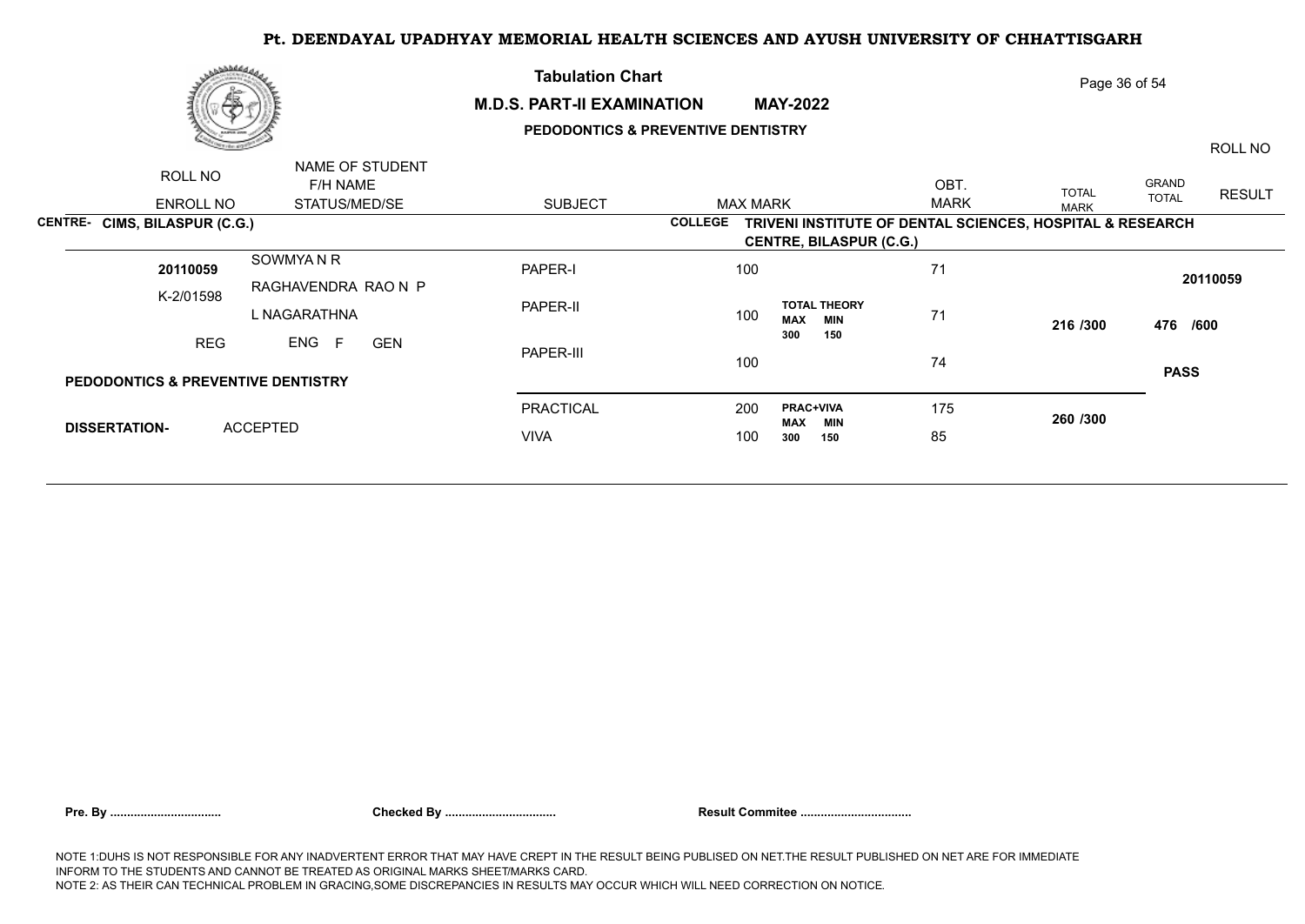# Pt. DEENDAYAL UPADHYAY MEMORIAL HEALTH SCIENCES AND AYUSH UNIVERSITY OF CHHATTISGARH

## Tabulation Chart

**M.D.S. PART-II EXAMINATION MAY-2022**

**PEDODONTICS & PREVENTIVE DENTISTRY**

| ROLL NO / ENROLL NO | NAME OF STUDENT / F/H NAME / STATUS/MED/SE | SUBJECT | MAX MARK | | OBT. MARK | TOTAL MARK | GRAND TOTAL | RESULT / ROLL NO |
|---|---|---|---|---|---|---|---|---|
| **CENTRE- CIMS, BILASPUR (C.G.)** | | | **COLLEGE TRIVENI INSTITUTE OF DENTAL SCIENCES, HOSPITAL & RESEARCH CENTRE, BILASPUR (C.G.)** | | | | | |
| **20110059** | SOWMYA N R | PAPER-I | 100 | | 71 | | | **20110059** |
| K-2/01598 | RAGHAVENDRA RAO N P | PAPER-II | 100 | **TOTAL THEORY** MAX 300 MIN 150 | 71 | **216 /300** | **476 /600** | |
| REG | L NAGARATHNA | PAPER-III | 100 | | 74 | | | **PASS** |
| | ENG F GEN | | | | | | | |
| **PEDODONTICS & PREVENTIVE DENTISTRY** | | | | | | | | |
| **DISSERTATION-** | ACCEPTED | PRACTICAL | 200 | **PRAC+VIVA** MAX 300 MIN 150 | 175 | **260 /300** | | |
| | | VIVA | 100 | | 85 | | | |

**Pre. By ................................** **Checked By ................................** **Result Commitee ................................**

NOTE 1:DUHS IS NOT RESPONSIBLE FOR ANY INADVERTENT ERROR THAT MAY HAVE CREPT IN THE RESULT BEING PUBLISED ON NET.THE RESULT PUBLISHED ON NET ARE FOR IMMEDIATE INFORM TO THE STUDENTS AND CANNOT BE TREATED AS ORIGINAL MARKS SHEET/MARKS CARD.
NOTE 2: AS THEIR CAN TECHNICAL PROBLEM IN GRACING,SOME DISCREPANCIES IN RESULTS MAY OCCUR WHICH WILL NEED CORRECTION ON NOTICE.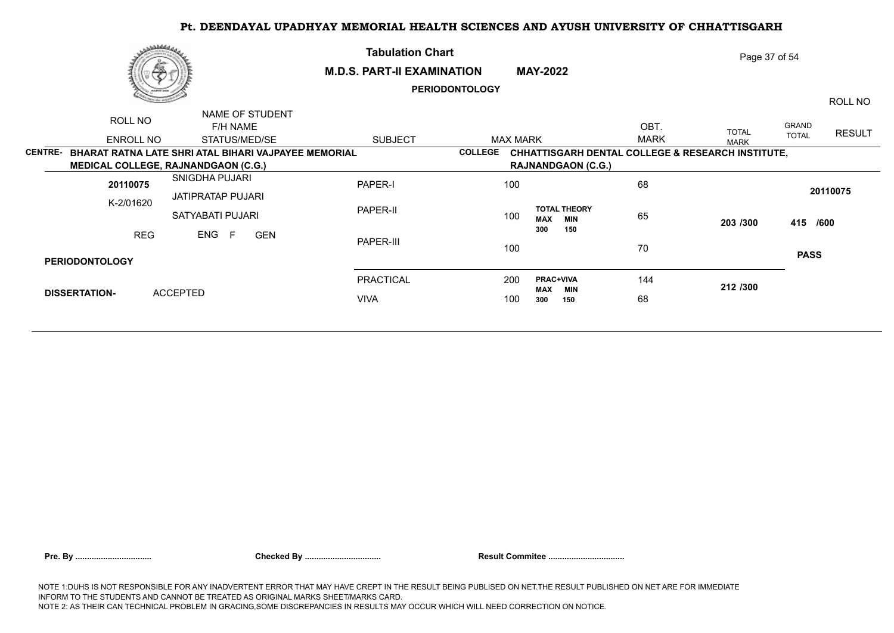# Pt. DEENDAYAL UPADHYAY MEMORIAL HEALTH SCIENCES AND AYUSH UNIVERSITY OF CHHATTISGARH

## Tabulation Chart

**M.D.S. PART-II EXAMINATION** **MAY-2022**

**PERIODONTOLOGY**

| ROLL NO / ENROLL NO | NAME OF STUDENT / F/H NAME / STATUS/MED/SE | SUBJECT | MAX MARK | | OBT. MARK | TOTAL MARK | GRAND TOTAL | RESULT / ROLL NO |
|---|---|---|---|---|---|---|---|---|

**CENTRE- BHARAT RATNA LATE SHRI ATAL BIHARI VAJPAYEE MEMORIAL MEDICAL COLLEGE, RAJNANDGAON (C.G.)**

**COLLEGE CHHATTISGARH DENTAL COLLEGE & RESEARCH INSTITUTE, RAJNANDGAON (C.G.)**

| ROLL NO / ENROLL NO | NAME OF STUDENT / F/H NAME / STATUS/MED/SE | SUBJECT | MAX MARK | | OBT. MARK | TOTAL MARK | GRAND TOTAL | RESULT / ROLL NO |
|---|---|---|---|---|---|---|---|---|
| **20110075** | SNIGDHA PUJARI | PAPER-I | 100 | | 68 | | | **20110075** |
| K-2/01620 | JATIPRATAP PUJARI | PAPER-II | 100 | **TOTAL THEORY** **MAX 300** **MIN 150** | 65 | **203 /300** | **415 /600** | |
| REG | SATYABATI PUJARI | PAPER-III | 100 | | 70 | | | **PASS** |
| | ENG F GEN | | | | | | | |
| **PERIODONTOLOGY** | | PRACTICAL | 200 | **PRAC+VIVA** **MAX 300** **MIN 150** | 144 | **212 /300** | | |
| **DISSERTATION-** | ACCEPTED | VIVA | 100 | | 68 | | | |

**Pre. By ................................** **Checked By ................................** **Result Commitee ................................**

NOTE 1:DUHS IS NOT RESPONSIBLE FOR ANY INADVERTENT ERROR THAT MAY HAVE CREPT IN THE RESULT BEING PUBLISED ON NET.THE RESULT PUBLISHED ON NET ARE FOR IMMEDIATE INFORM TO THE STUDENTS AND CANNOT BE TREATED AS ORIGINAL MARKS SHEET/MARKS CARD.
NOTE 2: AS THEIR CAN TECHNICAL PROBLEM IN GRACING,SOME DISCREPANCIES IN RESULTS MAY OCCUR WHICH WILL NEED CORRECTION ON NOTICE.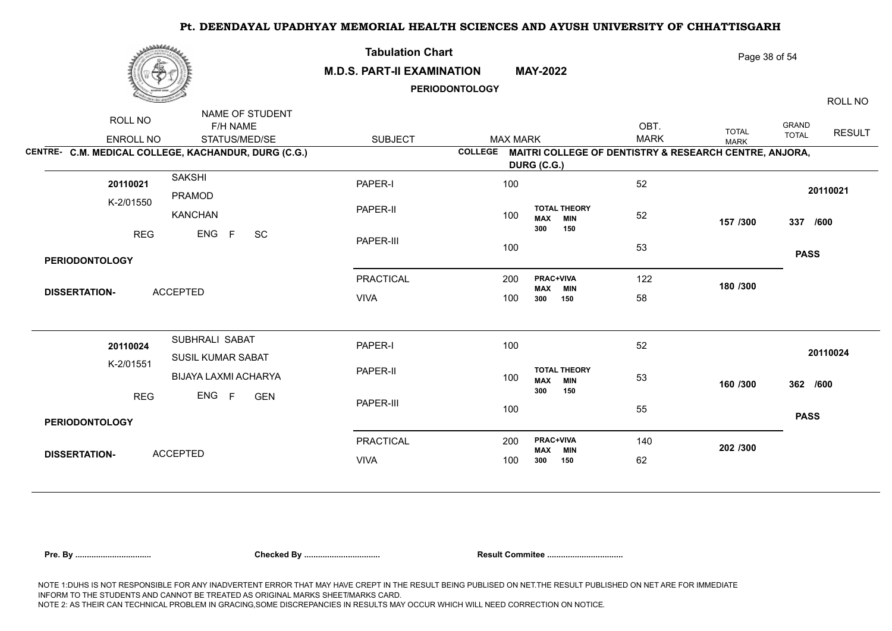# Pt. DEENDAYAL UPADHYAY MEMORIAL HEALTH SCIENCES AND AYUSH UNIVERSITY OF CHHATTISGARH

## Tabulation Chart

**M.D.S. PART-II EXAMINATION MAY-2022**

**PERIODONTOLOGY**

**CENTRE-** C.M. MEDICAL COLLEGE, KACHANDUR, DURG (C.G.)

**COLLEGE** MAITRI COLLEGE OF DENTISTRY & RESEARCH CENTRE, ANJORA, DURG (C.G.)

| ROLL NO / ENROLL NO | NAME OF STUDENT / F/H NAME / STATUS/MED/SE | SUBJECT | MAX MARK | | OBT. MARK | TOTAL MARK | GRAND TOTAL | RESULT | ROLL NO |
|---|---|---|---|---|---|---|---|---|---|
| 20110021 | SAKSHI | PAPER-I | 100 | | 52 | | | | 20110021 |
| K-2/01550 | PRAMOD / KANCHAN | PAPER-II | 100 | TOTAL THEORY MAX 300 MIN 150 | 52 | 157 /300 | 337 /600 | | |
| REG | ENG F SC | PAPER-III | 100 | | 53 | | | PASS | |
| PERIODONTOLOGY | | PRACTICAL | 200 | PRAC+VIVA MAX 300 MIN 150 | 122 | 180 /300 | | | |
| DISSERTATION- | ACCEPTED | VIVA | 100 | | 58 | | | | |
| 20110024 | SUBHRALI SABAT | PAPER-I | 100 | | 52 | | | | 20110024 |
| K-2/01551 | SUSIL KUMAR SABAT / BIJAYA LAXMI ACHARYA | PAPER-II | 100 | TOTAL THEORY MAX 300 MIN 150 | 53 | 160 /300 | 362 /600 | | |
| REG | ENG F GEN | PAPER-III | 100 | | 55 | | | PASS | |
| PERIODONTOLOGY | | PRACTICAL | 200 | PRAC+VIVA MAX 300 MIN 150 | 140 | 202 /300 | | | |
| DISSERTATION- | ACCEPTED | VIVA | 100 | | 62 | | | | |

**Pre. By ................................** **Checked By ................................** **Result Commitee ................................**

NOTE 1:DUHS IS NOT RESPONSIBLE FOR ANY INADVERTENT ERROR THAT MAY HAVE CREPT IN THE RESULT BEING PUBLISED ON NET.THE RESULT PUBLISHED ON NET ARE FOR IMMEDIATE INFORM TO THE STUDENTS AND CANNOT BE TREATED AS ORIGINAL MARKS SHEET/MARKS CARD.
NOTE 2: AS THEIR CAN TECHNICAL PROBLEM IN GRACING,SOME DISCREPANCIES IN RESULTS MAY OCCUR WHICH WILL NEED CORRECTION ON NOTICE.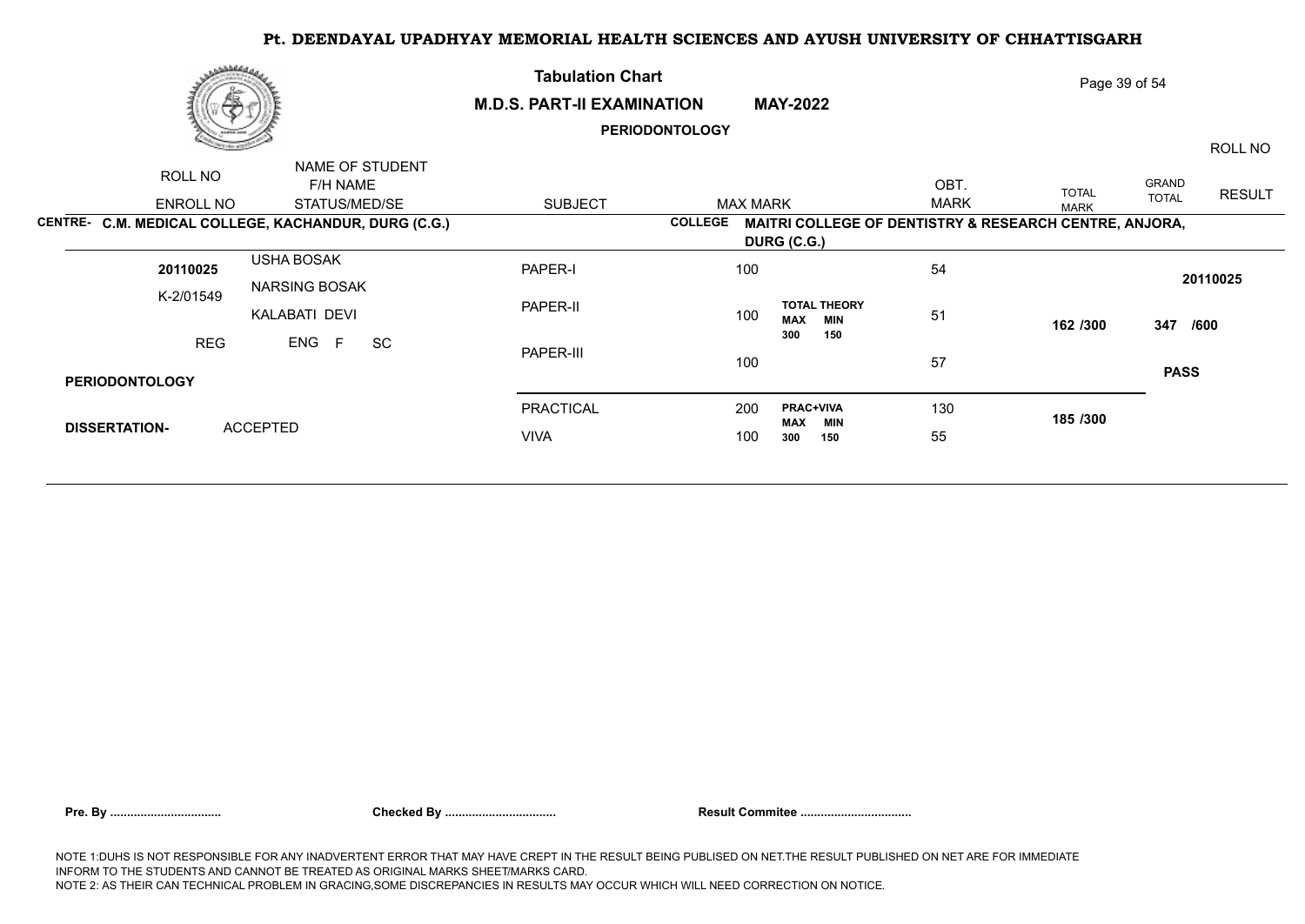# Pt. DEENDAYAL UPADHYAY MEMORIAL HEALTH SCIENCES AND AYUSH UNIVERSITY OF CHHATTISGARH

## Tabulation Chart

**M.D.S. PART-II EXAMINATION** **MAY-2022**

**PERIODONTOLOGY**

**CENTRE- C.M. MEDICAL COLLEGE, KACHANDUR, DURG (C.G.)**

**COLLEGE MAITRI COLLEGE OF DENTISTRY & RESEARCH CENTRE, ANJORA, DURG (C.G.)**

| ROLL NO / ENROLL NO | NAME OF STUDENT / F/H NAME / STATUS/MED/SE | SUBJECT | MAX MARK | | OBT. MARK | TOTAL MARK | GRAND TOTAL | ROLL NO / RESULT |
|---|---|---|---|---|---|---|---|---|
| 20110025 | USHA BOSAK | PAPER-I | 100 | | 54 | | | 20110025 |
| K-2/01549 | NARSING BOSAK / KALABATI DEVI | PAPER-II | 100 | TOTAL THEORY MAX 300 MIN 150 | 51 | 162 /300 | 347 /600 | |
| REG | ENG F SC | PAPER-III | 100 | | 57 | | | PASS |
| PERIODONTOLOGY | | PRACTICAL | 200 | PRAC+VIVA MAX 300 MIN 150 | 130 | 185 /300 | | |
| DISSERTATION- | ACCEPTED | VIVA | 100 | | 55 | | | |

**Pre. By ................................** **Checked By ................................** **Result Commitee ................................**

NOTE 1:DUHS IS NOT RESPONSIBLE FOR ANY INADVERTENT ERROR THAT MAY HAVE CREPT IN THE RESULT BEING PUBLISED ON NET.THE RESULT PUBLISHED ON NET ARE FOR IMMEDIATE INFORM TO THE STUDENTS AND CANNOT BE TREATED AS ORIGINAL MARKS SHEET/MARKS CARD.
NOTE 2: AS THEIR CAN TECHNICAL PROBLEM IN GRACING,SOME DISCREPANCIES IN RESULTS MAY OCCUR WHICH WILL NEED CORRECTION ON NOTICE.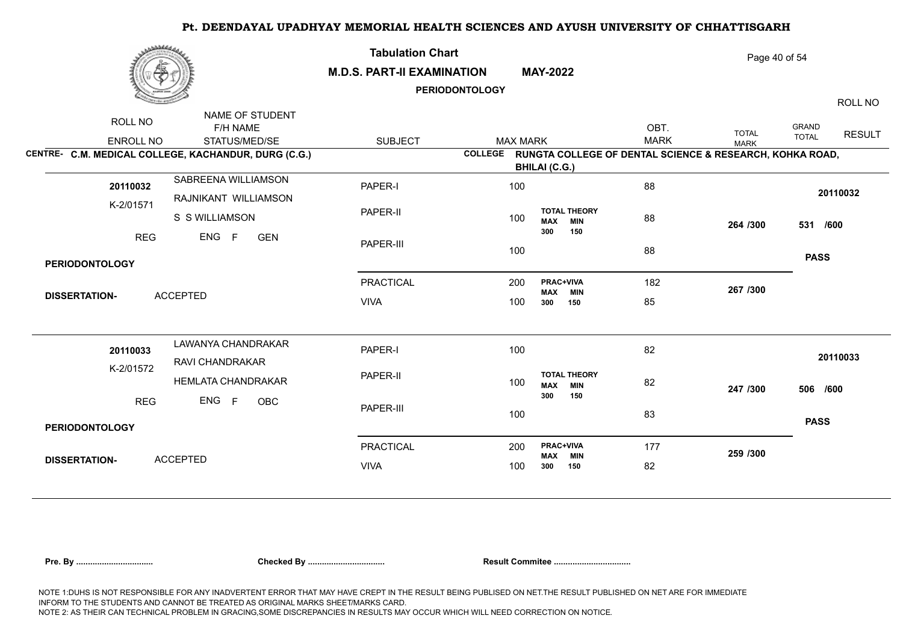# Pt. DEENDAYAL UPADHYAY MEMORIAL HEALTH SCIENCES AND AYUSH UNIVERSITY OF CHHATTISGARH

## Tabulation Chart

## M.D.S. PART-II EXAMINATION MAY-2022

### PERIODONTOLOGY

**CENTRE- C.M. MEDICAL COLLEGE, KACHANDUR, DURG (C.G.)**

**COLLEGE RUNGTA COLLEGE OF DENTAL SCIENCE & RESEARCH, KOHKA ROAD, BHILAI (C.G.)**

| ROLL NO / ENROLL NO | NAME OF STUDENT / F/H NAME / STATUS/MED/SE | SUBJECT | MAX MARK | | OBT. MARK | TOTAL MARK | GRAND TOTAL | RESULT / ROLL NO |
|---|---|---|---|---|---|---|---|---|
| 20110032 | SABREENA WILLIAMSON | PAPER-I | 100 | | 88 | | | 20110032 |
| K-2/01571 | RAJNIKANT WILLIAMSON | PAPER-II | 100 | TOTAL THEORY MAX 300 MIN 150 | 88 | 264 /300 | 531 /600 | |
| REG | S S WILLIAMSON / ENG F GEN | PAPER-III | 100 | | 88 | | | PASS |
| PERIODONTOLOGY | | PRACTICAL | 200 | PRAC+VIVA MAX 300 MIN 150 | 182 | 267 /300 | | |
| DISSERTATION- | ACCEPTED | VIVA | 100 | | 85 | | | |
| 20110033 | LAWANYA CHANDRAKAR | PAPER-I | 100 | | 82 | | | 20110033 |
| K-2/01572 | RAVI CHANDRAKAR | PAPER-II | 100 | TOTAL THEORY MAX 300 MIN 150 | 82 | 247 /300 | 506 /600 | |
| REG | HEMLATA CHANDRAKAR / ENG F OBC | PAPER-III | 100 | | 83 | | | PASS |
| PERIODONTOLOGY | | PRACTICAL | 200 | PRAC+VIVA MAX 300 MIN 150 | 177 | 259 /300 | | |
| DISSERTATION- | ACCEPTED | VIVA | 100 | | 82 | | | |

**Pre. By ................................** **Checked By ................................** **Result Commitee ................................**

NOTE 1:DUHS IS NOT RESPONSIBLE FOR ANY INADVERTENT ERROR THAT MAY HAVE CREPT IN THE RESULT BEING PUBLISED ON NET.THE RESULT PUBLISHED ON NET ARE FOR IMMEDIATE INFORM TO THE STUDENTS AND CANNOT BE TREATED AS ORIGINAL MARKS SHEET/MARKS CARD.
NOTE 2: AS THEIR CAN TECHNICAL PROBLEM IN GRACING,SOME DISCREPANCIES IN RESULTS MAY OCCUR WHICH WILL NEED CORRECTION ON NOTICE.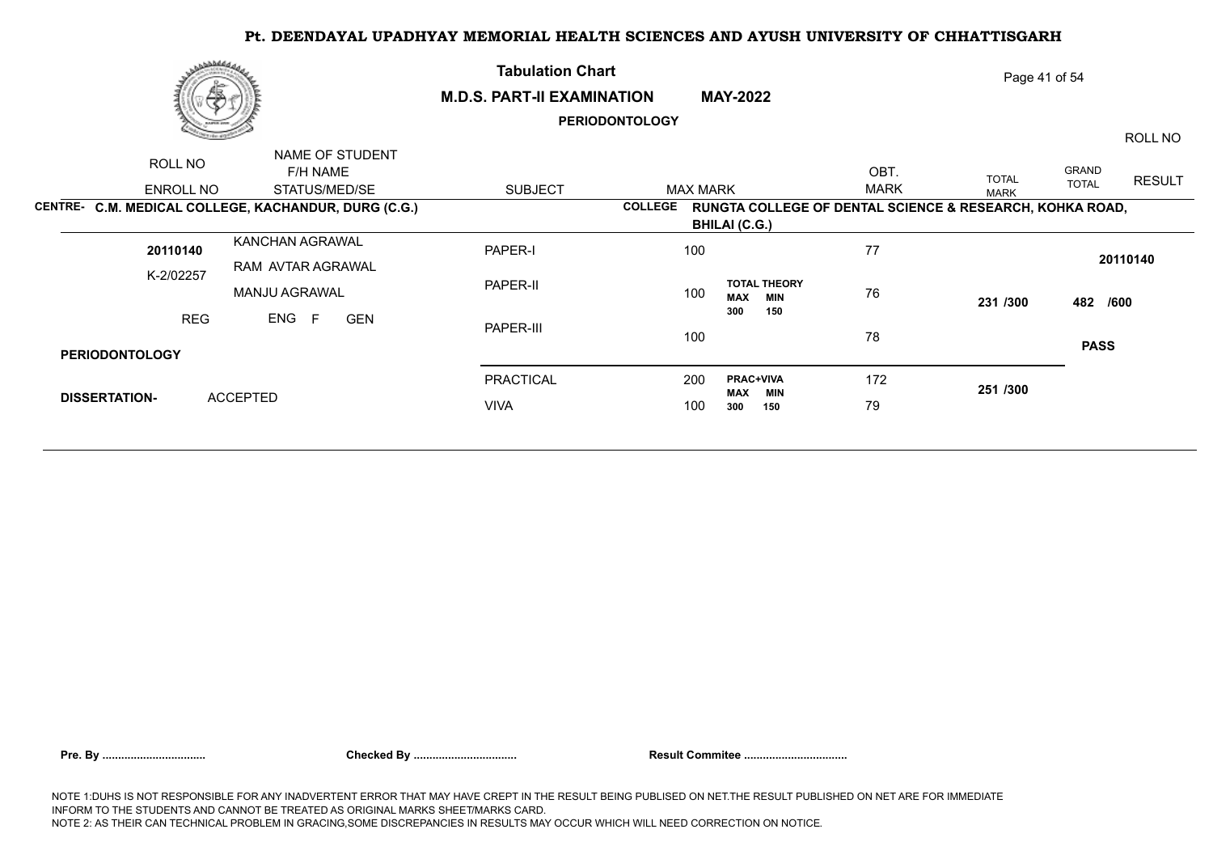# Pt. DEENDAYAL UPADHYAY MEMORIAL HEALTH SCIENCES AND AYUSH UNIVERSITY OF CHHATTISGARH

## Tabulation Chart

**M.D.S. PART-II EXAMINATION** **MAY-2022**

**PERIODONTOLOGY**

**CENTRE- C.M. MEDICAL COLLEGE, KACHANDUR, DURG (C.G.)**

**COLLEGE RUNGTA COLLEGE OF DENTAL SCIENCE & RESEARCH, KOHKA ROAD, BHILAI (C.G.)**

| ROLL NO / ENROLL NO | NAME OF STUDENT / F/H NAME / STATUS/MED/SE | SUBJECT | MAX MARK | | OBT. MARK | TOTAL MARK | GRAND TOTAL | RESULT / ROLL NO |
|---|---|---|---|---|---|---|---|---|
| **20110140** | KANCHAN AGRAWAL | PAPER-I | 100 | | 77 | | | **20110140** |
| K-2/02257 | RAM AVTAR AGRAWAL | PAPER-II | 100 | **TOTAL THEORY** MAX 300 MIN 150 | 76 | **231 /300** | **482 /600** | |
| REG | MANJU AGRAWAL | PAPER-III | 100 | | 78 | | | **PASS** |
| | ENG F GEN | | | | | | | |
| **PERIODONTOLOGY** | | PRACTICAL | 200 | **PRAC+VIVA** MAX 300 MIN 150 | 172 | **251 /300** | | |
| **DISSERTATION-** | ACCEPTED | VIVA | 100 | | 79 | | | |

**Pre. By ................................** **Checked By ................................** **Result Commitee ................................**

NOTE 1:DUHS IS NOT RESPONSIBLE FOR ANY INADVERTENT ERROR THAT MAY HAVE CREPT IN THE RESULT BEING PUBLISED ON NET.THE RESULT PUBLISHED ON NET ARE FOR IMMEDIATE INFORM TO THE STUDENTS AND CANNOT BE TREATED AS ORIGINAL MARKS SHEET/MARKS CARD.
NOTE 2: AS THEIR CAN TECHNICAL PROBLEM IN GRACING,SOME DISCREPANCIES IN RESULTS MAY OCCUR WHICH WILL NEED CORRECTION ON NOTICE.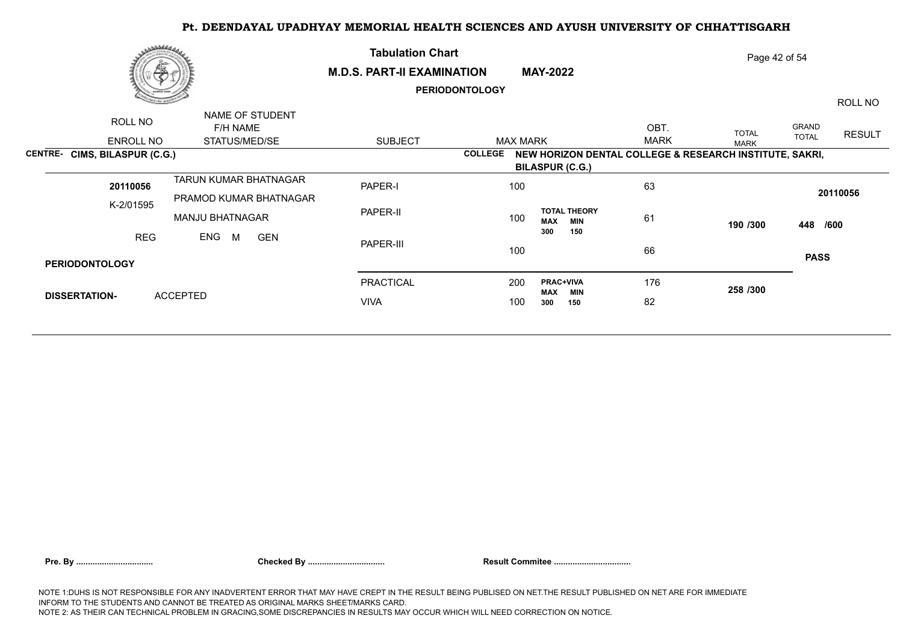# Pt. DEENDAYAL UPADHYAY MEMORIAL HEALTH SCIENCES AND AYUSH UNIVERSITY OF CHHATTISGARH

## Tabulation Chart

**M.D.S. PART-II EXAMINATION MAY-2022**

**PERIODONTOLOGY**

| ROLL NO / ENROLL NO | NAME OF STUDENT / F/H NAME / STATUS/MED/SE | SUBJECT | MAX MARK | | OBT. MARK | TOTAL MARK | GRAND TOTAL | ROLL NO / RESULT |
|---|---|---|---|---|---|---|---|---|
| **CENTRE- CIMS, BILASPUR (C.G.)** | | | **COLLEGE NEW HORIZON DENTAL COLLEGE & RESEARCH INSTITUTE, SAKRI, BILASPUR (C.G.)** | | | | | |
| **20110056** | TARUN KUMAR BHATNAGAR | PAPER-I | 100 | | 63 | | | **20110056** |
| K-2/01595 | PRAMOD KUMAR BHATNAGAR | PAPER-II | 100 | **TOTAL THEORY** **MAX MIN** **300 150** | 61 | **190 /300** | **448 /600** | |
| REG | MANJU BHATNAGAR | PAPER-III | 100 | | 66 | | | **PASS** |
| | ENG M GEN | | | | | | | |
| **PERIODONTOLOGY** | | PRACTICAL | 200 | **PRAC+VIVA** **MAX MIN** **300 150** | 176 | **258 /300** | | |
| **DISSERTATION-** ACCEPTED | | VIVA | 100 | | 82 | | | |

**Pre. By ................................** **Checked By ................................** **Result Commitee ................................**

NOTE 1:DUHS IS NOT RESPONSIBLE FOR ANY INADVERTENT ERROR THAT MAY HAVE CREPT IN THE RESULT BEING PUBLISED ON NET.THE RESULT PUBLISHED ON NET ARE FOR IMMEDIATE INFORM TO THE STUDENTS AND CANNOT BE TREATED AS ORIGINAL MARKS SHEET/MARKS CARD.
NOTE 2: AS THEIR CAN TECHNICAL PROBLEM IN GRACING,SOME DISCREPANCIES IN RESULTS MAY OCCUR WHICH WILL NEED CORRECTION ON NOTICE.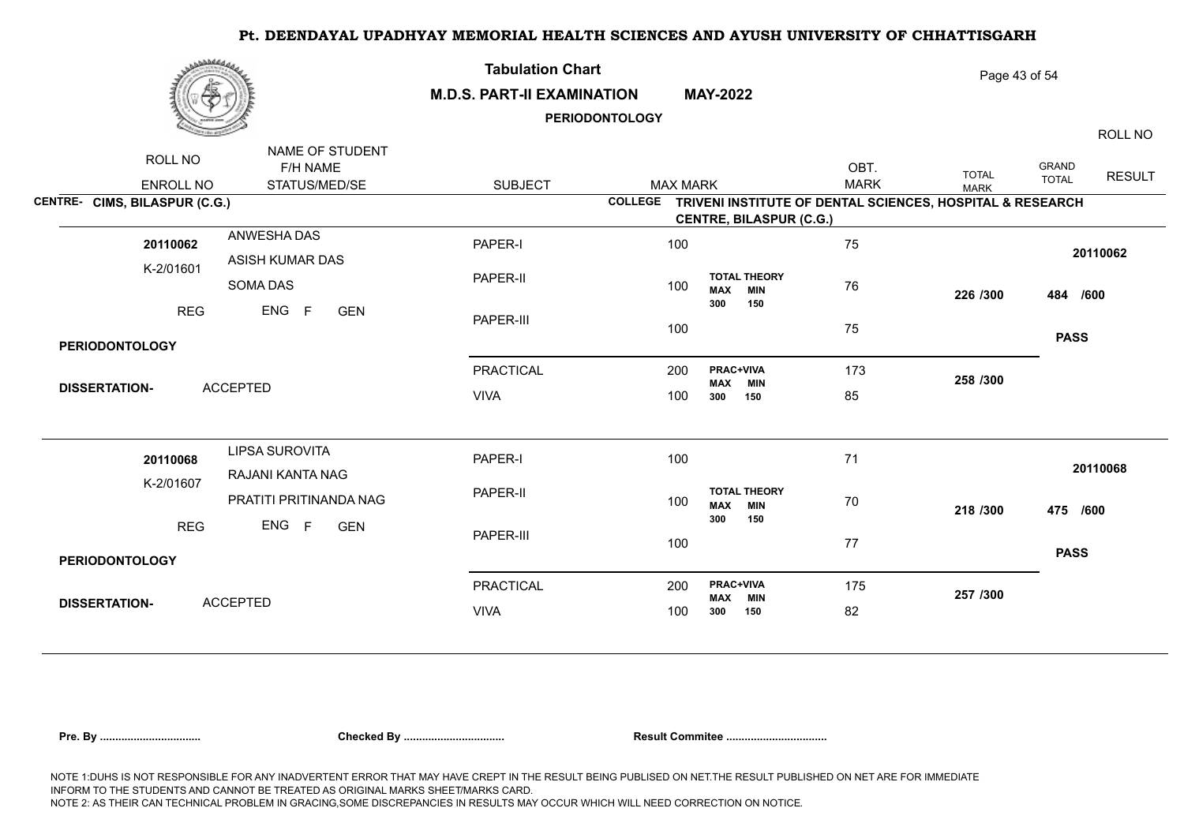# Pt. DEENDAYAL UPADHYAY MEMORIAL HEALTH SCIENCES AND AYUSH UNIVERSITY OF CHHATTISGARH

**Tabulation Chart**

**M.D.S. PART-II EXAMINATION MAY-2022**

**PERIODONTOLOGY**

| ROLL NO / ENROLL NO | NAME OF STUDENT / F/H NAME / STATUS/MED/SE | SUBJECT | MAX MARK | | OBT. MARK | TOTAL MARK | GRAND TOTAL | RESULT / ROLL NO |
|---|---|---|---|---|---|---|---|---|

**CENTRE- CIMS, BILASPUR (C.G.)**

**COLLEGE TRIVENI INSTITUTE OF DENTAL SCIENCES, HOSPITAL & RESEARCH CENTRE, BILASPUR (C.G.)**

| ROLL NO / ENROLL NO | NAME OF STUDENT / F/H NAME / STATUS/MED/SE | SUBJECT | MAX MARK | | OBT. MARK | TOTAL MARK | GRAND TOTAL | RESULT / ROLL NO |
|---|---|---|---|---|---|---|---|---|
| 20110062 | ANWESHA DAS | PAPER-I | 100 | | 75 | | | 20110062 |
| K-2/01601 | ASISH KUMAR DAS | PAPER-II | 100 | TOTAL THEORY MAX 300 MIN 150 | 76 | 226 /300 | 484 /600 | |
| REG | SOMA DAS | PAPER-III | 100 | | 75 | | | PASS |
| | ENG F GEN | | | | | | | |
| PERIODONTOLOGY | | PRACTICAL | 200 | PRAC+VIVA MAX 300 MIN 150 | 173 | 258 /300 | | |
| DISSERTATION- | ACCEPTED | VIVA | 100 | | 85 | | | |
| 20110068 | LIPSA SUROVITA | PAPER-I | 100 | | 71 | | | 20110068 |
| K-2/01607 | RAJANI KANTA NAG | PAPER-II | 100 | TOTAL THEORY MAX 300 MIN 150 | 70 | 218 /300 | 475 /600 | |
| REG | PRATITI PRITINANDA NAG | PAPER-III | 100 | | 77 | | | PASS |
| | ENG F GEN | | | | | | | |
| PERIODONTOLOGY | | PRACTICAL | 200 | PRAC+VIVA MAX 300 MIN 150 | 175 | 257 /300 | | |
| DISSERTATION- | ACCEPTED | VIVA | 100 | | 82 | | | |

**Pre. By ................................ Checked By ................................ Result Commitee ................................**

NOTE 1:DUHS IS NOT RESPONSIBLE FOR ANY INADVERTENT ERROR THAT MAY HAVE CREPT IN THE RESULT BEING PUBLISED ON NET.THE RESULT PUBLISHED ON NET ARE FOR IMMEDIATE INFORM TO THE STUDENTS AND CANNOT BE TREATED AS ORIGINAL MARKS SHEET/MARKS CARD.
NOTE 2: AS THEIR CAN TECHNICAL PROBLEM IN GRACING,SOME DISCREPANCIES IN RESULTS MAY OCCUR WHICH WILL NEED CORRECTION ON NOTICE.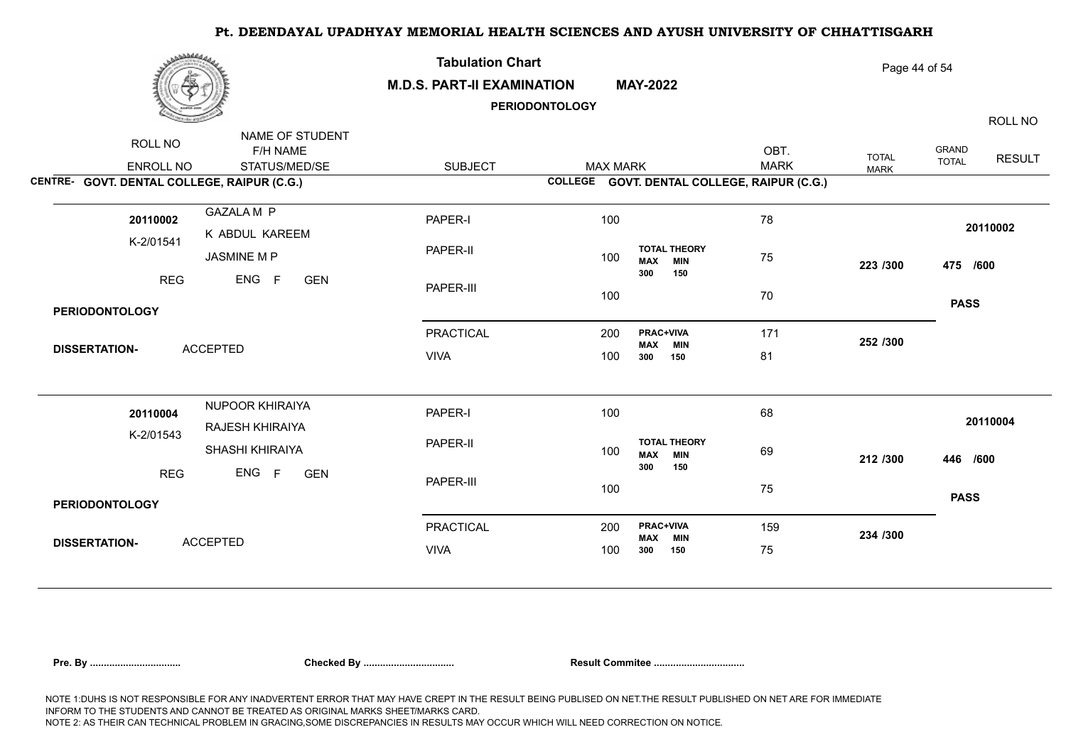# Pt. DEENDAYAL UPADHYAY MEMORIAL HEALTH SCIENCES AND AYUSH UNIVERSITY OF CHHATTISGARH

## Tabulation Chart

**M.D.S. PART-II EXAMINATION MAY-2022**

**PERIODONTOLOGY**

| ROLL NO / ENROLL NO | NAME OF STUDENT / F/H NAME / STATUS/MED/SE | SUBJECT | MAX MARK | | OBT. MARK | TOTAL MARK | GRAND TOTAL | RESULT / ROLL NO |
|---|---|---|---|---|---|---|---|---|

**CENTRE- GOVT. DENTAL COLLEGE, RAIPUR (C.G.)** — **COLLEGE GOVT. DENTAL COLLEGE, RAIPUR (C.G.)**

| ROLL NO / ENROLL NO | NAME OF STUDENT / F/H NAME / STATUS/MED/SE | SUBJECT | MAX MARK | | OBT. MARK | TOTAL MARK | GRAND TOTAL | RESULT |
|---|---|---|---|---|---|---|---|---|
| 20110002 | GAZALA M P | PAPER-I | 100 | | 78 | | | 20110002 |
| K-2/01541 | K ABDUL KAREEM | PAPER-II | 100 | TOTAL THEORY MAX 300 MIN 150 | 75 | 223 /300 | 475 /600 | |
| REG | JASMINE M P | PAPER-III | 100 | | 70 | | | PASS |
| | ENG F GEN | PRACTICAL | 200 | PRAC+VIVA MAX 300 MIN 150 | 171 | 252 /300 | | |
| PERIODONTOLOGY | DISSERTATION- ACCEPTED | VIVA | 100 | | 81 | | | |
| 20110004 | NUPOOR KHIRAIYA | PAPER-I | 100 | | 68 | | | 20110004 |
| K-2/01543 | RAJESH KHIRAIYA | PAPER-II | 100 | TOTAL THEORY MAX 300 MIN 150 | 69 | 212 /300 | 446 /600 | |
| REG | SHASHI KHIRAIYA | PAPER-III | 100 | | 75 | | | PASS |
| | ENG F GEN | PRACTICAL | 200 | PRAC+VIVA MAX 300 MIN 150 | 159 | 234 /300 | | |
| PERIODONTOLOGY | DISSERTATION- ACCEPTED | VIVA | 100 | | 75 | | | |

**Pre. By ................................ Checked By ................................ Result Commitee ................................**

NOTE 1:DUHS IS NOT RESPONSIBLE FOR ANY INADVERTENT ERROR THAT MAY HAVE CREPT IN THE RESULT BEING PUBLISED ON NET.THE RESULT PUBLISHED ON NET ARE FOR IMMEDIATE INFORM TO THE STUDENTS AND CANNOT BE TREATED AS ORIGINAL MARKS SHEET/MARKS CARD.

NOTE 2: AS THEIR CAN TECHNICAL PROBLEM IN GRACING,SOME DISCREPANCIES IN RESULTS MAY OCCUR WHICH WILL NEED CORRECTION ON NOTICE.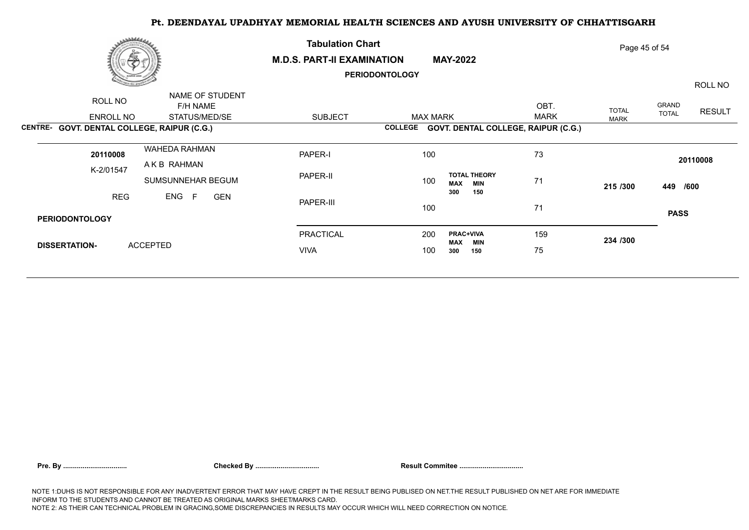# Pt. DEENDAYAL UPADHYAY MEMORIAL HEALTH SCIENCES AND AYUSH UNIVERSITY OF CHHATTISGARH

**Tabulation Chart**

**M.D.S. PART-II EXAMINATION MAY-2022**

**PERIODONTOLOGY**

| ROLL NO / ENROLL NO | NAME OF STUDENT / F/H NAME / STATUS/MED/SE | SUBJECT | MAX MARK | | OBT. MARK | TOTAL MARK | GRAND TOTAL | RESULT / ROLL NO |
|---|---|---|---|---|---|---|---|---|

**CENTRE- GOVT. DENTAL COLLEGE, RAIPUR (C.G.)** **COLLEGE GOVT. DENTAL COLLEGE, RAIPUR (C.G.)**

| ROLL NO / ENROLL NO | NAME OF STUDENT / F/H NAME / STATUS/MED/SE | SUBJECT | MAX MARK | | OBT. MARK | TOTAL MARK | GRAND TOTAL | RESULT / ROLL NO |
|---|---|---|---|---|---|---|---|---|
| **20110008** | WAHEDA RAHMAN | PAPER-I | 100 | | 73 | | | **20110008** |
| K-2/01547 | A K B RAHMAN | PAPER-II | 100 | **TOTAL THEORY** **MAX MIN** **300 150** | 71 | **215 /300** | **449 /600** | |
| REG | SUMSUNNEHAR BEGUM / ENG F GEN | PAPER-III | 100 | | 71 | | | **PASS** |
| **PERIODONTOLOGY** | | PRACTICAL | 200 | **PRAC+VIVA** **MAX MIN** **300 150** | 159 | **234 /300** | | |
| **DISSERTATION-** | ACCEPTED | VIVA | 100 | | 75 | | | |

**Pre. By ................................** **Checked By ................................** **Result Commitee ................................**

NOTE 1:DUHS IS NOT RESPONSIBLE FOR ANY INADVERTENT ERROR THAT MAY HAVE CREPT IN THE RESULT BEING PUBLISED ON NET.THE RESULT PUBLISHED ON NET ARE FOR IMMEDIATE INFORM TO THE STUDENTS AND CANNOT BE TREATED AS ORIGINAL MARKS SHEET/MARKS CARD.
NOTE 2: AS THEIR CAN TECHNICAL PROBLEM IN GRACING,SOME DISCREPANCIES IN RESULTS MAY OCCUR WHICH WILL NEED CORRECTION ON NOTICE.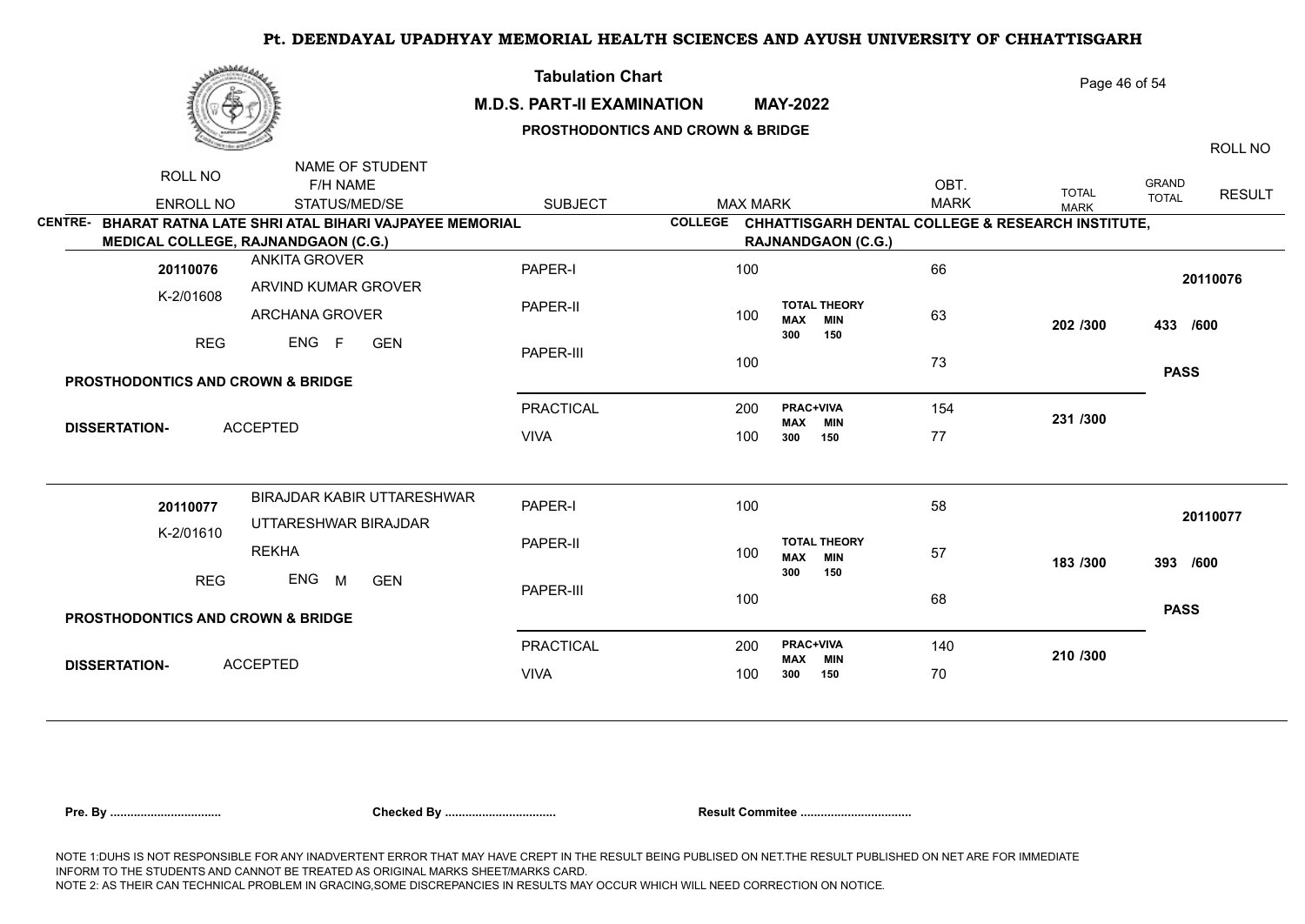**Pt. DEENDAYAL UPADHYAY MEMORIAL HEALTH SCIENCES AND AYUSH UNIVERSITY OF CHHATTISGARH**

**Tabulation Chart**

**M.D.S. PART-II EXAMINATION MAY-2022**

**PROSTHODONTICS AND CROWN & BRIDGE**

| ROLL NO / ENROLL NO | NAME OF STUDENT / F/H NAME / STATUS/MED/SE | SUBJECT | MAX MARK | | OBT. MARK | TOTAL MARK | GRAND TOTAL | RESULT / ROLL NO |
|---|---|---|---|---|---|---|---|---|
| **CENTRE- BHARAT RATNA LATE SHRI ATAL BIHARI VAJPAYEE MEMORIAL MEDICAL COLLEGE, RAJNANDGAON (C.G.)** | | | **COLLEGE CHHATTISGARH DENTAL COLLEGE & RESEARCH INSTITUTE, RAJNANDGAON (C.G.)** | | | | | |
| **20110076** | ANKITA GROVER | PAPER-I | 100 | | 66 | | | **20110076** |
| K-2/01608 | ARVIND KUMAR GROVER | PAPER-II | 100 | TOTAL THEORY MAX 300 MIN 150 | 63 | **202 /300** | **433 /600** | |
| REG | ARCHANA GROVER / ENG F GEN | PAPER-III | 100 | | 73 | | | **PASS** |
| **PROSTHODONTICS AND CROWN & BRIDGE** | | PRACTICAL | 200 | PRAC+VIVA MAX 300 MIN 150 | 154 | **231 /300** | | |
| **DISSERTATION-** | ACCEPTED | VIVA | 100 | | 77 | | | |
| **20110077** | BIRAJDAR KABIR UTTARESHWAR | PAPER-I | 100 | | 58 | | | **20110077** |
| K-2/01610 | UTTARESHWAR BIRAJDAR | PAPER-II | 100 | TOTAL THEORY MAX 300 MIN 150 | 57 | **183 /300** | **393 /600** | |
| REG | REKHA / ENG M GEN | PAPER-III | 100 | | 68 | | | **PASS** |
| **PROSTHODONTICS AND CROWN & BRIDGE** | | PRACTICAL | 200 | PRAC+VIVA MAX 300 MIN 150 | 140 | **210 /300** | | |
| **DISSERTATION-** | ACCEPTED | VIVA | 100 | | 70 | | | |

**Pre. By ................................** **Checked By ................................** **Result Commitee ................................**

NOTE 1:DUHS IS NOT RESPONSIBLE FOR ANY INADVERTENT ERROR THAT MAY HAVE CREPT IN THE RESULT BEING PUBLISED ON NET.THE RESULT PUBLISHED ON NET ARE FOR IMMEDIATE INFORM TO THE STUDENTS AND CANNOT BE TREATED AS ORIGINAL MARKS SHEET/MARKS CARD.
NOTE 2: AS THEIR CAN TECHNICAL PROBLEM IN GRACING,SOME DISCREPANCIES IN RESULTS MAY OCCUR WHICH WILL NEED CORRECTION ON NOTICE.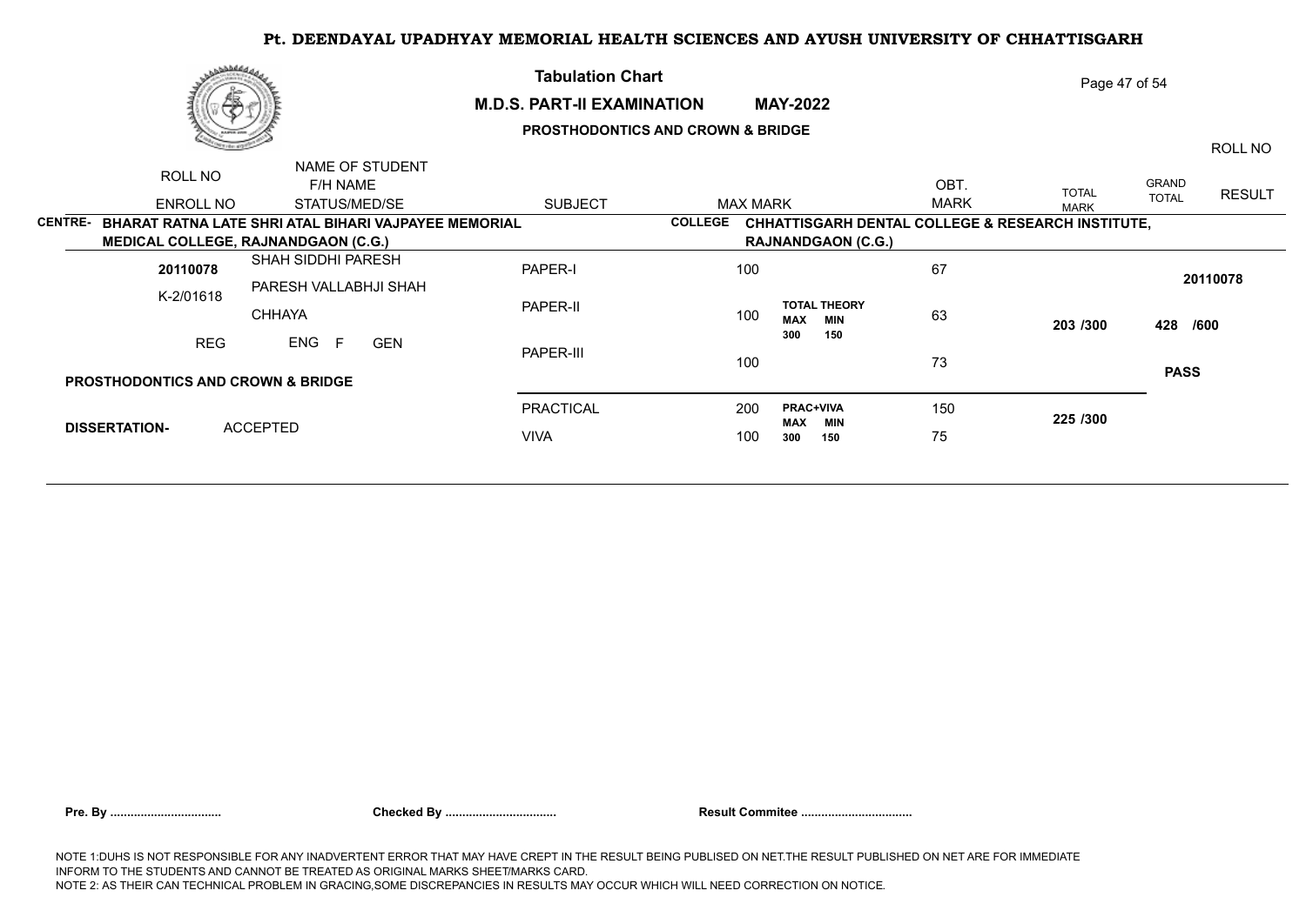# Pt. DEENDAYAL UPADHYAY MEMORIAL HEALTH SCIENCES AND AYUSH UNIVERSITY OF CHHATTISGARH

## Tabulation Chart

**M.D.S. PART-II EXAMINATION** **MAY-2022**

**PROSTHODONTICS AND CROWN & BRIDGE**

| ROLL NO / ENROLL NO | NAME OF STUDENT / F/H NAME / STATUS/MED/SE | SUBJECT | MAX MARK | | OBT. MARK | TOTAL MARK | GRAND TOTAL | ROLL NO / RESULT |
|---|---|---|---|---|---|---|---|---|

**CENTRE- BHARAT RATNA LATE SHRI ATAL BIHARI VAJPAYEE MEMORIAL MEDICAL COLLEGE, RAJNANDGAON (C.G.)**

**COLLEGE CHHATTISGARH DENTAL COLLEGE & RESEARCH INSTITUTE, RAJNANDGAON (C.G.)**

| ROLL NO / ENROLL NO | NAME OF STUDENT / F/H NAME / STATUS/MED/SE | SUBJECT | MAX MARK | | OBT. MARK | TOTAL MARK | GRAND TOTAL | ROLL NO / RESULT |
|---|---|---|---|---|---|---|---|---|
| **20110078** | SHAH SIDDHI PARESH | PAPER-I | 100 | | 67 | | | **20110078** |
| K-2/01618 | PARESH VALLABHJI SHAH CHHAYA | PAPER-II | 100 | **TOTAL THEORY** **MAX MIN** **300 150** | 63 | **203 /300** | **428 /600** | |
| REG | ENG F GEN | PAPER-III | 100 | | 73 | | | **PASS** |
| **PROSTHODONTICS AND CROWN & BRIDGE** | | | | | | | | |
| **DISSERTATION-** | ACCEPTED | PRACTICAL | 200 | **PRAC+VIVA** **MAX MIN** **300 150** | 150 | **225 /300** | | |
| | | VIVA | 100 | | 75 | | | |

**Pre. By ................................** **Checked By ................................** **Result Commitee ................................**

NOTE 1:DUHS IS NOT RESPONSIBLE FOR ANY INADVERTENT ERROR THAT MAY HAVE CREPT IN THE RESULT BEING PUBLISED ON NET.THE RESULT PUBLISHED ON NET ARE FOR IMMEDIATE INFORM TO THE STUDENTS AND CANNOT BE TREATED AS ORIGINAL MARKS SHEET/MARKS CARD.
NOTE 2: AS THEIR CAN TECHNICAL PROBLEM IN GRACING,SOME DISCREPANCIES IN RESULTS MAY OCCUR WHICH WILL NEED CORRECTION ON NOTICE.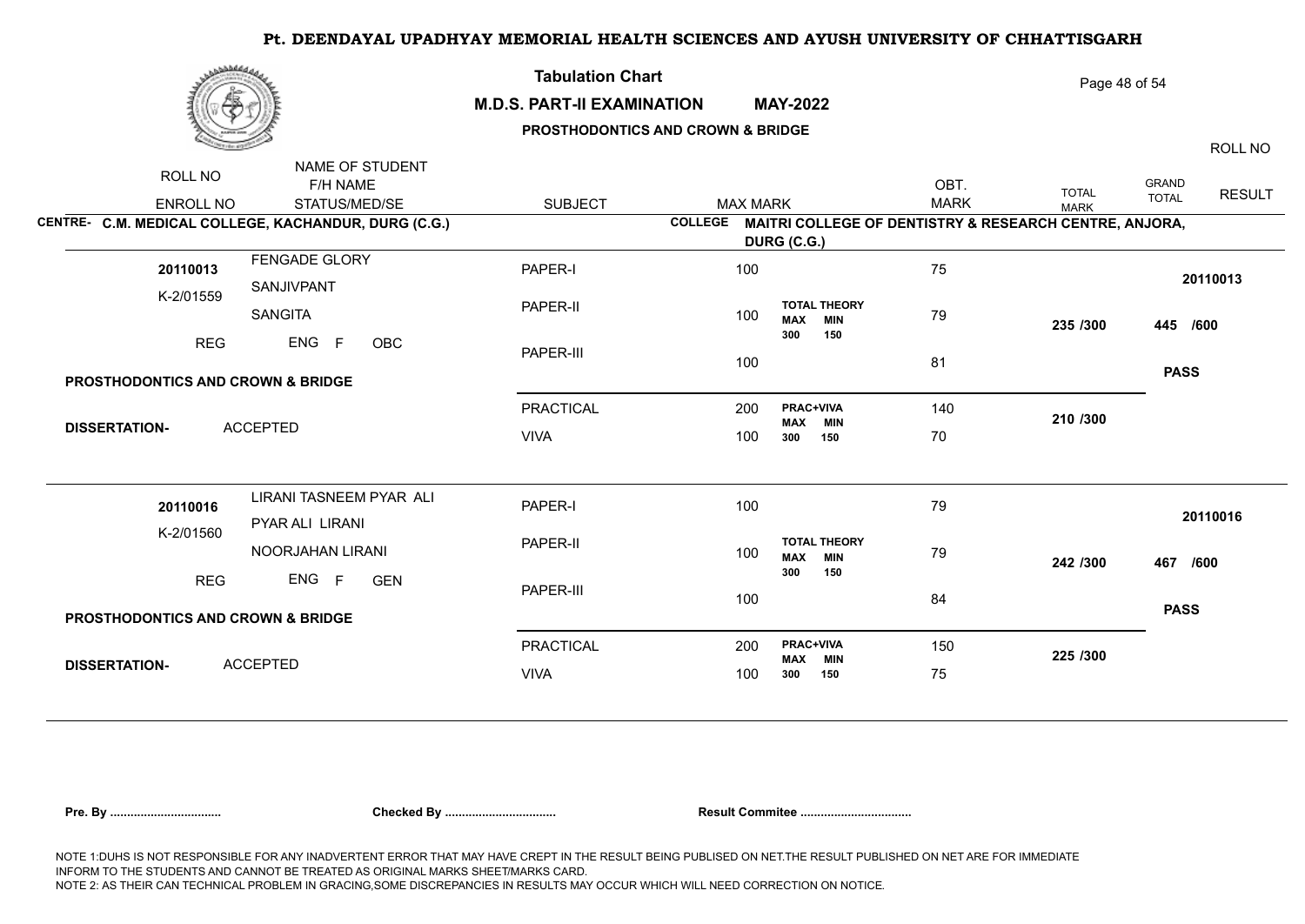# Pt. DEENDAYAL UPADHYAY MEMORIAL HEALTH SCIENCES AND AYUSH UNIVERSITY OF CHHATTISGARH

## Tabulation Chart

**M.D.S. PART-II EXAMINATION MAY-2022**

**PROSTHODONTICS AND CROWN & BRIDGE**

| ROLL NO / ENROLL NO | NAME OF STUDENT / F/H NAME / STATUS/MED/SE | SUBJECT | MAX MARK | | OBT. MARK | TOTAL MARK | GRAND TOTAL | ROLL NO / RESULT |
|---|---|---|---|---|---|---|---|---|

**CENTRE- C.M. MEDICAL COLLEGE, KACHANDUR, DURG (C.G.)**

**COLLEGE MAITRI COLLEGE OF DENTISTRY & RESEARCH CENTRE, ANJORA, DURG (C.G.)**

| ROLL NO / ENROLL NO | NAME OF STUDENT / F/H NAME / STATUS/MED/SE | SUBJECT | MAX MARK | | OBT. MARK | TOTAL MARK | GRAND TOTAL | ROLL NO / RESULT |
|---|---|---|---|---|---|---|---|---|
| 20110013 | FENGADE GLORY | PAPER-I | 100 | | 75 | | | 20110013 |
| K-2/01559 | SANJIVPANT | PAPER-II | 100 | TOTAL THEORY MAX 300 MIN 150 | 79 | 235 /300 | 445 /600 | |
| REG | SANGITA | PAPER-III | 100 | | 81 | | | PASS |
| | ENG F OBC | | | | | | | |
| PROSTHODONTICS AND CROWN & BRIDGE | | PRACTICAL | 200 | PRAC+VIVA MAX 300 MIN 150 | 140 | 210 /300 | | |
| DISSERTATION- | ACCEPTED | VIVA | 100 | | 70 | | | |
| 20110016 | LIRANI TASNEEM PYAR ALI | PAPER-I | 100 | | 79 | | | 20110016 |
| K-2/01560 | PYAR ALI LIRANI | PAPER-II | 100 | TOTAL THEORY MAX 300 MIN 150 | 79 | 242 /300 | 467 /600 | |
| REG | NOORJAHAN LIRANI | PAPER-III | 100 | | 84 | | | PASS |
| | ENG F GEN | | | | | | | |
| PROSTHODONTICS AND CROWN & BRIDGE | | PRACTICAL | 200 | PRAC+VIVA MAX 300 MIN 150 | 150 | 225 /300 | | |
| DISSERTATION- | ACCEPTED | VIVA | 100 | | 75 | | | |

**Pre. By ................................** **Checked By ................................** **Result Commitee ................................**

NOTE 1:DUHS IS NOT RESPONSIBLE FOR ANY INADVERTENT ERROR THAT MAY HAVE CREPT IN THE RESULT BEING PUBLISED ON NET.THE RESULT PUBLISHED ON NET ARE FOR IMMEDIATE INFORM TO THE STUDENTS AND CANNOT BE TREATED AS ORIGINAL MARKS SHEET/MARKS CARD.
NOTE 2: AS THEIR CAN TECHNICAL PROBLEM IN GRACING,SOME DISCREPANCIES IN RESULTS MAY OCCUR WHICH WILL NEED CORRECTION ON NOTICE.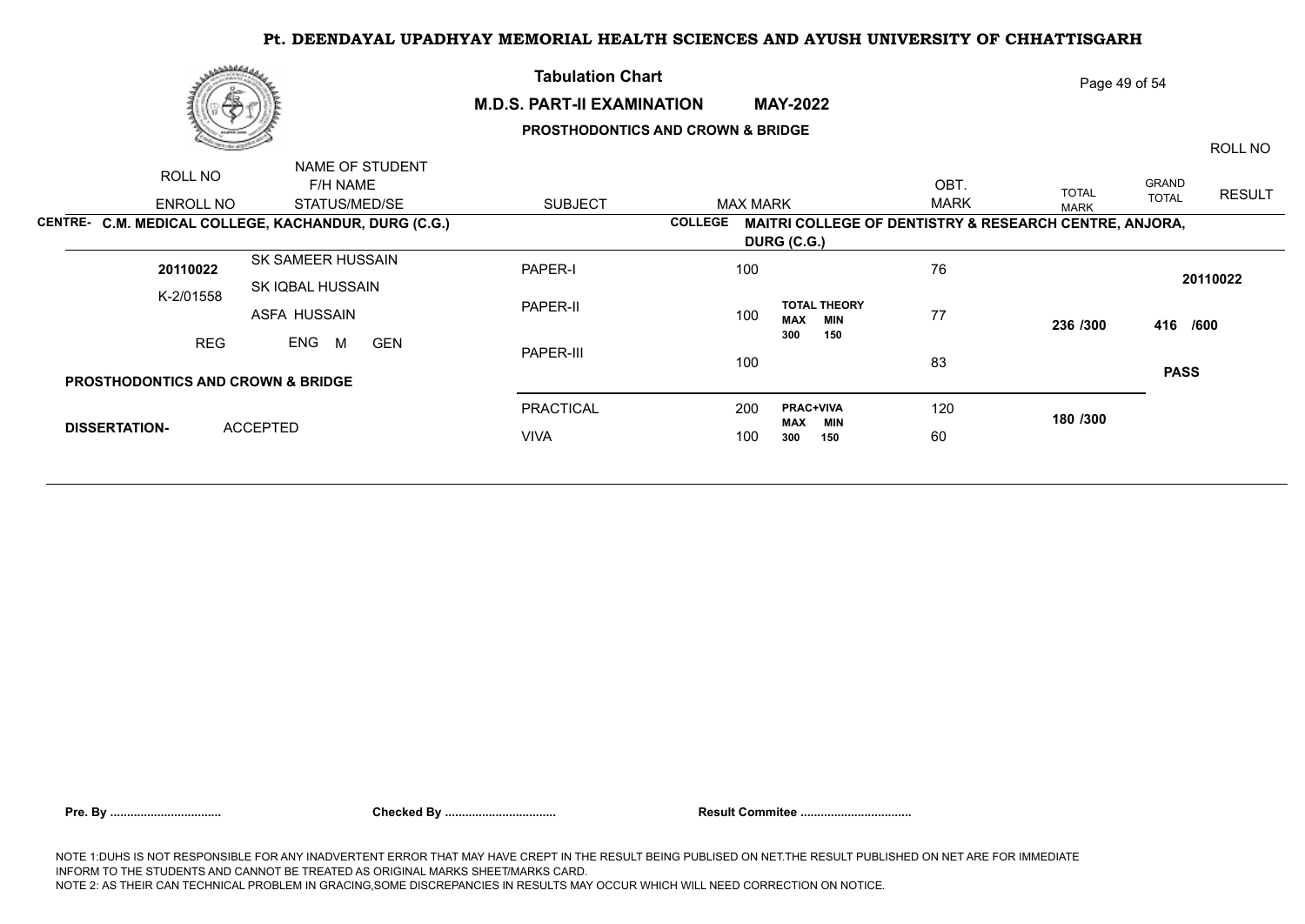# Pt. DEENDAYAL UPADHYAY MEMORIAL HEALTH SCIENCES AND AYUSH UNIVERSITY OF CHHATTISGARH

**Tabulation Chart**

**M.D.S. PART-II EXAMINATION MAY-2022**

**PROSTHODONTICS AND CROWN & BRIDGE**

| ROLL NO / ENROLL NO | NAME OF STUDENT / F/H NAME / STATUS/MED/SE | SUBJECT | MAX MARK | | OBT. MARK | TOTAL MARK | GRAND TOTAL | ROLL NO / RESULT |
|---|---|---|---|---|---|---|---|---|
| **CENTRE- C.M. MEDICAL COLLEGE, KACHANDUR, DURG (C.G.)** | | **COLLEGE MAITRI COLLEGE OF DENTISTRY & RESEARCH CENTRE, ANJORA, DURG (C.G.)** | | | | | | |
| **20110022** | SK SAMEER HUSSAIN | PAPER-I | 100 | | 76 | | | **20110022** |
| K-2/01558 | SK IQBAL HUSSAIN | PAPER-II | 100 | **TOTAL THEORY MAX 300 MIN 150** | 77 | **236 /300** | **416 /600** | |
| REG | ASFA HUSSAIN | PAPER-III | 100 | | 83 | | | **PASS** |
| | ENG M GEN | | | | | | | |
| **PROSTHODONTICS AND CROWN & BRIDGE** | | PRACTICAL | 200 | **PRAC+VIVA MAX 300 MIN 150** | 120 | **180 /300** | | |
| **DISSERTATION-** | ACCEPTED | VIVA | 100 | | 60 | | | |

**Pre. By ................................** **Checked By ................................** **Result Commitee ................................**

NOTE 1:DUHS IS NOT RESPONSIBLE FOR ANY INADVERTENT ERROR THAT MAY HAVE CREPT IN THE RESULT BEING PUBLISED ON NET.THE RESULT PUBLISHED ON NET ARE FOR IMMEDIATE INFORM TO THE STUDENTS AND CANNOT BE TREATED AS ORIGINAL MARKS SHEET/MARKS CARD.
NOTE 2: AS THEIR CAN TECHNICAL PROBLEM IN GRACING,SOME DISCREPANCIES IN RESULTS MAY OCCUR WHICH WILL NEED CORRECTION ON NOTICE.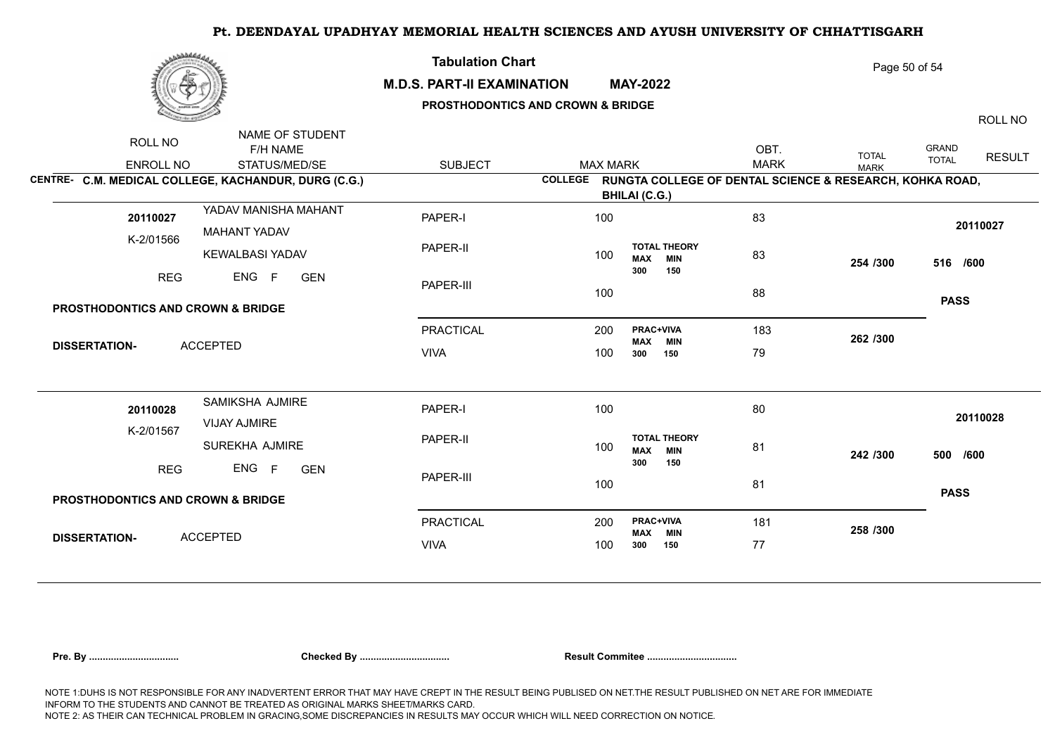# Pt. DEENDAYAL UPADHYAY MEMORIAL HEALTH SCIENCES AND AYUSH UNIVERSITY OF CHHATTISGARH

## Tabulation Chart

**M.D.S. PART-II EXAMINATION MAY-2022**

**PROSTHODONTICS AND CROWN & BRIDGE**

| ROLL NO / ENROLL NO | NAME OF STUDENT / F/H NAME / STATUS/MED/SE | SUBJECT | MAX MARK | | OBT. MARK | TOTAL MARK | GRAND TOTAL | RESULT / ROLL NO |
|---|---|---|---|---|---|---|---|---|

**CENTRE- C.M. MEDICAL COLLEGE, KACHANDUR, DURG (C.G.)**

**COLLEGE RUNGTA COLLEGE OF DENTAL SCIENCE & RESEARCH, KOHKA ROAD, BHILAI (C.G.)**

| ROLL NO / ENROLL NO | NAME OF STUDENT / F/H NAME / STATUS/MED/SE | SUBJECT | MAX MARK | | OBT. MARK | TOTAL MARK | GRAND TOTAL | RESULT / ROLL NO |
|---|---|---|---|---|---|---|---|---|
| **20110027** | YADAV MANISHA MAHANT | PAPER-I | 100 | | 83 | | | **20110027** |
| K-2/01566 | MAHANT YADAV / KEWALBASI YADAV | PAPER-II | 100 | **TOTAL THEORY** MAX 300 MIN 150 | 83 | **254 /300** | **516 /600** | |
| REG | ENG F GEN | PAPER-III | 100 | | 88 | | | **PASS** |
| PROSTHODONTICS AND CROWN & BRIDGE | | PRACTICAL | 200 | **PRAC+VIVA** MAX 300 MIN 150 | 183 | **262 /300** | | |
| DISSERTATION- | ACCEPTED | VIVA | 100 | | 79 | | | |
| **20110028** | SAMIKSHA AJMIRE | PAPER-I | 100 | | 80 | | | **20110028** |
| K-2/01567 | VIJAY AJMIRE / SUREKHA AJMIRE | PAPER-II | 100 | **TOTAL THEORY** MAX 300 MIN 150 | 81 | **242 /300** | **500 /600** | |
| REG | ENG F GEN | PAPER-III | 100 | | 81 | | | **PASS** |
| PROSTHODONTICS AND CROWN & BRIDGE | | PRACTICAL | 200 | **PRAC+VIVA** MAX 300 MIN 150 | 181 | **258 /300** | | |
| DISSERTATION- | ACCEPTED | VIVA | 100 | | 77 | | | |

**Pre. By ................................ Checked By ................................ Result Commitee ................................**

NOTE 1:DUHS IS NOT RESPONSIBLE FOR ANY INADVERTENT ERROR THAT MAY HAVE CREPT IN THE RESULT BEING PUBLISED ON NET.THE RESULT PUBLISHED ON NET ARE FOR IMMEDIATE INFORM TO THE STUDENTS AND CANNOT BE TREATED AS ORIGINAL MARKS SHEET/MARKS CARD.

NOTE 2: AS THEIR CAN TECHNICAL PROBLEM IN GRACING,SOME DISCREPANCIES IN RESULTS MAY OCCUR WHICH WILL NEED CORRECTION ON NOTICE.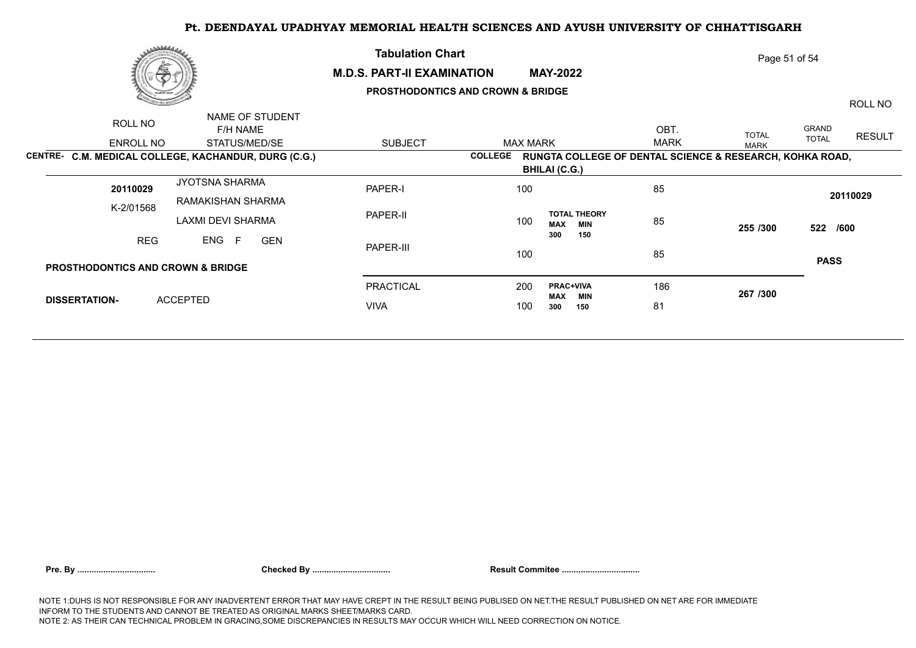# Pt. DEENDAYAL UPADHYAY MEMORIAL HEALTH SCIENCES AND AYUSH UNIVERSITY OF CHHATTISGARH

## Tabulation Chart

**M.D.S. PART-II EXAMINATION MAY-2022**

**PROSTHODONTICS AND CROWN & BRIDGE**

| ROLL NO / ENROLL NO | NAME OF STUDENT / F/H NAME / STATUS/MED/SE | SUBJECT | MAX MARK | | OBT. MARK | TOTAL MARK | GRAND TOTAL | RESULT / ROLL NO |
|---|---|---|---|---|---|---|---|---|
| **CENTRE- C.M. MEDICAL COLLEGE, KACHANDUR, DURG (C.G.)** | | **COLLEGE RUNGTA COLLEGE OF DENTAL SCIENCE & RESEARCH, KOHKA ROAD, BHILAI (C.G.)** | | | | | | |
| **20110029** | JYOTSNA SHARMA | PAPER-I | 100 | | 85 | | | **20110029** |
| K-2/01568 | RAMAKISHAN SHARMA | PAPER-II | 100 | **TOTAL THEORY** MAX 300 MIN 150 | 85 | **255 /300** | **522 /600** | |
| REG | LAXMI DEVI SHARMA | PAPER-III | 100 | | 85 | | | **PASS** |
| | ENG F GEN | | | | | | | |
| **PROSTHODONTICS AND CROWN & BRIDGE** | | PRACTICAL | 200 | **PRAC+VIVA** MAX 300 MIN 150 | 186 | **267 /300** | | |
| **DISSERTATION-** | ACCEPTED | VIVA | 100 | | 81 | | | |

**Pre. By ................................** **Checked By ................................** **Result Commitee ................................**

NOTE 1:DUHS IS NOT RESPONSIBLE FOR ANY INADVERTENT ERROR THAT MAY HAVE CREPT IN THE RESULT BEING PUBLISED ON NET.THE RESULT PUBLISHED ON NET ARE FOR IMMEDIATE INFORM TO THE STUDENTS AND CANNOT BE TREATED AS ORIGINAL MARKS SHEET/MARKS CARD.
NOTE 2: AS THEIR CAN TECHNICAL PROBLEM IN GRACING,SOME DISCREPANCIES IN RESULTS MAY OCCUR WHICH WILL NEED CORRECTION ON NOTICE.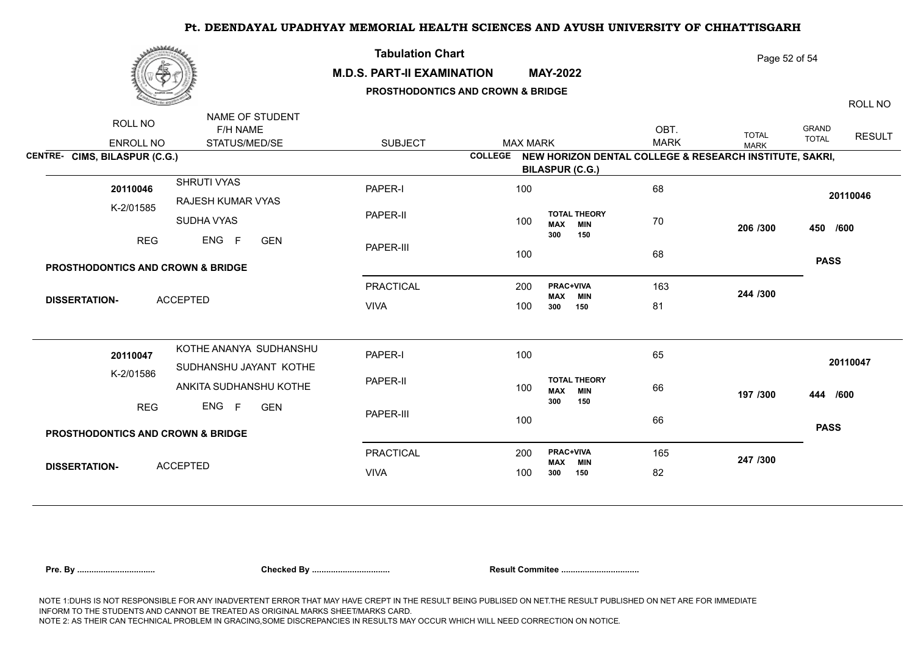# Pt. DEENDAYAL UPADHYAY MEMORIAL HEALTH SCIENCES AND AYUSH UNIVERSITY OF CHHATTISGARH

**Tabulation Chart**

**M.D.S. PART-II EXAMINATION MAY-2022**

**PROSTHODONTICS AND CROWN & BRIDGE**

| ROLL NO / ENROLL NO | NAME OF STUDENT / F/H NAME / STATUS/MED/SE | SUBJECT | MAX MARK | | OBT. MARK | TOTAL MARK | GRAND TOTAL | RESULT / ROLL NO |
|---|---|---|---|---|---|---|---|---|

**CENTRE- CIMS, BILASPUR (C.G.)**

**COLLEGE NEW HORIZON DENTAL COLLEGE & RESEARCH INSTITUTE, SAKRI, BILASPUR (C.G.)**

| ROLL NO / ENROLL NO | NAME OF STUDENT / F/H NAME / STATUS/MED/SE | SUBJECT | MAX MARK | | OBT. MARK | TOTAL MARK | GRAND TOTAL | RESULT / ROLL NO |
|---|---|---|---|---|---|---|---|---|
| **20110046** | SHRUTI VYAS | PAPER-I | 100 | | 68 | | | **20110046** |
| K-2/01585 | RAJESH KUMAR VYAS | PAPER-II | 100 | TOTAL THEORY MAX 300 MIN 150 | 70 | 206 /300 | 450 /600 | |
| REG | SUDHA VYAS | PAPER-III | 100 | | 68 | | | **PASS** |
| | ENG F GEN | | | | | | | |
| PROSTHODONTICS AND CROWN & BRIDGE | | PRACTICAL | 200 | PRAC+VIVA MAX 300 MIN 150 | 163 | 244 /300 | | |
| DISSERTATION- | ACCEPTED | VIVA | 100 | | 81 | | | |
| **20110047** | KOTHE ANANYA SUDHANSHU | PAPER-I | 100 | | 65 | | | **20110047** |
| K-2/01586 | SUDHANSHU JAYANT KOTHE | PAPER-II | 100 | TOTAL THEORY MAX 300 MIN 150 | 66 | 197 /300 | 444 /600 | |
| REG | ANKITA SUDHANSHU KOTHE | PAPER-III | 100 | | 66 | | | **PASS** |
| | ENG F GEN | | | | | | | |
| PROSTHODONTICS AND CROWN & BRIDGE | | PRACTICAL | 200 | PRAC+VIVA MAX 300 MIN 150 | 165 | 247 /300 | | |
| DISSERTATION- | ACCEPTED | VIVA | 100 | | 82 | | | |

**Pre. By ................................** **Checked By ................................** **Result Commitee ................................**

NOTE 1:DUHS IS NOT RESPONSIBLE FOR ANY INADVERTENT ERROR THAT MAY HAVE CREPT IN THE RESULT BEING PUBLISED ON NET.THE RESULT PUBLISHED ON NET ARE FOR IMMEDIATE INFORM TO THE STUDENTS AND CANNOT BE TREATED AS ORIGINAL MARKS SHEET/MARKS CARD.
NOTE 2: AS THEIR CAN TECHNICAL PROBLEM IN GRACING,SOME DISCREPANCIES IN RESULTS MAY OCCUR WHICH WILL NEED CORRECTION ON NOTICE.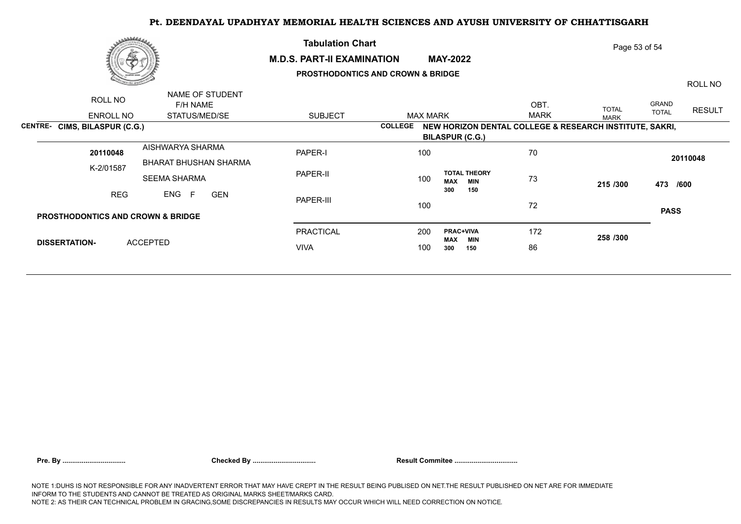# Pt. DEENDAYAL UPADHYAY MEMORIAL HEALTH SCIENCES AND AYUSH UNIVERSITY OF CHHATTISGARH

## Tabulation Chart

### M.D.S. PART-II EXAMINATION MAY-2022

### PROSTHODONTICS AND CROWN & BRIDGE

| ROLL NO / ENROLL NO | NAME OF STUDENT / F/H NAME / STATUS/MED/SE | SUBJECT | MAX MARK | | OBT. MARK | TOTAL MARK | GRAND TOTAL | ROLL NO / RESULT |
|---|---|---|---|---|---|---|---|---|

**CENTRE- CIMS, BILASPUR (C.G.)** **COLLEGE NEW HORIZON DENTAL COLLEGE & RESEARCH INSTITUTE, SAKRI, BILASPUR (C.G.)**

| ROLL NO / ENROLL NO | NAME OF STUDENT / F/H NAME / STATUS/MED/SE | SUBJECT | MAX MARK | | OBT. MARK | TOTAL MARK | GRAND TOTAL | ROLL NO / RESULT |
|---|---|---|---|---|---|---|---|---|
| **20110048** | AISHWARYA SHARMA | PAPER-I | 100 | | 70 | | | **20110048** |
| K-2/01587 | BHARAT BHUSHAN SHARMA | PAPER-II | 100 | **TOTAL THEORY** MAX 300 MIN 150 | 73 | **215 /300** | **473 /600** | |
| REG | SEEMA SHARMA / ENG F GEN | PAPER-III | 100 | | 72 | | | **PASS** |
| **PROSTHODONTICS AND CROWN & BRIDGE** | | PRACTICAL | 200 | **PRAC+VIVA** MAX 300 MIN 150 | 172 | **258 /300** | | |
| **DISSERTATION-** | ACCEPTED | VIVA | 100 | | 86 | | | |

**Pre. By ................................** **Checked By ................................** **Result Commitee ................................**

NOTE 1:DUHS IS NOT RESPONSIBLE FOR ANY INADVERTENT ERROR THAT MAY HAVE CREPT IN THE RESULT BEING PUBLISED ON NET.THE RESULT PUBLISHED ON NET ARE FOR IMMEDIATE INFORM TO THE STUDENTS AND CANNOT BE TREATED AS ORIGINAL MARKS SHEET/MARKS CARD.
NOTE 2: AS THEIR CAN TECHNICAL PROBLEM IN GRACING,SOME DISCREPANCIES IN RESULTS MAY OCCUR WHICH WILL NEED CORRECTION ON NOTICE.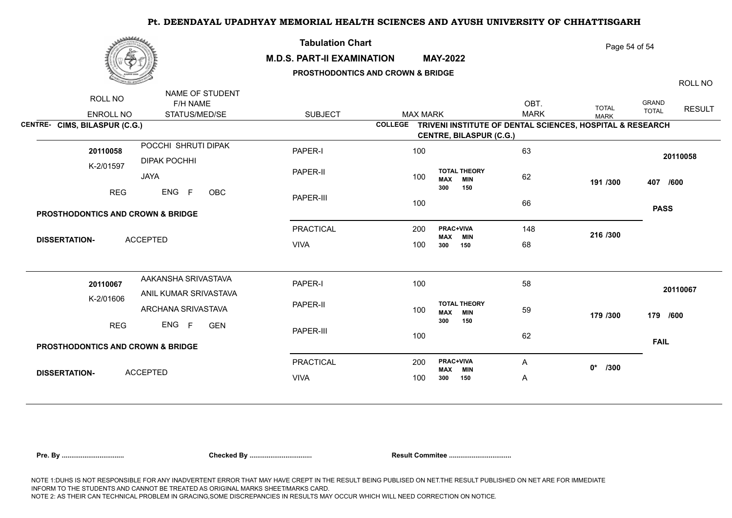# Pt. DEENDAYAL UPADHYAY MEMORIAL HEALTH SCIENCES AND AYUSH UNIVERSITY OF CHHATTISGARH

## Tabulation Chart

**M.D.S. PART-II EXAMINATION MAY-2022**

**PROSTHODONTICS AND CROWN & BRIDGE**

| ROLL NO / ENROLL NO | NAME OF STUDENT / F/H NAME / STATUS/MED/SE | SUBJECT | MAX MARK | | OBT. MARK | TOTAL MARK | GRAND TOTAL | RESULT / ROLL NO |
|---|---|---|---|---|---|---|---|---|

**CENTRE- CIMS, BILASPUR (C.G.)**

**COLLEGE TRIVENI INSTITUTE OF DENTAL SCIENCES, HOSPITAL & RESEARCH CENTRE, BILASPUR (C.G.)**

| ROLL NO / ENROLL NO | NAME OF STUDENT / F/H NAME / STATUS/MED/SE | SUBJECT | MAX MARK | | OBT. MARK | TOTAL MARK | GRAND TOTAL | RESULT / ROLL NO |
|---|---|---|---|---|---|---|---|---|
| 20110058 | POCCHI SHRUTI DIPAK | PAPER-I | 100 | | 63 | | | 20110058 |
| K-2/01597 | DIPAK POCHHI / JAYA | PAPER-II | 100 | TOTAL THEORY MAX 300 MIN 150 | 62 | 191 /300 | 407 /600 | |
| REG | ENG F OBC | PAPER-III | 100 | | 66 | | | PASS |
| PROSTHODONTICS AND CROWN & BRIDGE | | PRACTICAL | 200 | PRAC+VIVA MAX 300 MIN 150 | 148 | 216 /300 | | |
| DISSERTATION- | ACCEPTED | VIVA | 100 | | 68 | | | |
| 20110067 | AAKANSHA SRIVASTAVA | PAPER-I | 100 | | 58 | | | 20110067 |
| K-2/01606 | ANIL KUMAR SRIVASTAVA / ARCHANA SRIVASTAVA | PAPER-II | 100 | TOTAL THEORY MAX 300 MIN 150 | 59 | 179 /300 | 179 /600 | |
| REG | ENG F GEN | PAPER-III | 100 | | 62 | | | FAIL |
| PROSTHODONTICS AND CROWN & BRIDGE | | PRACTICAL | 200 | PRAC+VIVA MAX 300 MIN 150 | A | 0* /300 | | |
| DISSERTATION- | ACCEPTED | VIVA | 100 | | A | | | |

**Pre. By ................................** **Checked By ................................** **Result Commitee ................................**

NOTE 1:DUHS IS NOT RESPONSIBLE FOR ANY INADVERTENT ERROR THAT MAY HAVE CREPT IN THE RESULT BEING PUBLISED ON NET.THE RESULT PUBLISHED ON NET ARE FOR IMMEDIATE INFORM TO THE STUDENTS AND CANNOT BE TREATED AS ORIGINAL MARKS SHEET/MARKS CARD.
NOTE 2: AS THEIR CAN TECHNICAL PROBLEM IN GRACING,SOME DISCREPANCIES IN RESULTS MAY OCCUR WHICH WILL NEED CORRECTION ON NOTICE.